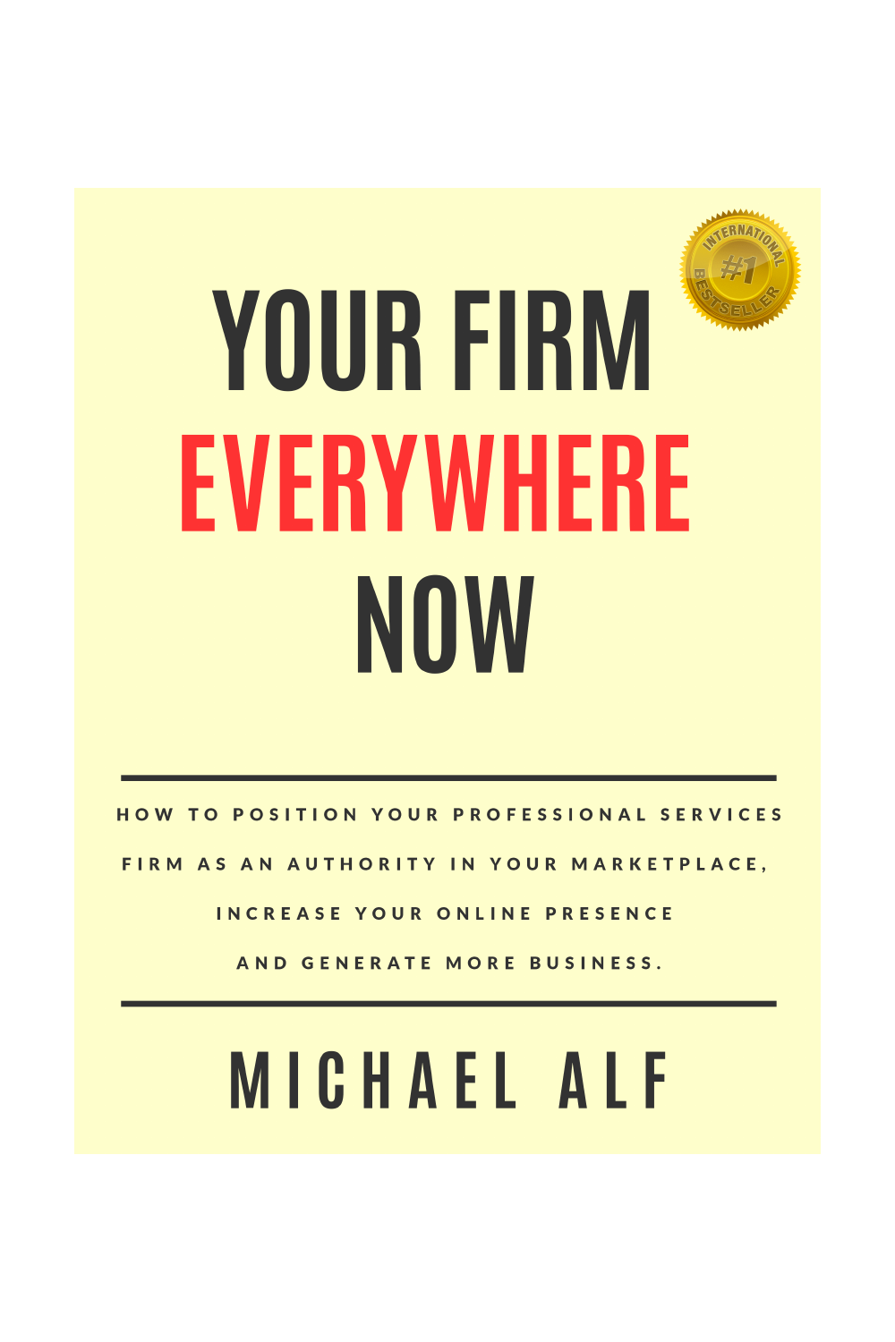# YOUR FIRM EVERYWHERE NOW

INTERNATIONAL #1 BESTSELLER

HOW TO POSITION YOUR PROFESSIONAL SERVICES FIRM AS AN AUTHORITY IN YOUR MARKETPLACE, INCREASE YOUR ONLINE PRESENCE AND GENERATE MORE BUSINESS.

MICHAEL ALF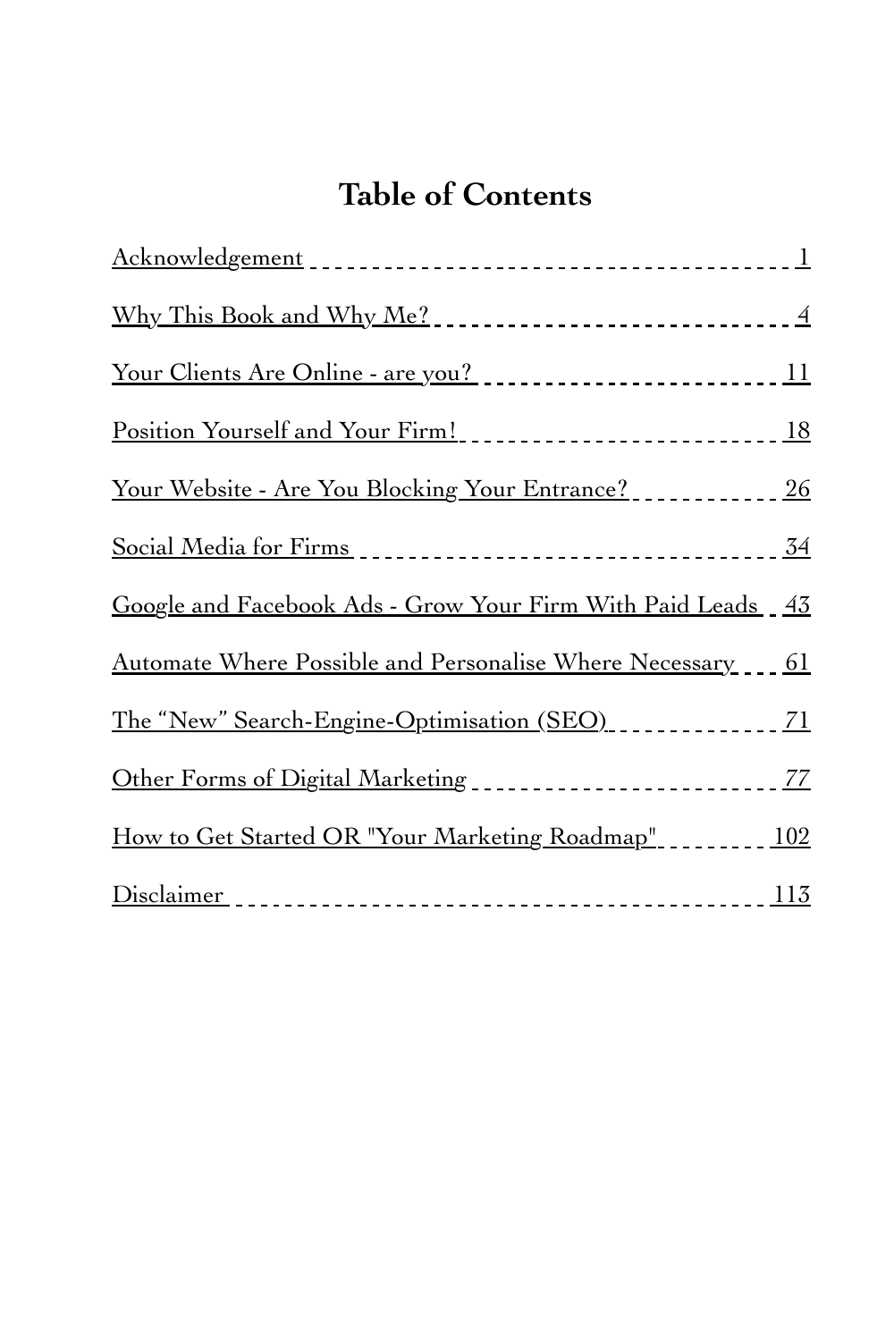# Table of Contents

| Chapter | Page |
|---|---|
| Acknowledgement | 1 |
| Why This Book and Why Me? | 4 |
| Your Clients Are Online - are you? | 11 |
| Position Yourself and Your Firm! | 18 |
| Your Website - Are You Blocking Your Entrance? | 26 |
| Social Media for Firms | 34 |
| Google and Facebook Ads - Grow Your Firm With Paid Leads | 43 |
| Automate Where Possible and Personalise Where Necessary | 61 |
| The "New" Search-Engine-Optimisation (SEO) | 71 |
| Other Forms of Digital Marketing | 77 |
| How to Get Started OR "Your Marketing Roadmap" | 102 |
| Disclaimer | 113 |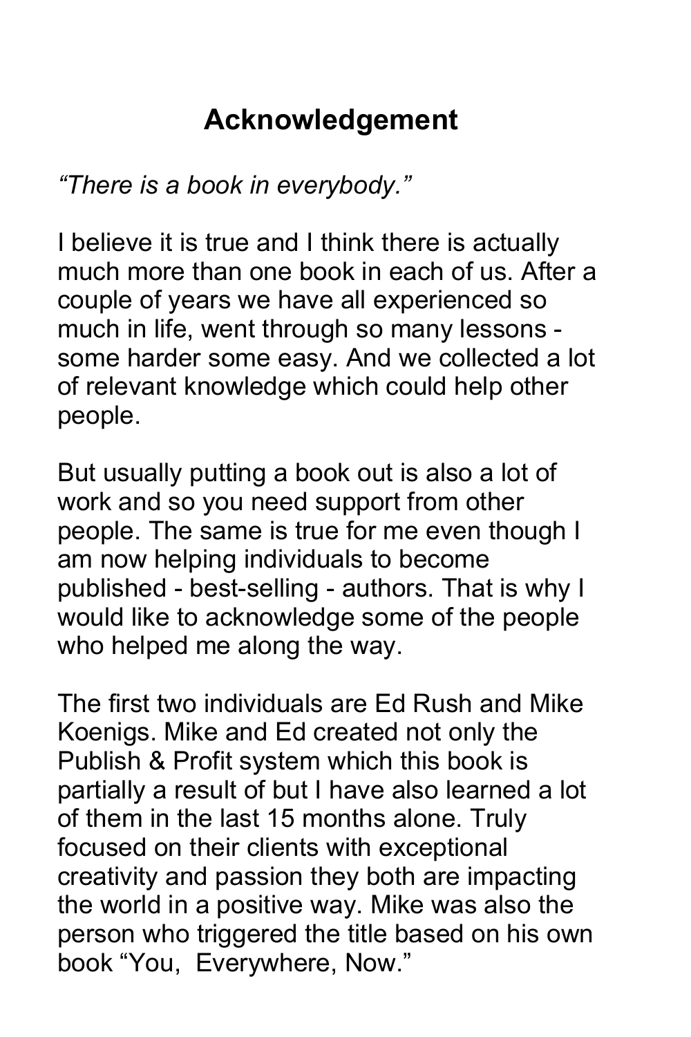# Acknowledgement

*"There is a book in everybody."*

I believe it is true and I think there is actually much more than one book in each of us. After a couple of years we have all experienced so much in life, went through so many lessons - some harder some easy. And we collected a lot of relevant knowledge which could help other people.

But usually putting a book out is also a lot of work and so you need support from other people. The same is true for me even though I am now helping individuals to become published - best-selling - authors. That is why I would like to acknowledge some of the people who helped me along the way.

The first two individuals are Ed Rush and Mike Koenigs. Mike and Ed created not only the Publish & Profit system which this book is partially a result of but I have also learned a lot of them in the last 15 months alone. Truly focused on their clients with exceptional creativity and passion they both are impacting the world in a positive way. Mike was also the person who triggered the title based on his own book "You, Everywhere, Now."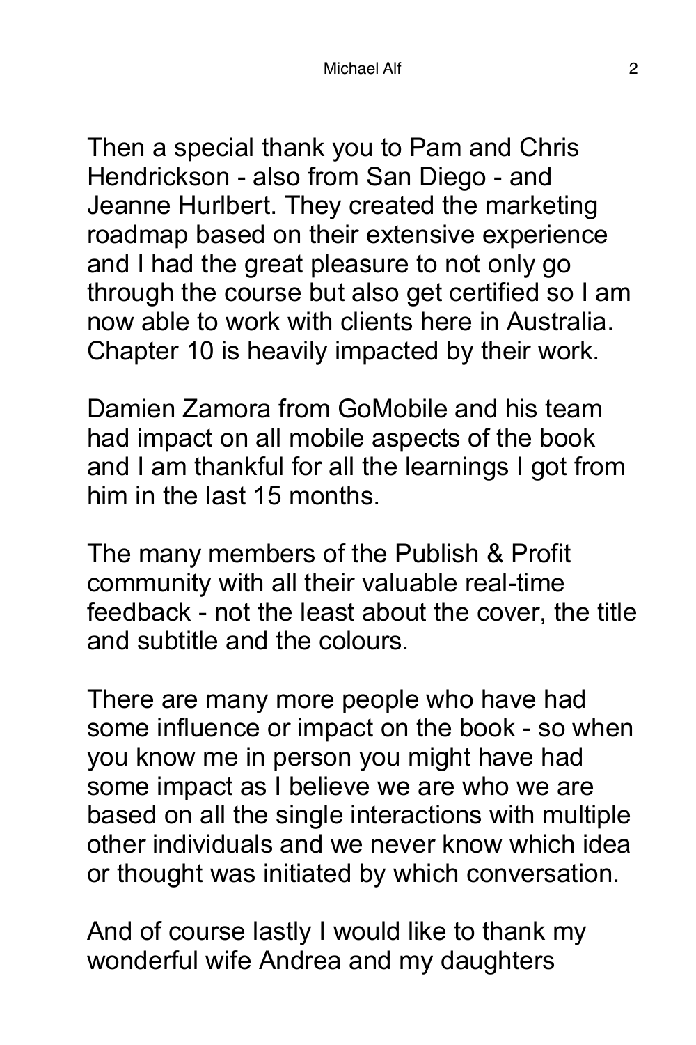Then a special thank you to Pam and Chris Hendrickson - also from San Diego - and Jeanne Hurlbert. They created the marketing roadmap based on their extensive experience and I had the great pleasure to not only go through the course but also get certified so I am now able to work with clients here in Australia. Chapter 10 is heavily impacted by their work.

Damien Zamora from GoMobile and his team had impact on all mobile aspects of the book and I am thankful for all the learnings I got from him in the last 15 months.

The many members of the Publish & Profit community with all their valuable real-time feedback - not the least about the cover, the title and subtitle and the colours.

There are many more people who have had some influence or impact on the book - so when you know me in person you might have had some impact as I believe we are who we are based on all the single interactions with multiple other individuals and we never know which idea or thought was initiated by which conversation.

And of course lastly I would like to thank my wonderful wife Andrea and my daughters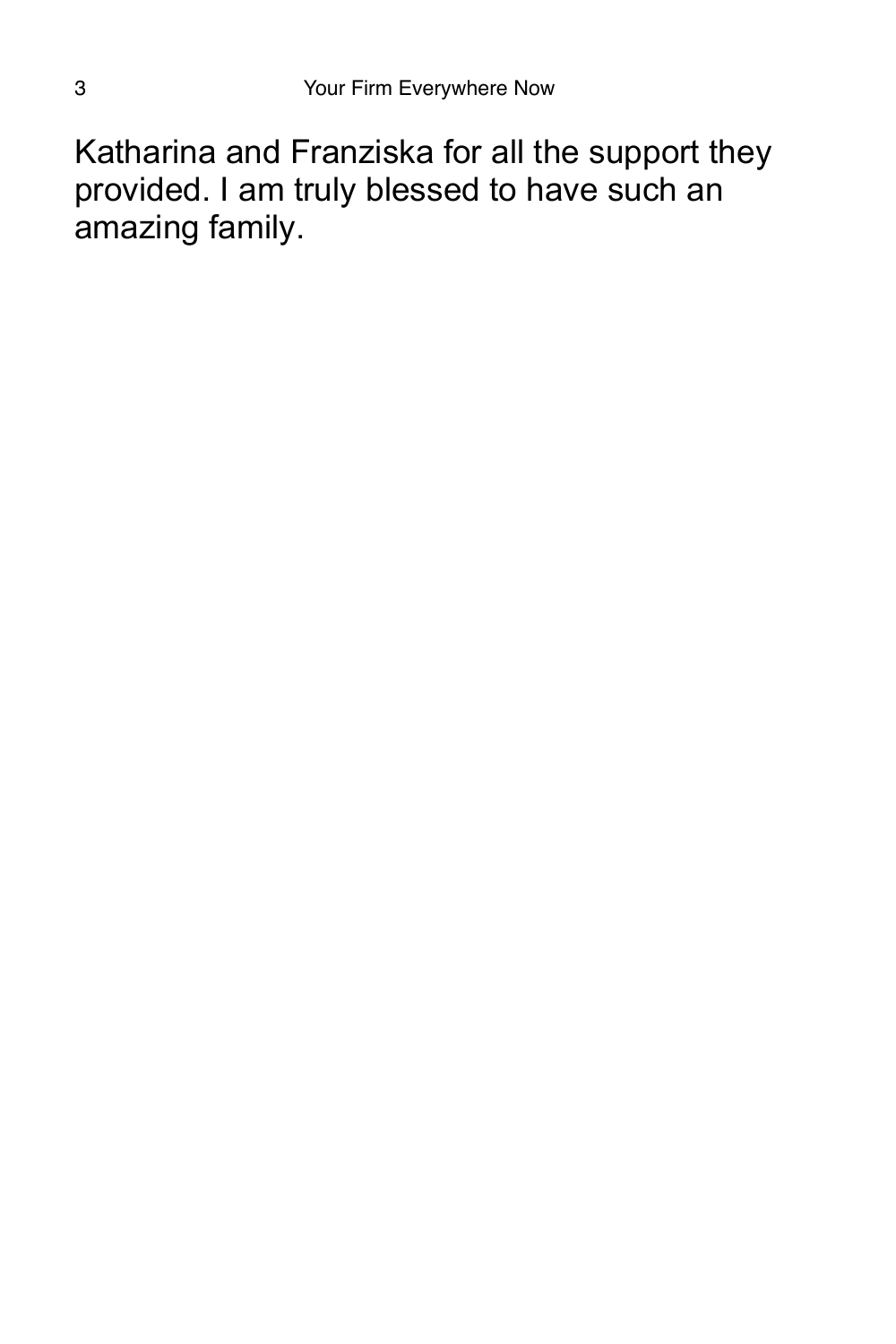Katharina and Franziska for all the support they provided. I am truly blessed to have such an amazing family.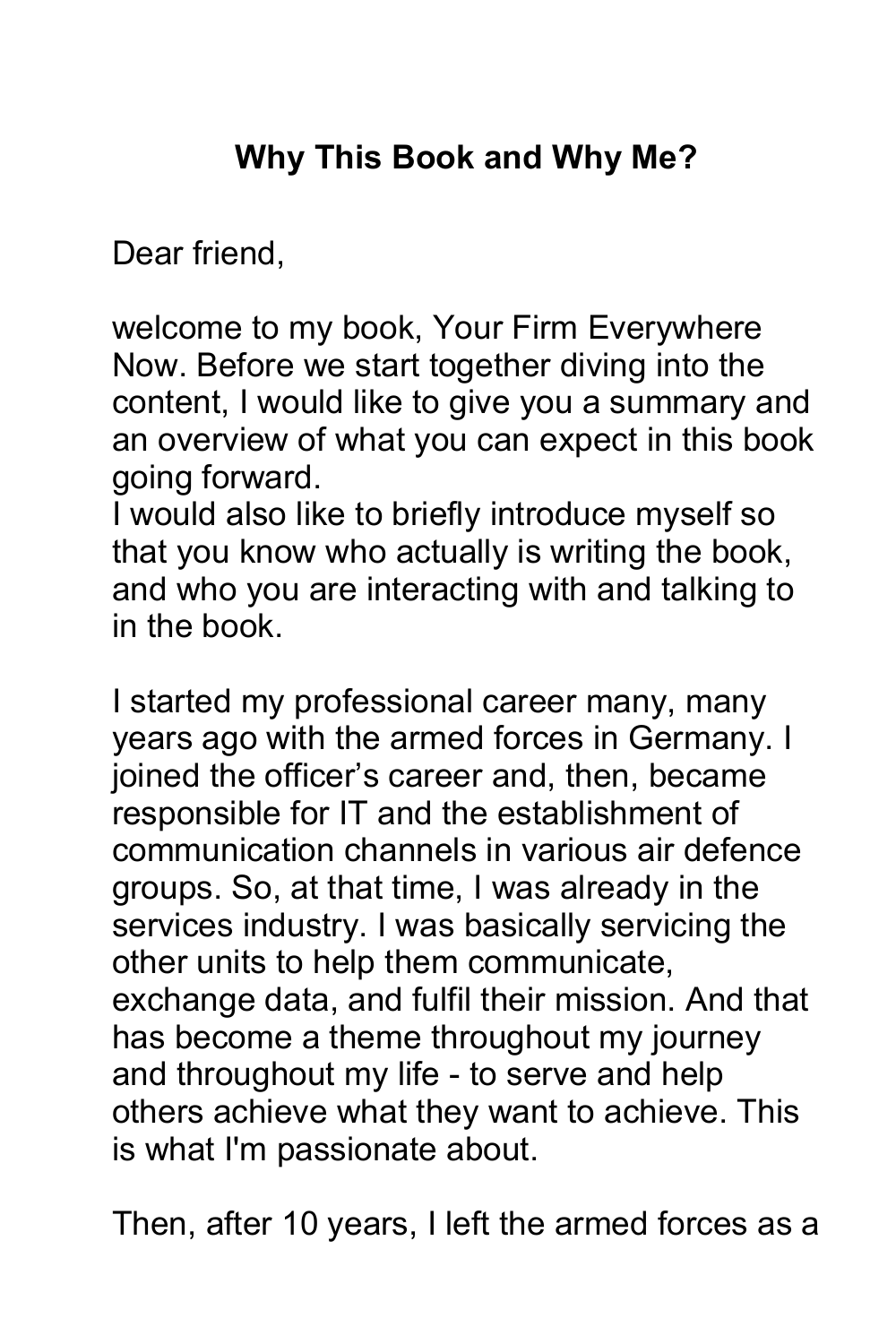## Why This Book and Why Me?

Dear friend,

welcome to my book, Your Firm Everywhere Now. Before we start together diving into the content, I would like to give you a summary and an overview of what you can expect in this book going forward.
I would also like to briefly introduce myself so that you know who actually is writing the book, and who you are interacting with and talking to in the book.

I started my professional career many, many years ago with the armed forces in Germany. I joined the officer's career and, then, became responsible for IT and the establishment of communication channels in various air defence groups. So, at that time, I was already in the services industry. I was basically servicing the other units to help them communicate, exchange data, and fulfil their mission. And that has become a theme throughout my journey and throughout my life - to serve and help others achieve what they want to achieve. This is what I'm passionate about.

Then, after 10 years, I left the armed forces as a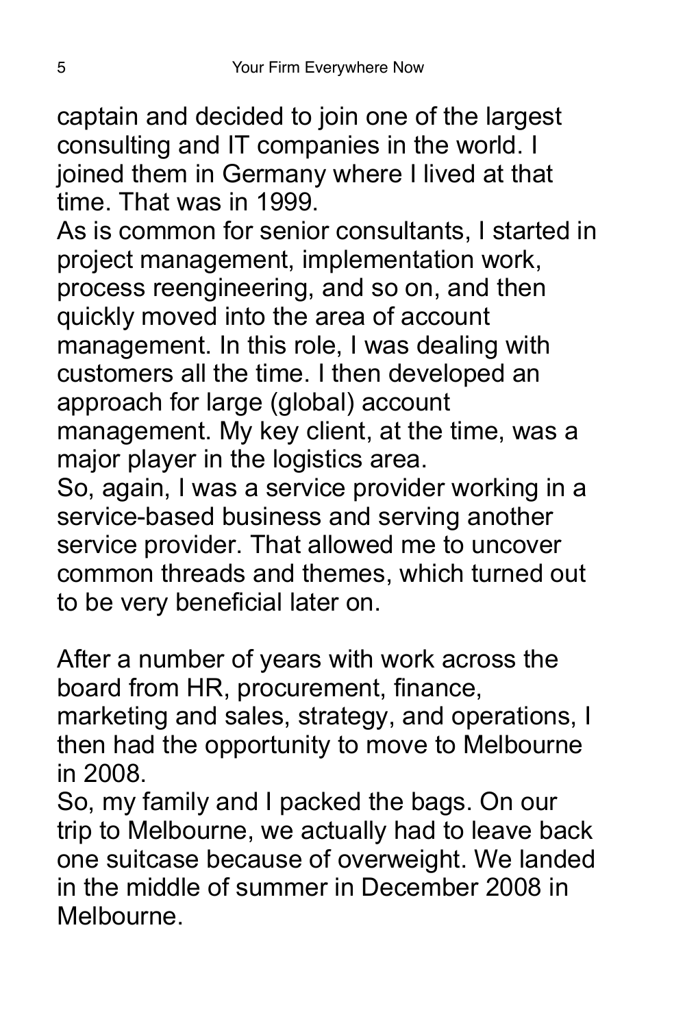captain and decided to join one of the largest consulting and IT companies in the world. I joined them in Germany where I lived at that time. That was in 1999.

As is common for senior consultants, I started in project management, implementation work, process reengineering, and so on, and then quickly moved into the area of account management. In this role, I was dealing with customers all the time. I then developed an approach for large (global) account management. My key client, at the time, was a major player in the logistics area.

So, again, I was a service provider working in a service-based business and serving another service provider. That allowed me to uncover common threads and themes, which turned out to be very beneficial later on.

After a number of years with work across the board from HR, procurement, finance, marketing and sales, strategy, and operations, I then had the opportunity to move to Melbourne in 2008.

So, my family and I packed the bags. On our trip to Melbourne, we actually had to leave back one suitcase because of overweight. We landed in the middle of summer in December 2008 in Melbourne.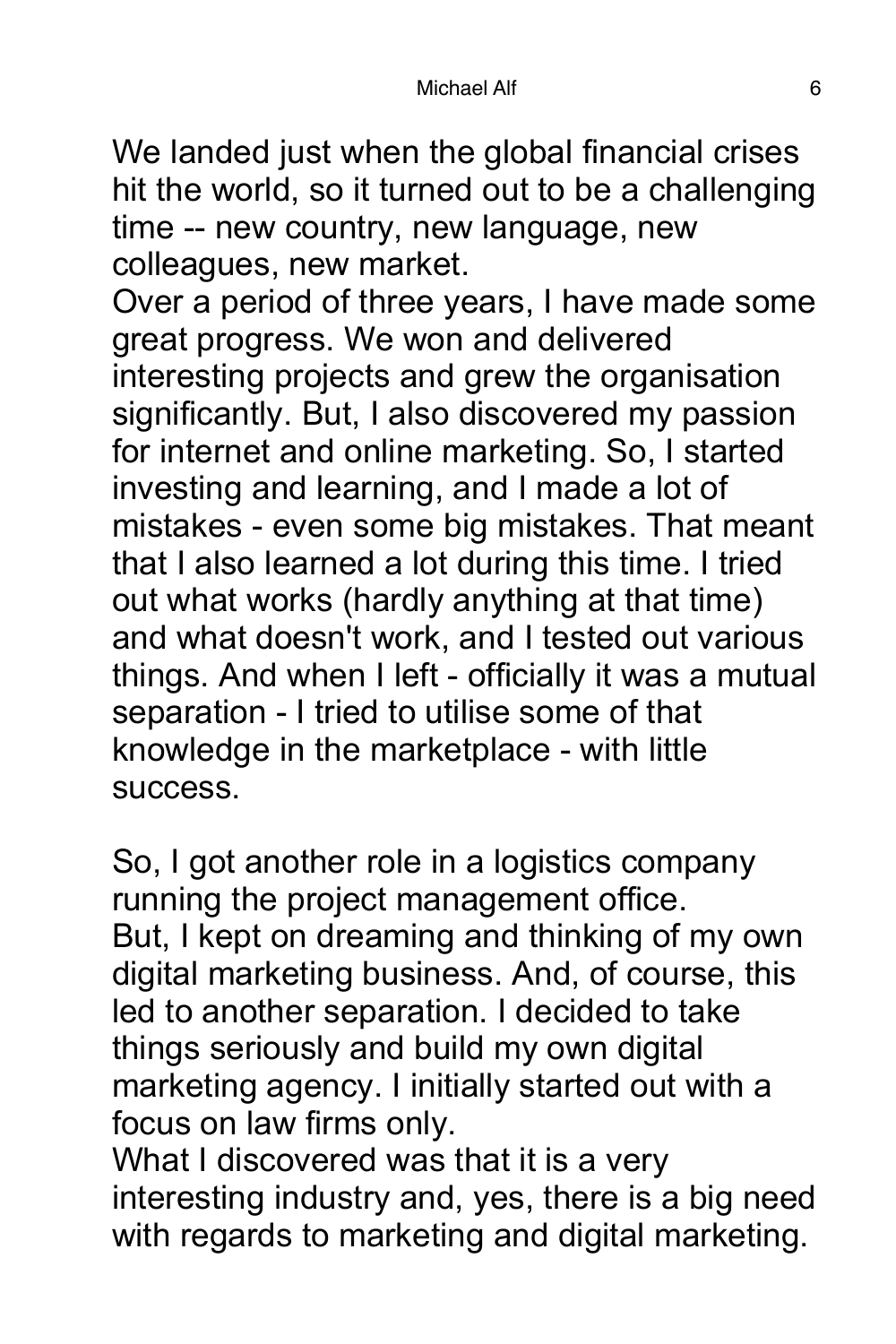We landed just when the global financial crises hit the world, so it turned out to be a challenging time -- new country, new language, new colleagues, new market.
Over a period of three years, I have made some great progress. We won and delivered interesting projects and grew the organisation significantly. But, I also discovered my passion for internet and online marketing. So, I started investing and learning, and I made a lot of mistakes - even some big mistakes. That meant that I also learned a lot during this time. I tried out what works (hardly anything at that time) and what doesn't work, and I tested out various things. And when I left - officially it was a mutual separation - I tried to utilise some of that knowledge in the marketplace - with little success.

So, I got another role in a logistics company running the project management office.
But, I kept on dreaming and thinking of my own digital marketing business. And, of course, this led to another separation. I decided to take things seriously and build my own digital marketing agency. I initially started out with a focus on law firms only.
What I discovered was that it is a very interesting industry and, yes, there is a big need with regards to marketing and digital marketing.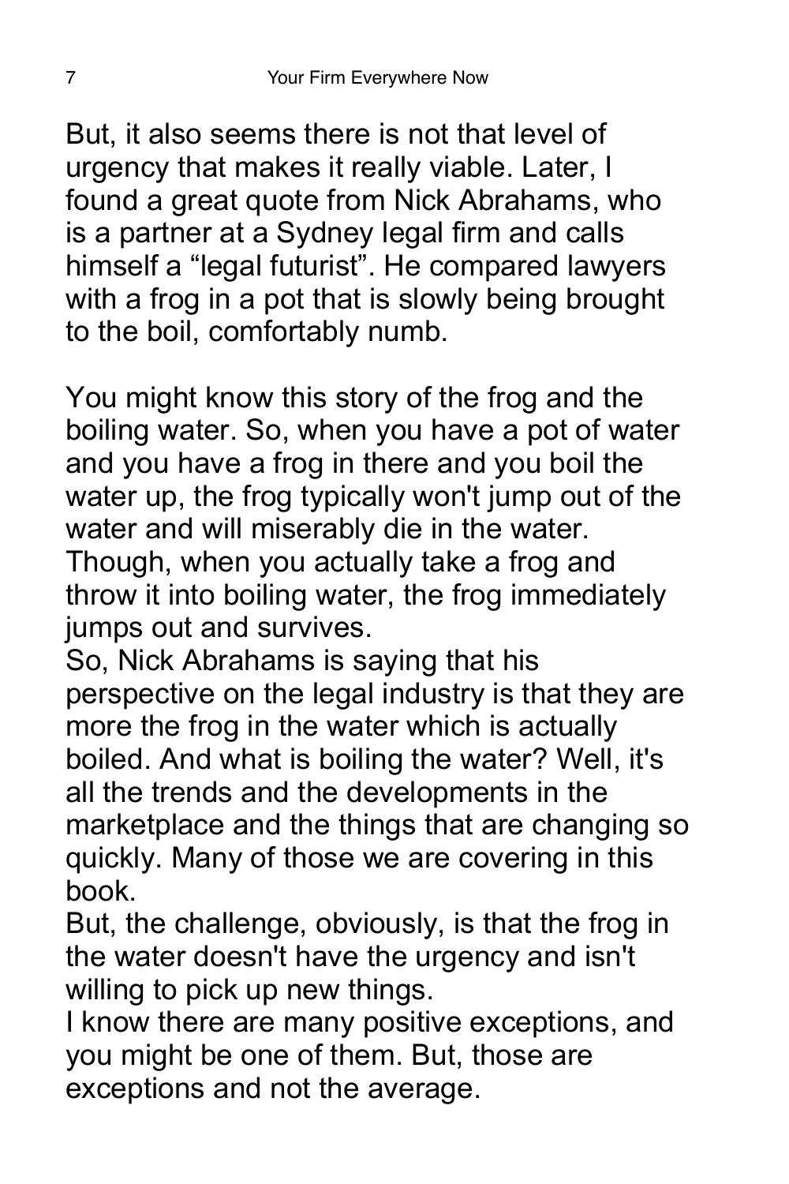But, it also seems there is not that level of urgency that makes it really viable. Later, I found a great quote from Nick Abrahams, who is a partner at a Sydney legal firm and calls himself a “legal futurist”. He compared lawyers with a frog in a pot that is slowly being brought to the boil, comfortably numb.

You might know this story of the frog and the boiling water. So, when you have a pot of water and you have a frog in there and you boil the water up, the frog typically won't jump out of the water and will miserably die in the water. Though, when you actually take a frog and throw it into boiling water, the frog immediately jumps out and survives.

So, Nick Abrahams is saying that his perspective on the legal industry is that they are more the frog in the water which is actually boiled. And what is boiling the water? Well, it's all the trends and the developments in the marketplace and the things that are changing so quickly. Many of those we are covering in this book.

But, the challenge, obviously, is that the frog in the water doesn't have the urgency and isn't willing to pick up new things.

I know there are many positive exceptions, and you might be one of them. But, those are exceptions and not the average.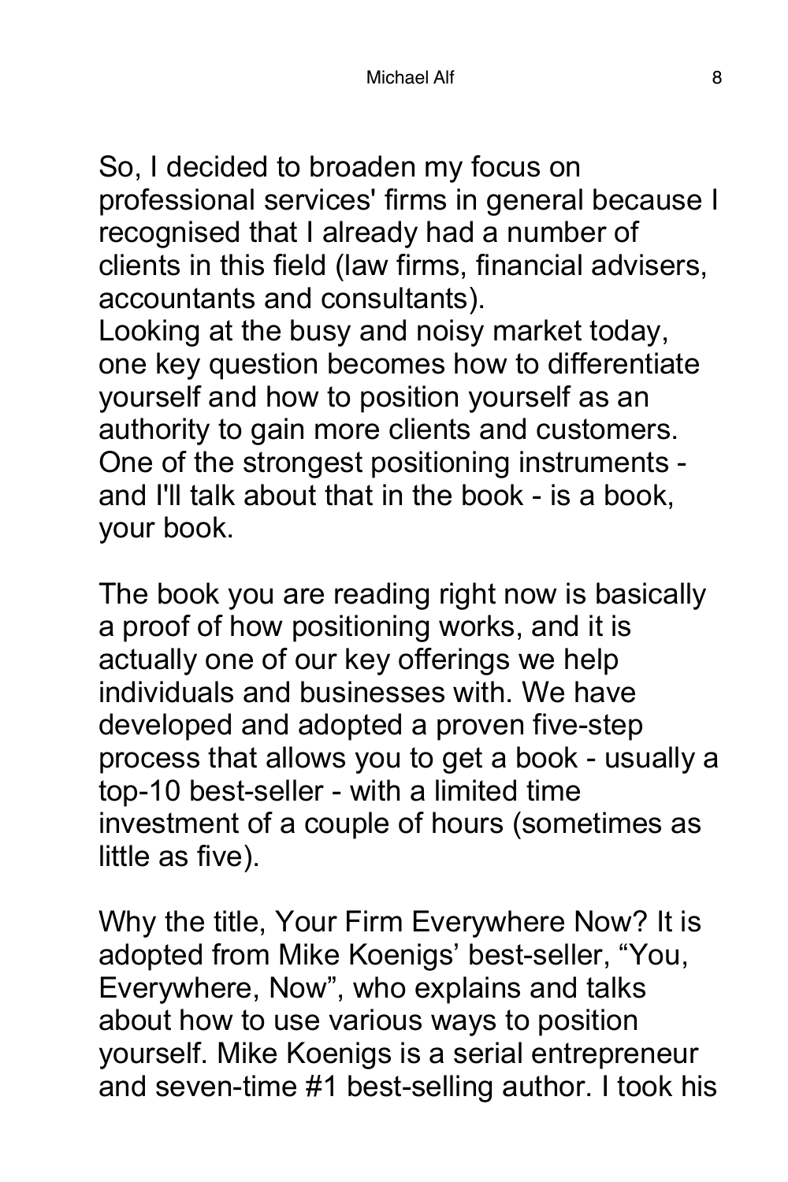So, I decided to broaden my focus on professional services' firms in general because I recognised that I already had a number of clients in this field (law firms, financial advisers, accountants and consultants).
Looking at the busy and noisy market today, one key question becomes how to differentiate yourself and how to position yourself as an authority to gain more clients and customers. One of the strongest positioning instruments - and I'll talk about that in the book - is a book, your book.

The book you are reading right now is basically a proof of how positioning works, and it is actually one of our key offerings we help individuals and businesses with. We have developed and adopted a proven five-step process that allows you to get a book - usually a top-10 best-seller - with a limited time investment of a couple of hours (sometimes as little as five).

Why the title, Your Firm Everywhere Now? It is adopted from Mike Koenigs' best-seller, "You, Everywhere, Now", who explains and talks about how to use various ways to position yourself. Mike Koenigs is a serial entrepreneur and seven-time #1 best-selling author. I took his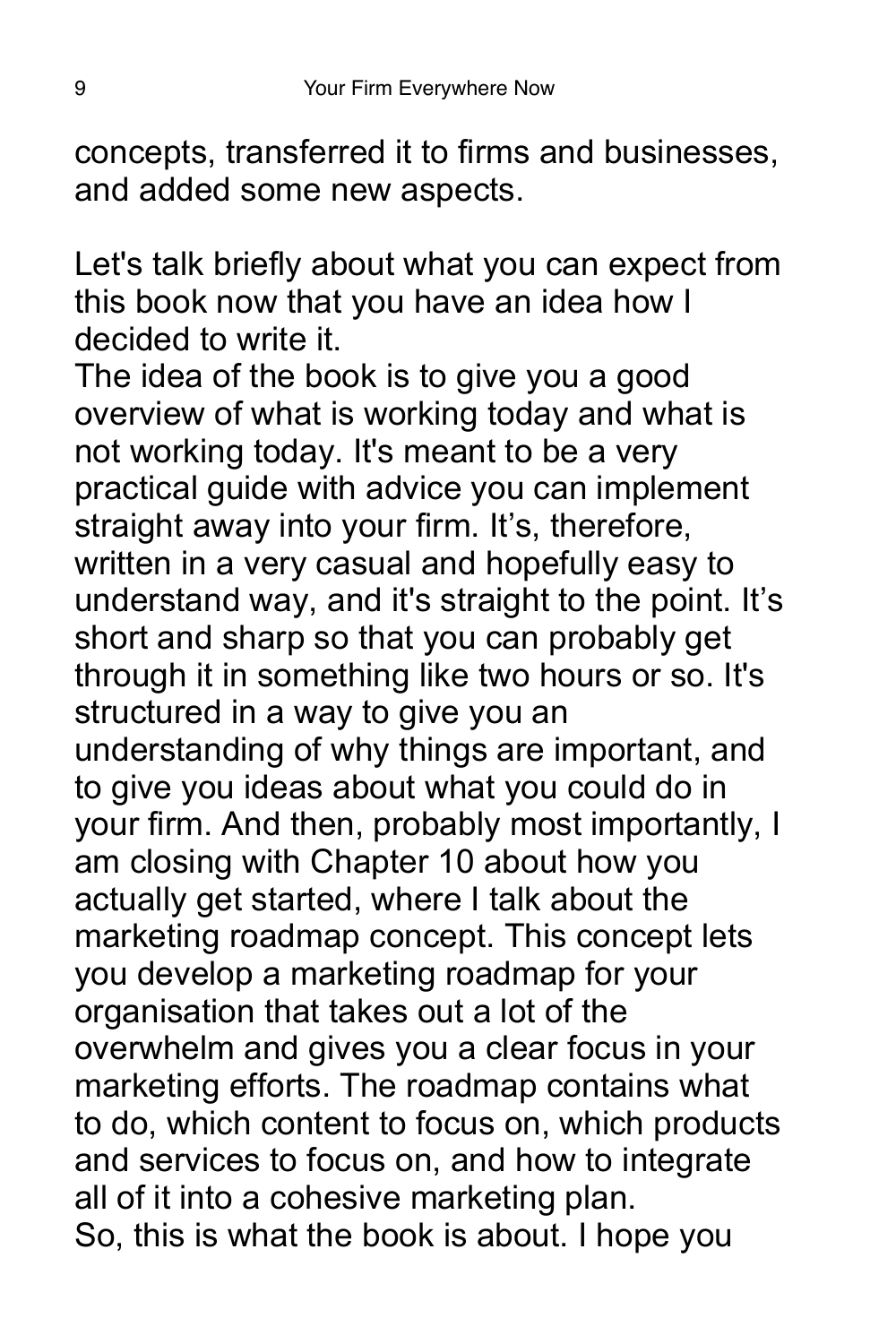concepts, transferred it to firms and businesses, and added some new aspects.

Let's talk briefly about what you can expect from this book now that you have an idea how I decided to write it.

The idea of the book is to give you a good overview of what is working today and what is not working today. It's meant to be a very practical guide with advice you can implement straight away into your firm. It's, therefore, written in a very casual and hopefully easy to understand way, and it's straight to the point. It's short and sharp so that you can probably get through it in something like two hours or so. It's structured in a way to give you an understanding of why things are important, and to give you ideas about what you could do in your firm. And then, probably most importantly, I am closing with Chapter 10 about how you actually get started, where I talk about the marketing roadmap concept. This concept lets you develop a marketing roadmap for your organisation that takes out a lot of the overwhelm and gives you a clear focus in your marketing efforts. The roadmap contains what to do, which content to focus on, which products and services to focus on, and how to integrate all of it into a cohesive marketing plan.

So, this is what the book is about. I hope you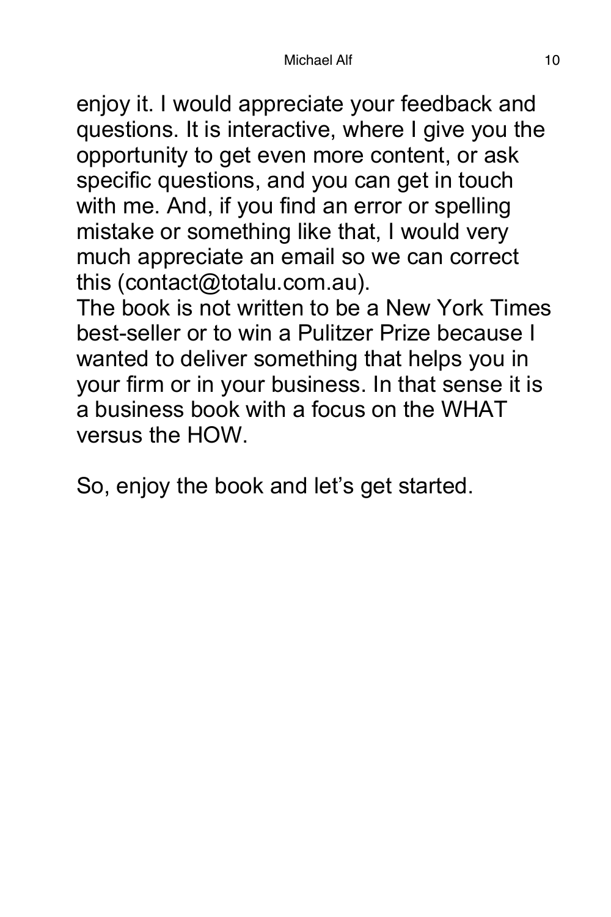enjoy it. I would appreciate your feedback and questions. It is interactive, where I give you the opportunity to get even more content, or ask specific questions, and you can get in touch with me. And, if you find an error or spelling mistake or something like that, I would very much appreciate an email so we can correct this (contact@totalu.com.au).
The book is not written to be a New York Times best-seller or to win a Pulitzer Prize because I wanted to deliver something that helps you in your firm or in your business. In that sense it is a business book with a focus on the WHAT versus the HOW.

So, enjoy the book and let's get started.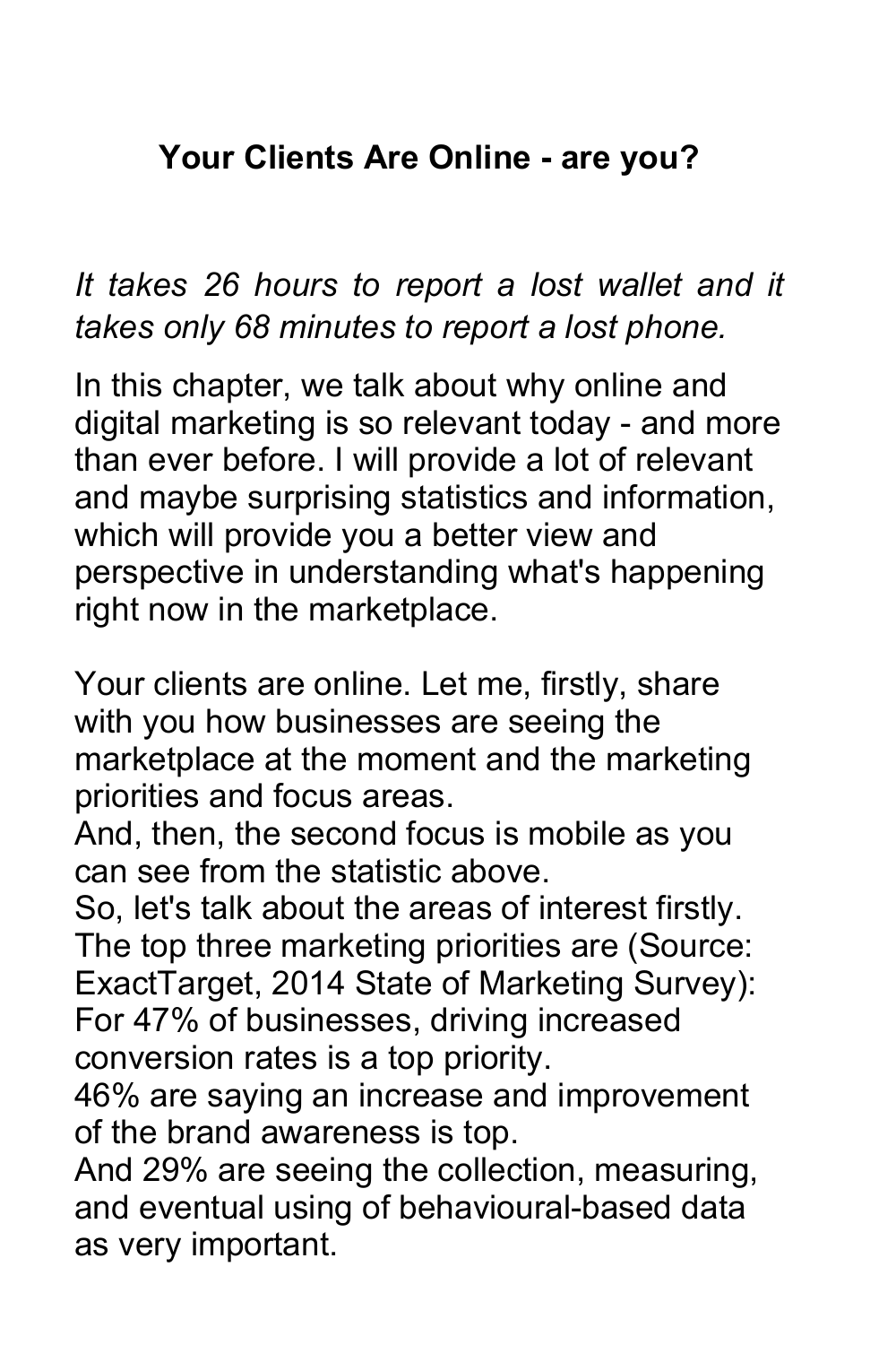## Your Clients Are Online - are you?

*It takes 26 hours to report a lost wallet and it takes only 68 minutes to report a lost phone.*

In this chapter, we talk about why online and digital marketing is so relevant today - and more than ever before. I will provide a lot of relevant and maybe surprising statistics and information, which will provide you a better view and perspective in understanding what's happening right now in the marketplace.

Your clients are online. Let me, firstly, share with you how businesses are seeing the marketplace at the moment and the marketing priorities and focus areas.
And, then, the second focus is mobile as you can see from the statistic above.
So, let's talk about the areas of interest firstly.
The top three marketing priorities are (Source: ExactTarget, 2014 State of Marketing Survey):
For 47% of businesses, driving increased conversion rates is a top priority.
46% are saying an increase and improvement of the brand awareness is top.
And 29% are seeing the collection, measuring, and eventual using of behavioural-based data as very important.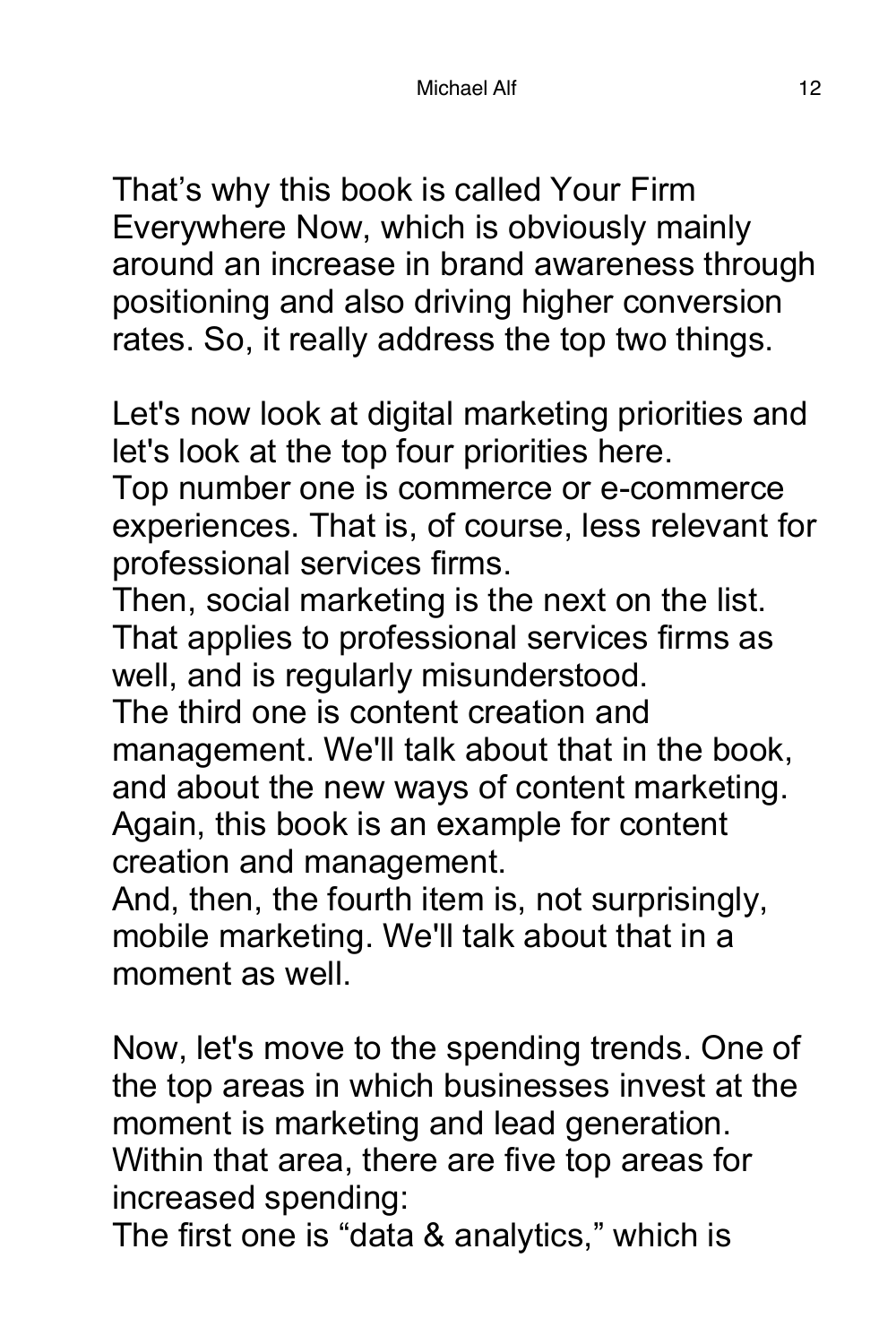That's why this book is called Your Firm Everywhere Now, which is obviously mainly around an increase in brand awareness through positioning and also driving higher conversion rates. So, it really address the top two things.

Let's now look at digital marketing priorities and let's look at the top four priorities here.
Top number one is commerce or e-commerce experiences. That is, of course, less relevant for professional services firms.
Then, social marketing is the next on the list. That applies to professional services firms as well, and is regularly misunderstood.
The third one is content creation and management. We'll talk about that in the book, and about the new ways of content marketing. Again, this book is an example for content creation and management.
And, then, the fourth item is, not surprisingly, mobile marketing. We'll talk about that in a moment as well.

Now, let's move to the spending trends. One of the top areas in which businesses invest at the moment is marketing and lead generation. Within that area, there are five top areas for increased spending:
The first one is "data & analytics," which is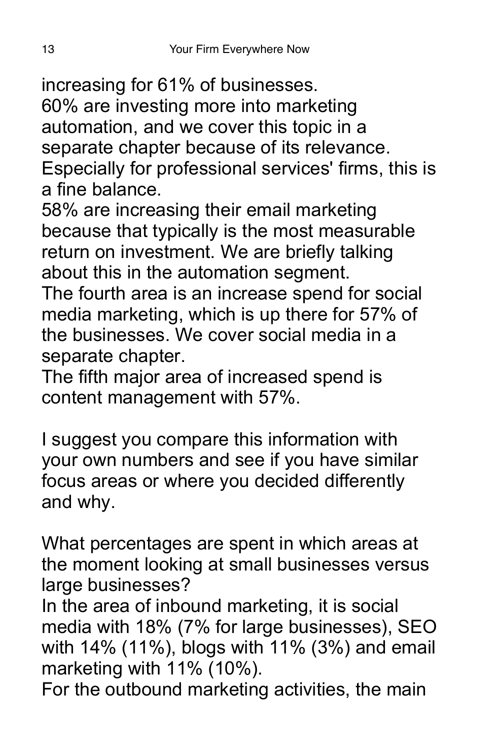increasing for 61% of businesses.
60% are investing more into marketing automation, and we cover this topic in a separate chapter because of its relevance. Especially for professional services' firms, this is a fine balance.
58% are increasing their email marketing because that typically is the most measurable return on investment. We are briefly talking about this in the automation segment.
The fourth area is an increase spend for social media marketing, which is up there for 57% of the businesses. We cover social media in a separate chapter.
The fifth major area of increased spend is content management with 57%.

I suggest you compare this information with your own numbers and see if you have similar focus areas or where you decided differently and why.

What percentages are spent in which areas at the moment looking at small businesses versus large businesses?
In the area of inbound marketing, it is social media with 18% (7% for large businesses), SEO with 14% (11%), blogs with 11% (3%) and email marketing with 11% (10%).
For the outbound marketing activities, the main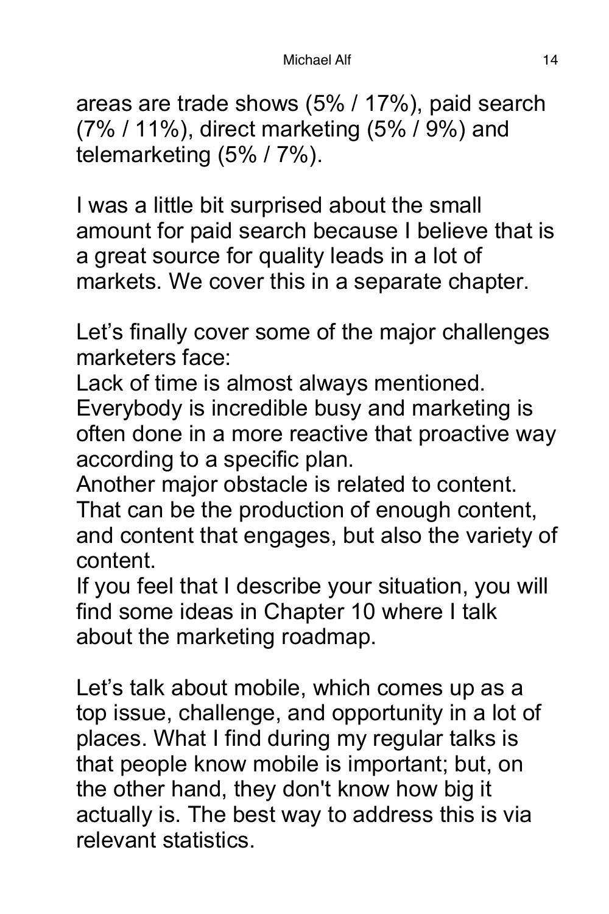areas are trade shows (5% / 17%), paid search (7% / 11%), direct marketing (5% / 9%) and telemarketing (5% / 7%).

I was a little bit surprised about the small amount for paid search because I believe that is a great source for quality leads in a lot of markets. We cover this in a separate chapter.

Let's finally cover some of the major challenges marketers face:
Lack of time is almost always mentioned. Everybody is incredible busy and marketing is often done in a more reactive that proactive way according to a specific plan.
Another major obstacle is related to content. That can be the production of enough content, and content that engages, but also the variety of content.
If you feel that I describe your situation, you will find some ideas in Chapter 10 where I talk about the marketing roadmap.

Let's talk about mobile, which comes up as a top issue, challenge, and opportunity in a lot of places. What I find during my regular talks is that people know mobile is important; but, on the other hand, they don't know how big it actually is. The best way to address this is via relevant statistics.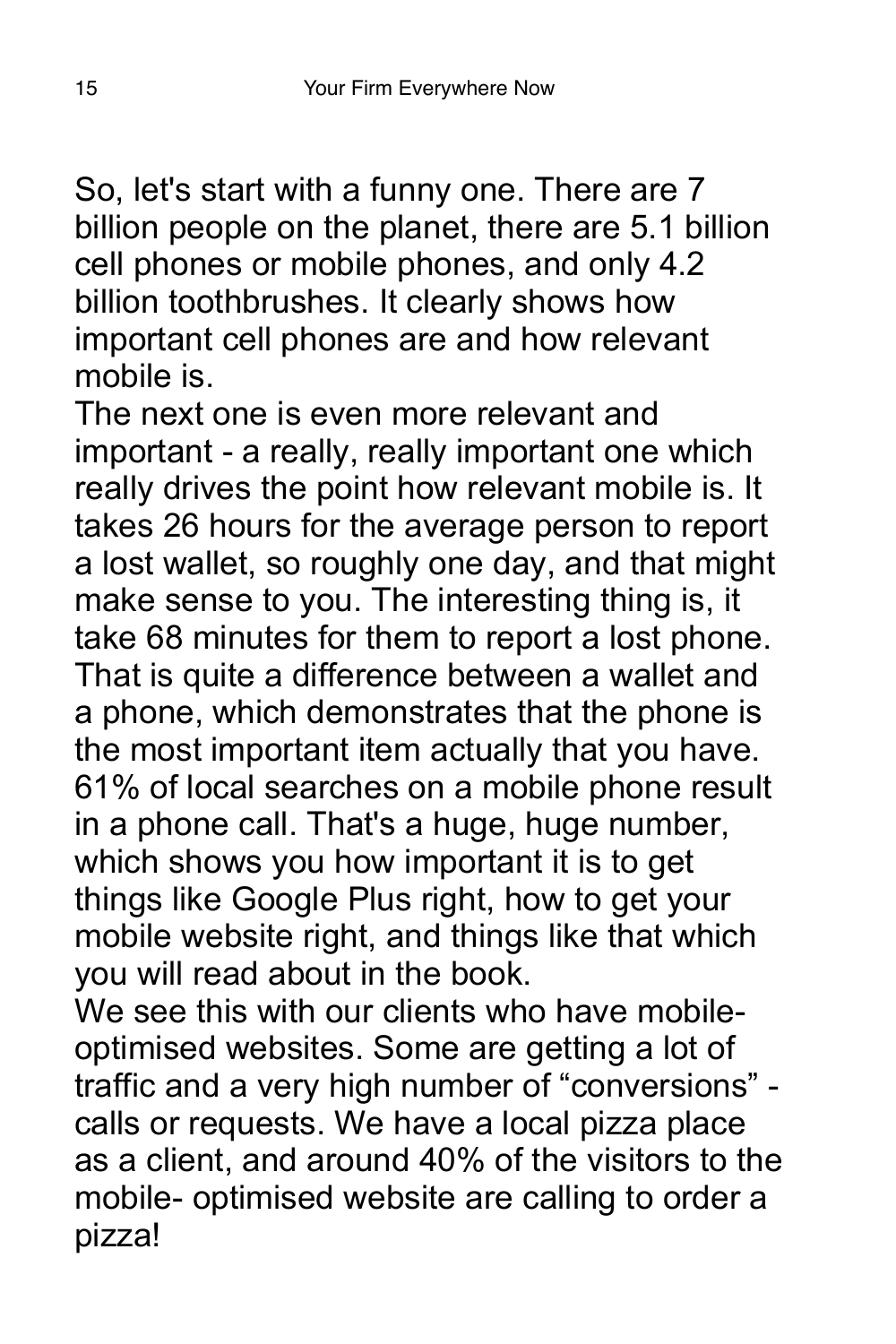So, let's start with a funny one. There are 7 billion people on the planet, there are 5.1 billion cell phones or mobile phones, and only 4.2 billion toothbrushes. It clearly shows how important cell phones are and how relevant mobile is.

The next one is even more relevant and important - a really, really important one which really drives the point how relevant mobile is. It takes 26 hours for the average person to report a lost wallet, so roughly one day, and that might make sense to you. The interesting thing is, it take 68 minutes for them to report a lost phone. That is quite a difference between a wallet and a phone, which demonstrates that the phone is the most important item actually that you have.

61% of local searches on a mobile phone result in a phone call. That's a huge, huge number, which shows you how important it is to get things like Google Plus right, how to get your mobile website right, and things like that which you will read about in the book.

We see this with our clients who have mobile-optimised websites. Some are getting a lot of traffic and a very high number of "conversions" - calls or requests. We have a local pizza place as a client, and around 40% of the visitors to the mobile- optimised website are calling to order a pizza!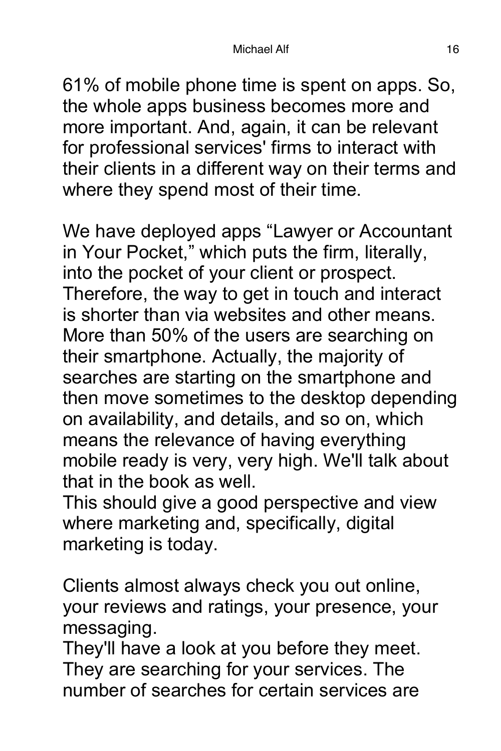61% of mobile phone time is spent on apps. So, the whole apps business becomes more and more important. And, again, it can be relevant for professional services' firms to interact with their clients in a different way on their terms and where they spend most of their time.

We have deployed apps “Lawyer or Accountant in Your Pocket,” which puts the firm, literally, into the pocket of your client or prospect. Therefore, the way to get in touch and interact is shorter than via websites and other means. More than 50% of the users are searching on their smartphone. Actually, the majority of searches are starting on the smartphone and then move sometimes to the desktop depending on availability, and details, and so on, which means the relevance of having everything mobile ready is very, very high. We'll talk about that in the book as well.
This should give a good perspective and view where marketing and, specifically, digital marketing is today.

Clients almost always check you out online, your reviews and ratings, your presence, your messaging.
They'll have a look at you before they meet. They are searching for your services. The number of searches for certain services are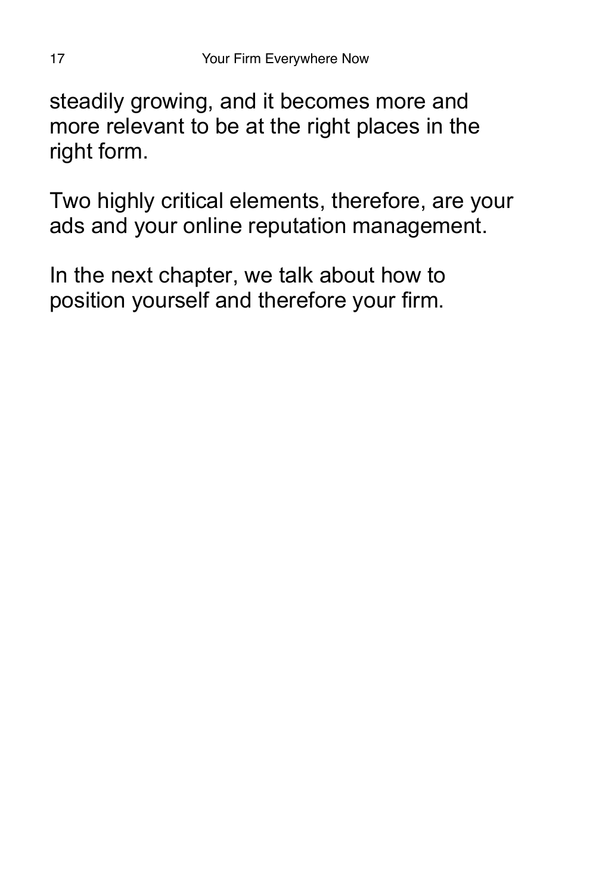steadily growing, and it becomes more and more relevant to be at the right places in the right form.

Two highly critical elements, therefore, are your ads and your online reputation management.

In the next chapter, we talk about how to position yourself and therefore your firm.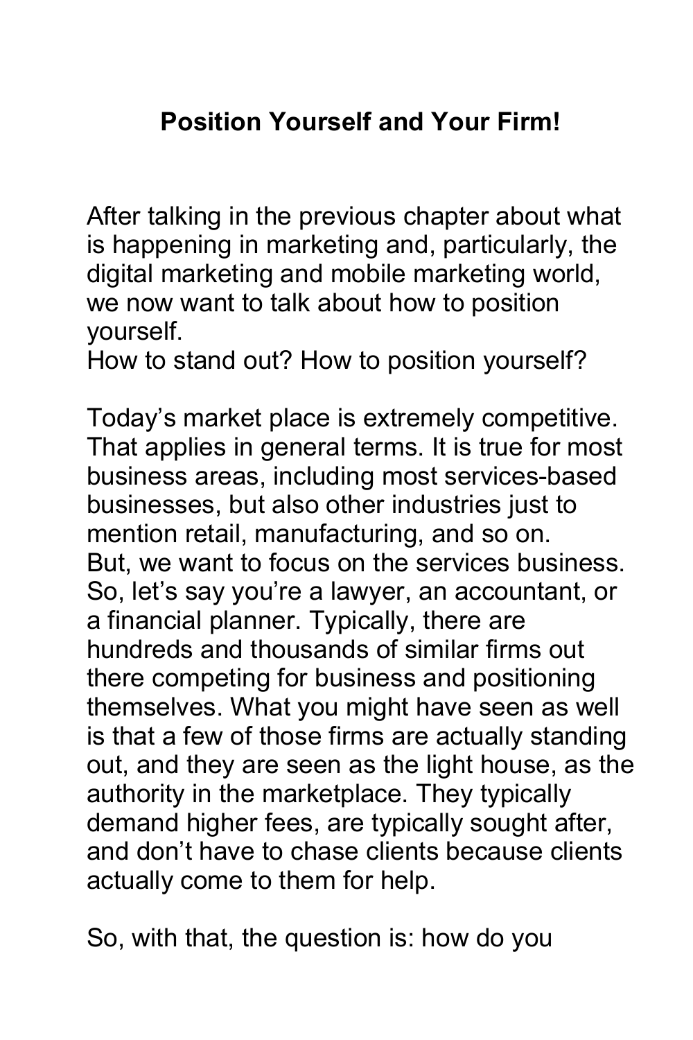# Position Yourself and Your Firm!

After talking in the previous chapter about what is happening in marketing and, particularly, the digital marketing and mobile marketing world, we now want to talk about how to position yourself.
How to stand out? How to position yourself?

Today's market place is extremely competitive. That applies in general terms. It is true for most business areas, including most services-based businesses, but also other industries just to mention retail, manufacturing, and so on.
But, we want to focus on the services business. So, let's say you're a lawyer, an accountant, or a financial planner. Typically, there are hundreds and thousands of similar firms out there competing for business and positioning themselves. What you might have seen as well is that a few of those firms are actually standing out, and they are seen as the light house, as the authority in the marketplace. They typically demand higher fees, are typically sought after, and don't have to chase clients because clients actually come to them for help.

So, with that, the question is: how do you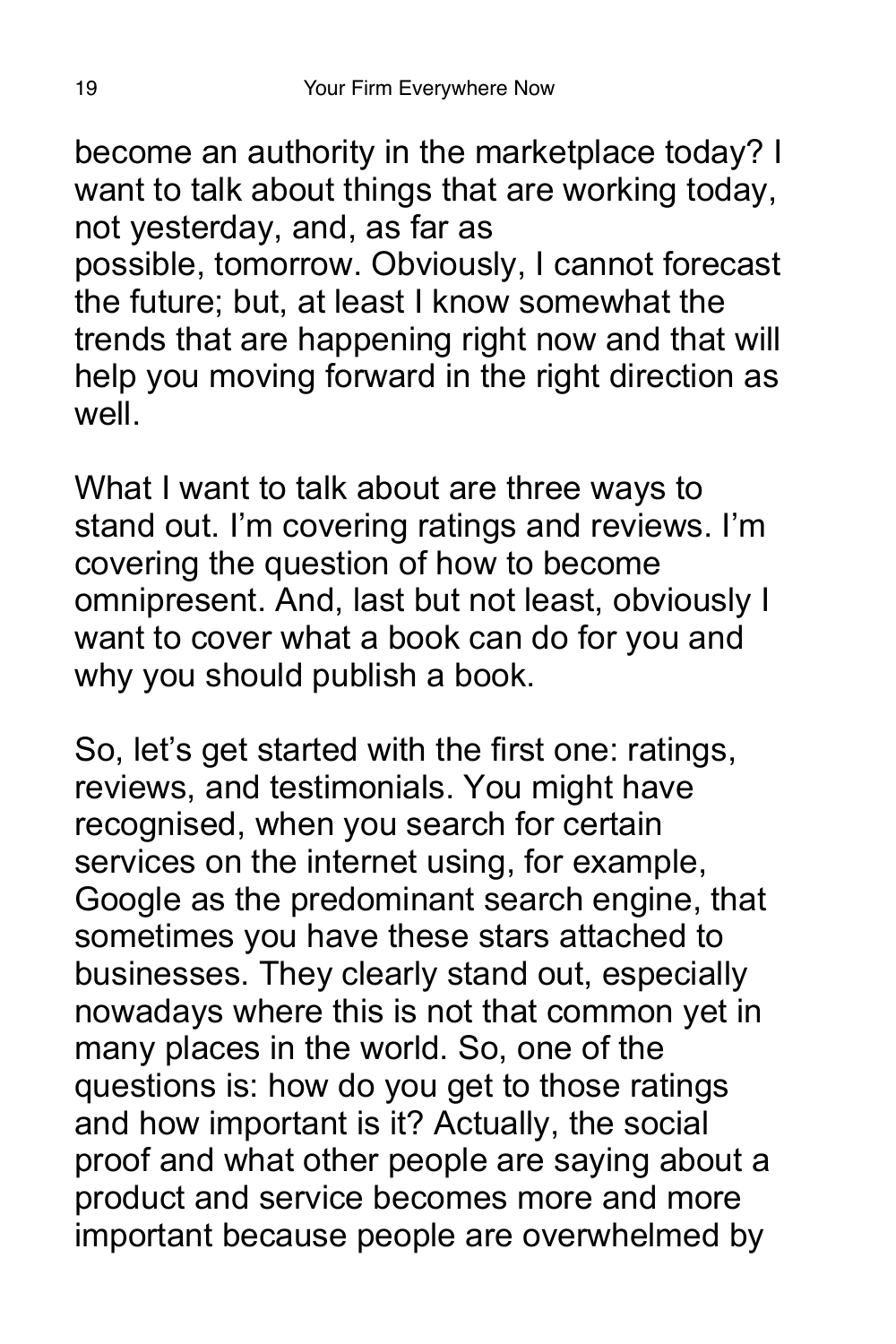become an authority in the marketplace today? I want to talk about things that are working today, not yesterday, and, as far as possible, tomorrow. Obviously, I cannot forecast the future; but, at least I know somewhat the trends that are happening right now and that will help you moving forward in the right direction as well.

What I want to talk about are three ways to stand out. I'm covering ratings and reviews. I'm covering the question of how to become omnipresent. And, last but not least, obviously I want to cover what a book can do for you and why you should publish a book.

So, let's get started with the first one: ratings, reviews, and testimonials. You might have recognised, when you search for certain services on the internet using, for example, Google as the predominant search engine, that sometimes you have these stars attached to businesses. They clearly stand out, especially nowadays where this is not that common yet in many places in the world. So, one of the questions is: how do you get to those ratings and how important is it? Actually, the social proof and what other people are saying about a product and service becomes more and more important because people are overwhelmed by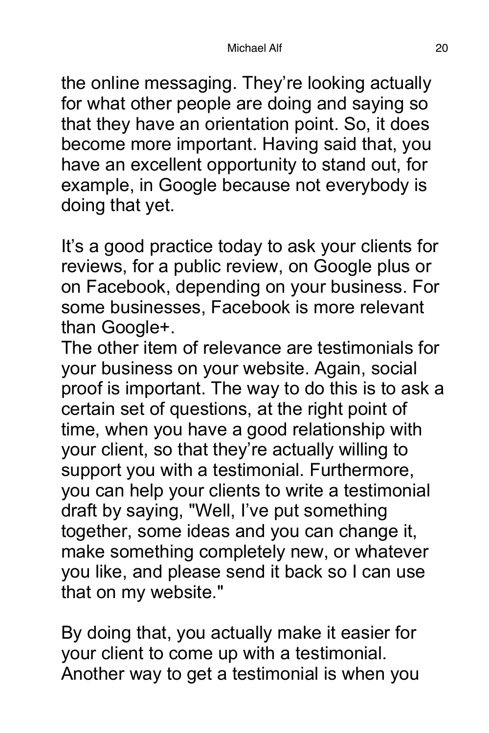the online messaging. They're looking actually for what other people are doing and saying so that they have an orientation point. So, it does become more important. Having said that, you have an excellent opportunity to stand out, for example, in Google because not everybody is doing that yet.

It's a good practice today to ask your clients for reviews, for a public review, on Google plus or on Facebook, depending on your business. For some businesses, Facebook is more relevant than Google+.

The other item of relevance are testimonials for your business on your website. Again, social proof is important. The way to do this is to ask a certain set of questions, at the right point of time, when you have a good relationship with your client, so that they're actually willing to support you with a testimonial. Furthermore, you can help your clients to write a testimonial draft by saying, "Well, I've put something together, some ideas and you can change it, make something completely new, or whatever you like, and please send it back so I can use that on my website."

By doing that, you actually make it easier for your client to come up with a testimonial. Another way to get a testimonial is when you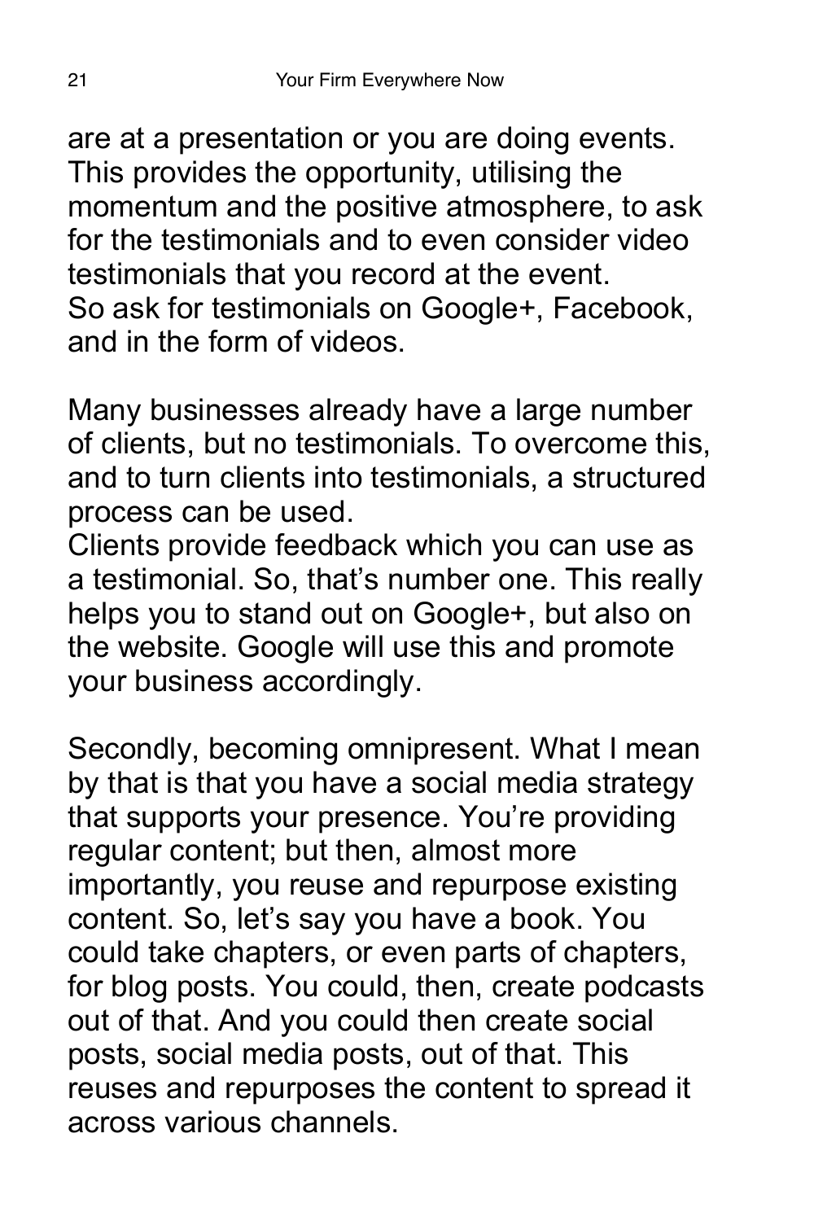are at a presentation or you are doing events. This provides the opportunity, utilising the momentum and the positive atmosphere, to ask for the testimonials and to even consider video testimonials that you record at the event. So ask for testimonials on Google+, Facebook, and in the form of videos.

Many businesses already have a large number of clients, but no testimonials. To overcome this, and to turn clients into testimonials, a structured process can be used.
Clients provide feedback which you can use as a testimonial. So, that's number one. This really helps you to stand out on Google+, but also on the website. Google will use this and promote your business accordingly.

Secondly, becoming omnipresent. What I mean by that is that you have a social media strategy that supports your presence. You're providing regular content; but then, almost more importantly, you reuse and repurpose existing content. So, let's say you have a book. You could take chapters, or even parts of chapters, for blog posts. You could, then, create podcasts out of that. And you could then create social posts, social media posts, out of that. This reuses and repurposes the content to spread it across various channels.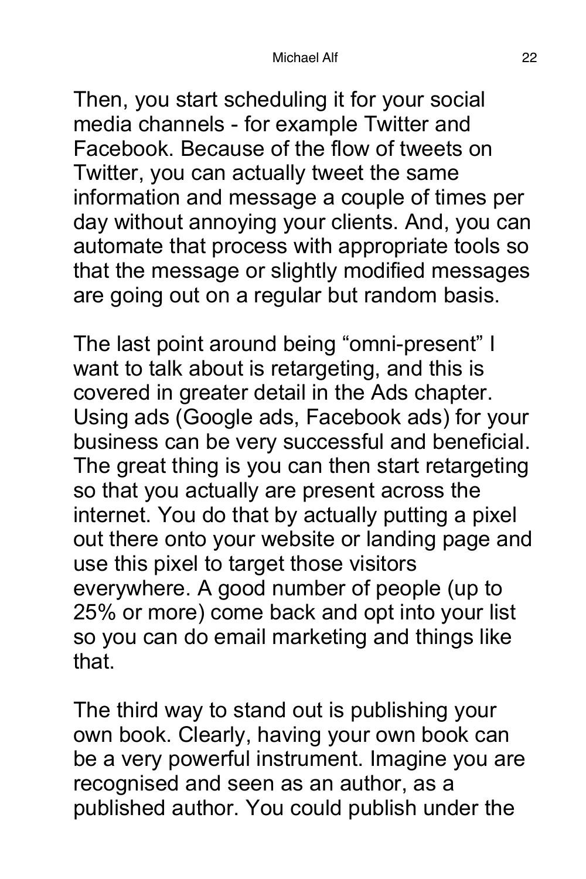Then, you start scheduling it for your social media channels - for example Twitter and Facebook. Because of the flow of tweets on Twitter, you can actually tweet the same information and message a couple of times per day without annoying your clients. And, you can automate that process with appropriate tools so that the message or slightly modified messages are going out on a regular but random basis.

The last point around being “omni-present” I want to talk about is retargeting, and this is covered in greater detail in the Ads chapter. Using ads (Google ads, Facebook ads) for your business can be very successful and beneficial. The great thing is you can then start retargeting so that you actually are present across the internet. You do that by actually putting a pixel out there onto your website or landing page and use this pixel to target those visitors everywhere. A good number of people (up to 25% or more) come back and opt into your list so you can do email marketing and things like that.

The third way to stand out is publishing your own book. Clearly, having your own book can be a very powerful instrument. Imagine you are recognised and seen as an author, as a published author. You could publish under the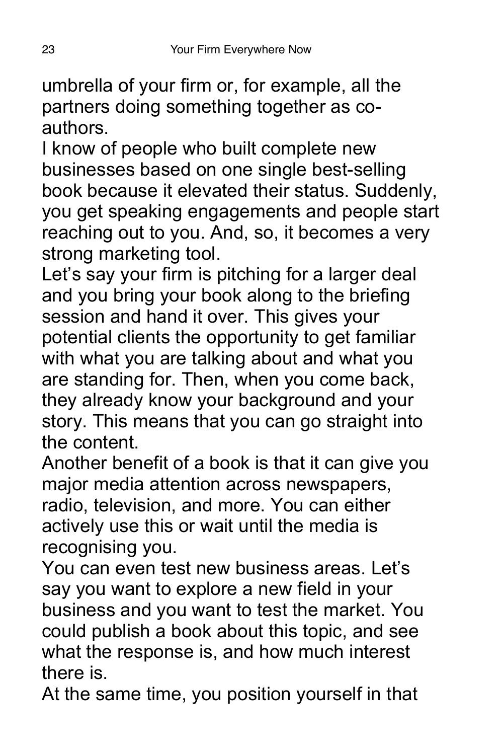umbrella of your firm or, for example, all the partners doing something together as co-authors.

I know of people who built complete new businesses based on one single best-selling book because it elevated their status. Suddenly, you get speaking engagements and people start reaching out to you. And, so, it becomes a very strong marketing tool.

Let's say your firm is pitching for a larger deal and you bring your book along to the briefing session and hand it over. This gives your potential clients the opportunity to get familiar with what you are talking about and what you are standing for. Then, when you come back, they already know your background and your story. This means that you can go straight into the content.

Another benefit of a book is that it can give you major media attention across newspapers, radio, television, and more. You can either actively use this or wait until the media is recognising you.

You can even test new business areas. Let's say you want to explore a new field in your business and you want to test the market. You could publish a book about this topic, and see what the response is, and how much interest there is.

At the same time, you position yourself in that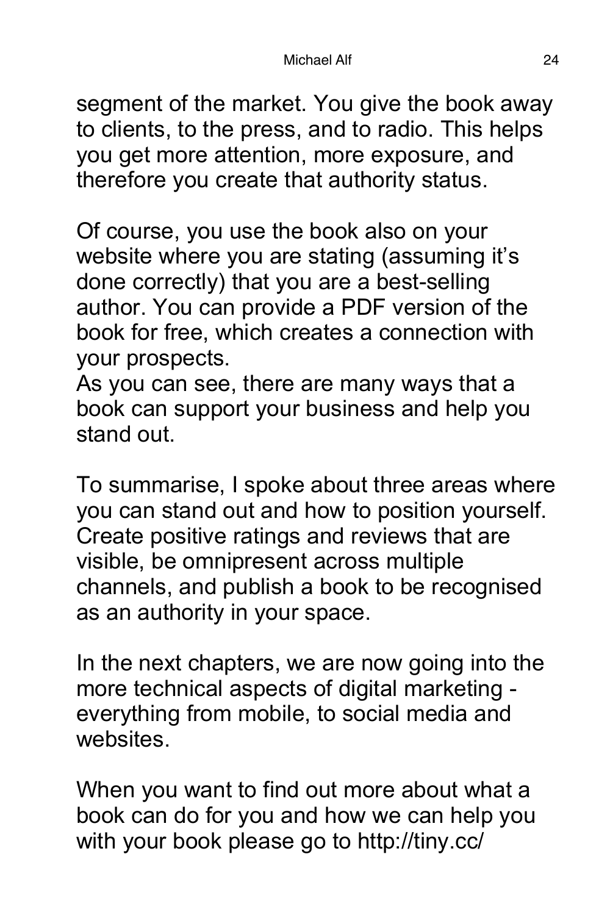segment of the market. You give the book away to clients, to the press, and to radio. This helps you get more attention, more exposure, and therefore you create that authority status.

Of course, you use the book also on your website where you are stating (assuming it's done correctly) that you are a best-selling author. You can provide a PDF version of the book for free, which creates a connection with your prospects.
As you can see, there are many ways that a book can support your business and help you stand out.

To summarise, I spoke about three areas where you can stand out and how to position yourself. Create positive ratings and reviews that are visible, be omnipresent across multiple channels, and publish a book to be recognised as an authority in your space.

In the next chapters, we are now going into the more technical aspects of digital marketing - everything from mobile, to social media and websites.

When you want to find out more about what a book can do for you and how we can help you with your book please go to http://tiny.cc/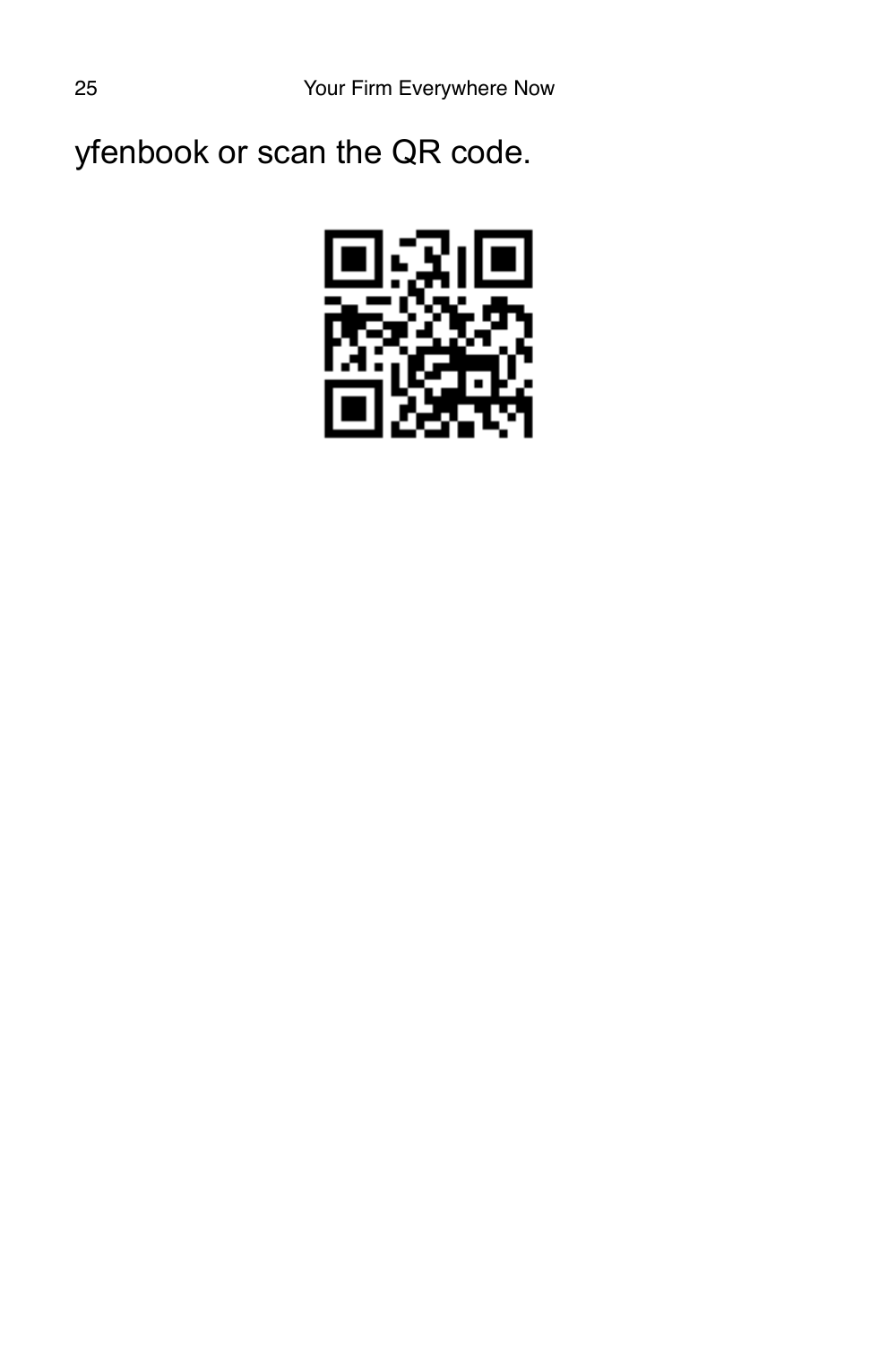yfenbook or scan the QR code.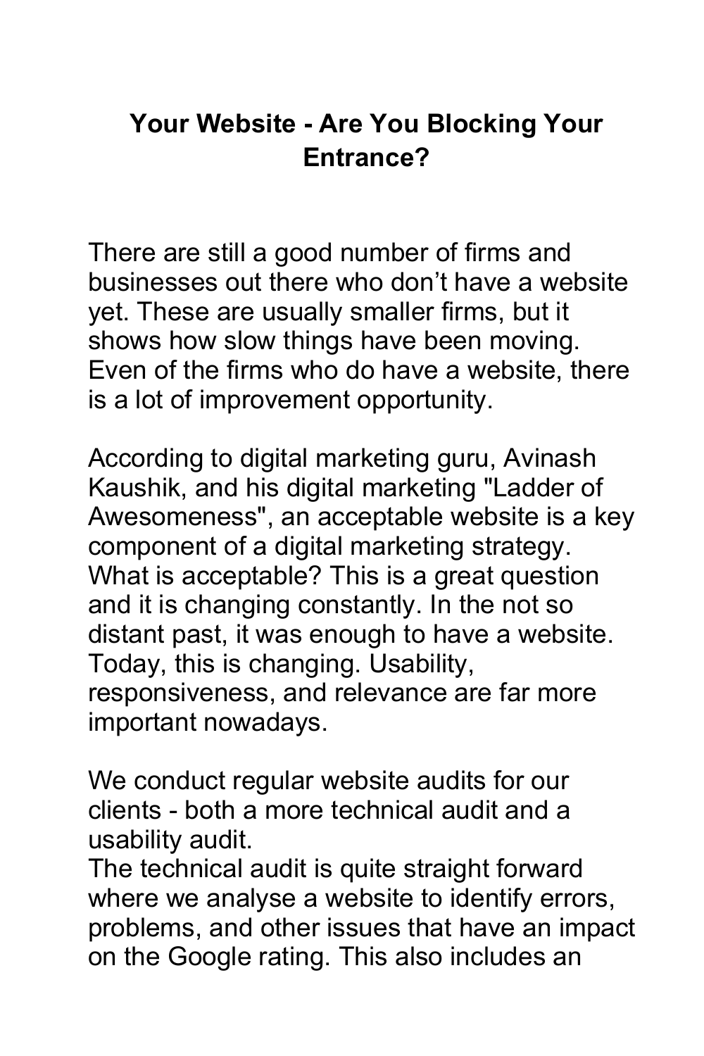# Your Website - Are You Blocking Your Entrance?

There are still a good number of firms and businesses out there who don't have a website yet. These are usually smaller firms, but it shows how slow things have been moving. Even of the firms who do have a website, there is a lot of improvement opportunity.

According to digital marketing guru, Avinash Kaushik, and his digital marketing "Ladder of Awesomeness", an acceptable website is a key component of a digital marketing strategy. What is acceptable? This is a great question and it is changing constantly. In the not so distant past, it was enough to have a website. Today, this is changing. Usability, responsiveness, and relevance are far more important nowadays.

We conduct regular website audits for our clients - both a more technical audit and a usability audit.
The technical audit is quite straight forward where we analyse a website to identify errors, problems, and other issues that have an impact on the Google rating. This also includes an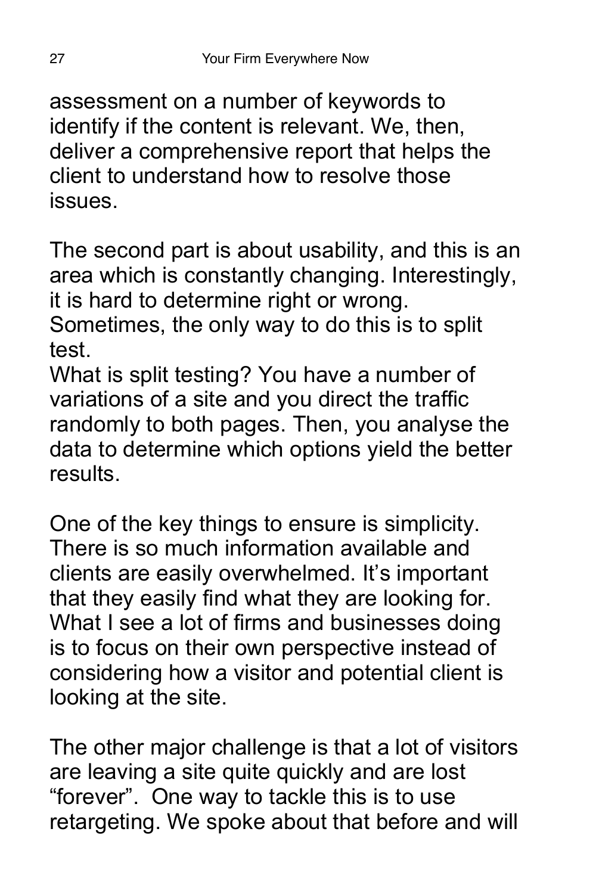assessment on a number of keywords to identify if the content is relevant. We, then, deliver a comprehensive report that helps the client to understand how to resolve those issues.

The second part is about usability, and this is an area which is constantly changing. Interestingly, it is hard to determine right or wrong. Sometimes, the only way to do this is to split test.

What is split testing? You have a number of variations of a site and you direct the traffic randomly to both pages. Then, you analyse the data to determine which options yield the better results.

One of the key things to ensure is simplicity. There is so much information available and clients are easily overwhelmed. It's important that they easily find what they are looking for. What I see a lot of firms and businesses doing is to focus on their own perspective instead of considering how a visitor and potential client is looking at the site.

The other major challenge is that a lot of visitors are leaving a site quite quickly and are lost "forever". One way to tackle this is to use retargeting. We spoke about that before and will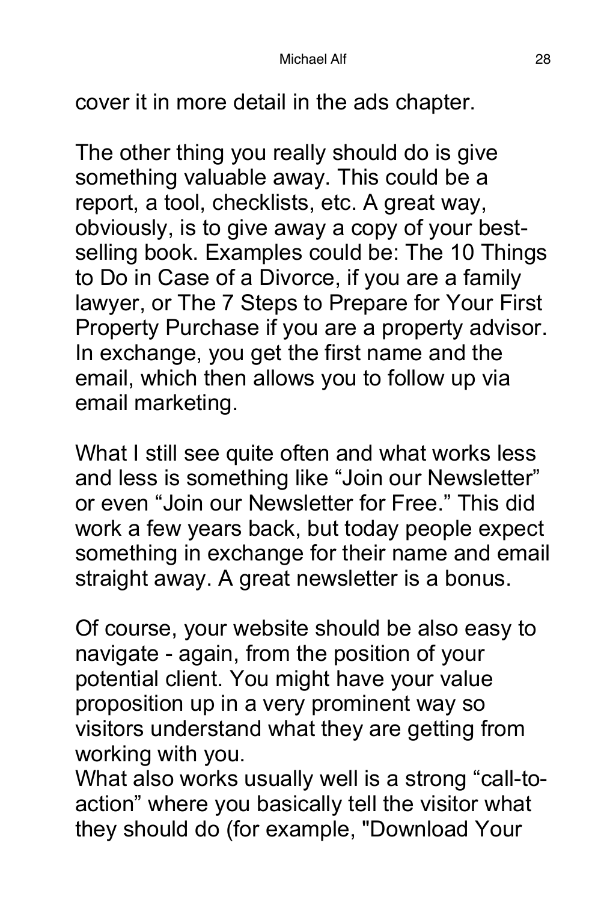cover it in more detail in the ads chapter.

The other thing you really should do is give something valuable away. This could be a report, a tool, checklists, etc. A great way, obviously, is to give away a copy of your best-selling book. Examples could be: The 10 Things to Do in Case of a Divorce, if you are a family lawyer, or The 7 Steps to Prepare for Your First Property Purchase if you are a property advisor. In exchange, you get the first name and the email, which then allows you to follow up via email marketing.

What I still see quite often and what works less and less is something like "Join our Newsletter" or even "Join our Newsletter for Free." This did work a few years back, but today people expect something in exchange for their name and email straight away. A great newsletter is a bonus.

Of course, your website should be also easy to navigate - again, from the position of your potential client. You might have your value proposition up in a very prominent way so visitors understand what they are getting from working with you.
What also works usually well is a strong "call-to-action" where you basically tell the visitor what they should do (for example, "Download Your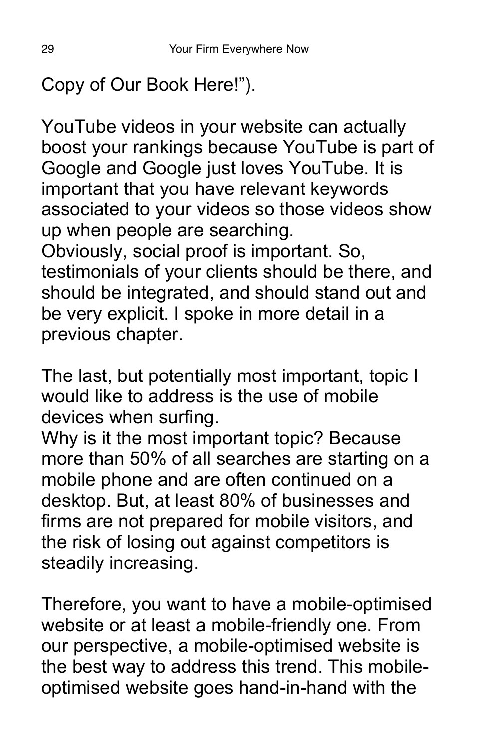Copy of Our Book Here!").

YouTube videos in your website can actually boost your rankings because YouTube is part of Google and Google just loves YouTube. It is important that you have relevant keywords associated to your videos so those videos show up when people are searching.
Obviously, social proof is important. So, testimonials of your clients should be there, and should be integrated, and should stand out and be very explicit. I spoke in more detail in a previous chapter.

The last, but potentially most important, topic I would like to address is the use of mobile devices when surfing.
Why is it the most important topic? Because more than 50% of all searches are starting on a mobile phone and are often continued on a desktop. But, at least 80% of businesses and firms are not prepared for mobile visitors, and the risk of losing out against competitors is steadily increasing.

Therefore, you want to have a mobile-optimised website or at least a mobile-friendly one. From our perspective, a mobile-optimised website is the best way to address this trend. This mobile-optimised website goes hand-in-hand with the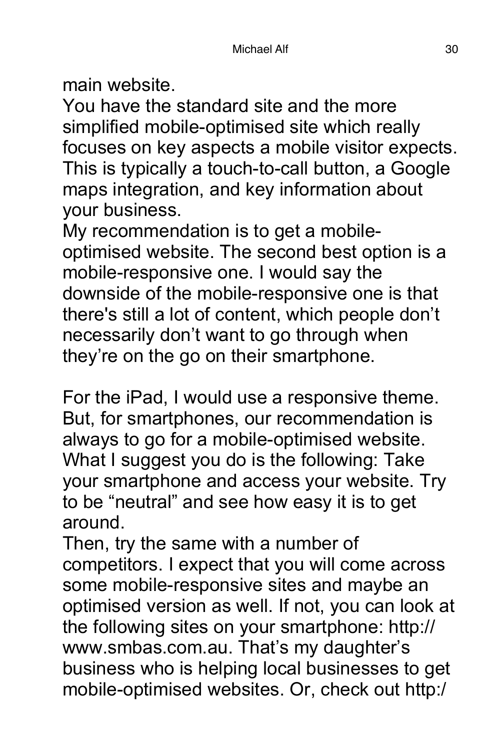main website.

You have the standard site and the more simplified mobile-optimised site which really focuses on key aspects a mobile visitor expects. This is typically a touch-to-call button, a Google maps integration, and key information about your business.

My recommendation is to get a mobile-optimised website. The second best option is a mobile-responsive one. I would say the downside of the mobile-responsive one is that there's still a lot of content, which people don't necessarily don't want to go through when they're on the go on their smartphone.

For the iPad, I would use a responsive theme. But, for smartphones, our recommendation is always to go for a mobile-optimised website.

What I suggest you do is the following: Take your smartphone and access your website. Try to be "neutral" and see how easy it is to get around.

Then, try the same with a number of competitors. I expect that you will come across some mobile-responsive sites and maybe an optimised version as well. If not, you can look at the following sites on your smartphone: http://www.smbas.com.au. That's my daughter's business who is helping local businesses to get mobile-optimised websites. Or, check out http:/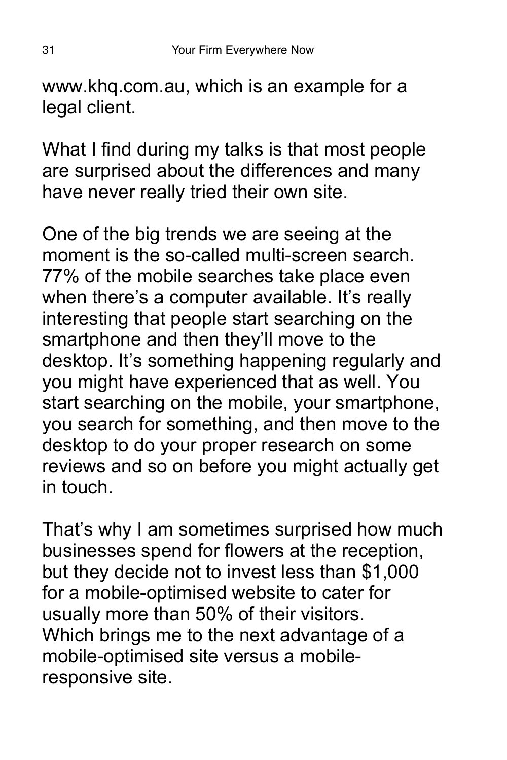www.khq.com.au, which is an example for a legal client.

What I find during my talks is that most people are surprised about the differences and many have never really tried their own site.

One of the big trends we are seeing at the moment is the so-called multi-screen search. 77% of the mobile searches take place even when there's a computer available. It's really interesting that people start searching on the smartphone and then they'll move to the desktop. It's something happening regularly and you might have experienced that as well. You start searching on the mobile, your smartphone, you search for something, and then move to the desktop to do your proper research on some reviews and so on before you might actually get in touch.

That's why I am sometimes surprised how much businesses spend for flowers at the reception, but they decide not to invest less than $1,000 for a mobile-optimised website to cater for usually more than 50% of their visitors.
Which brings me to the next advantage of a mobile-optimised site versus a mobile-responsive site.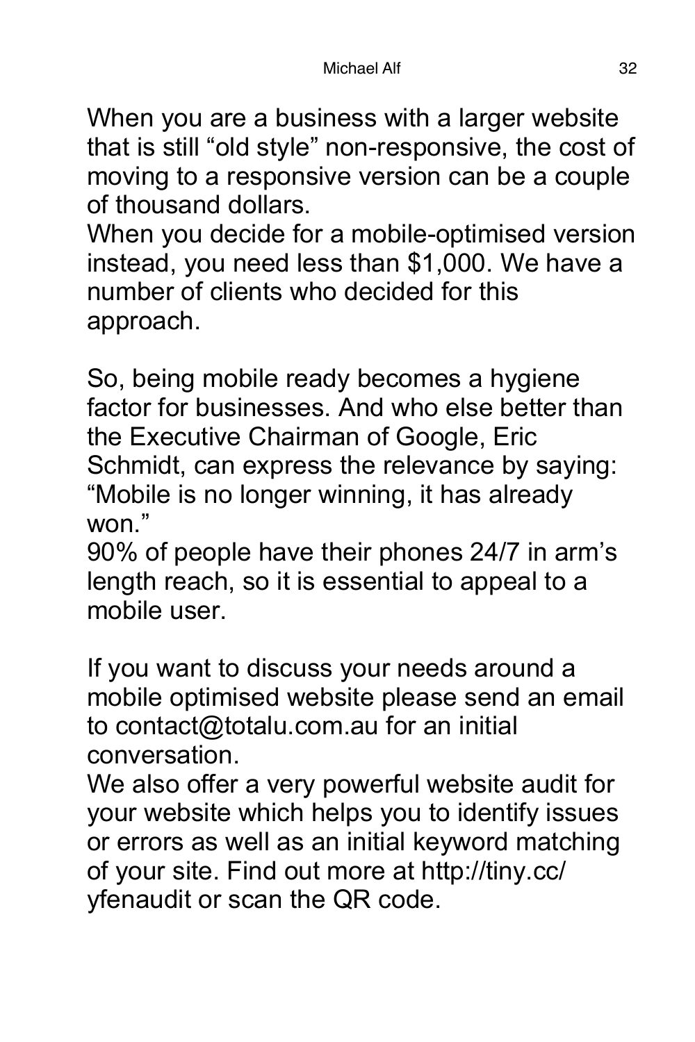When you are a business with a larger website that is still “old style” non-responsive, the cost of moving to a responsive version can be a couple of thousand dollars.
When you decide for a mobile-optimised version instead, you need less than $1,000. We have a number of clients who decided for this approach.

So, being mobile ready becomes a hygiene factor for businesses. And who else better than the Executive Chairman of Google, Eric Schmidt, can express the relevance by saying: “Mobile is no longer winning, it has already won.”
90% of people have their phones 24/7 in arm’s length reach, so it is essential to appeal to a mobile user.

If you want to discuss your needs around a mobile optimised website please send an email to contact@totalu.com.au for an initial conversation.
We also offer a very powerful website audit for your website which helps you to identify issues or errors as well as an initial keyword matching of your site. Find out more at http://tiny.cc/yfenaudit or scan the QR code.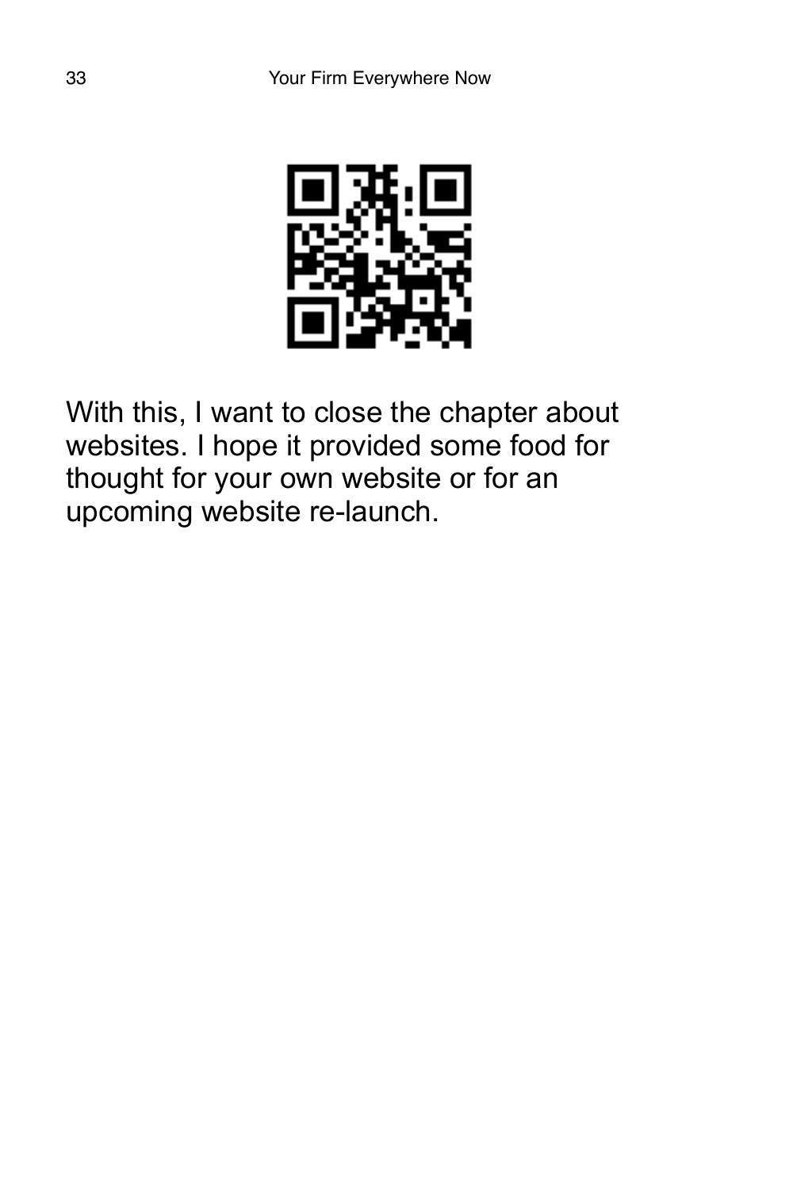With this, I want to close the chapter about websites. I hope it provided some food for thought for your own website or for an upcoming website re-launch.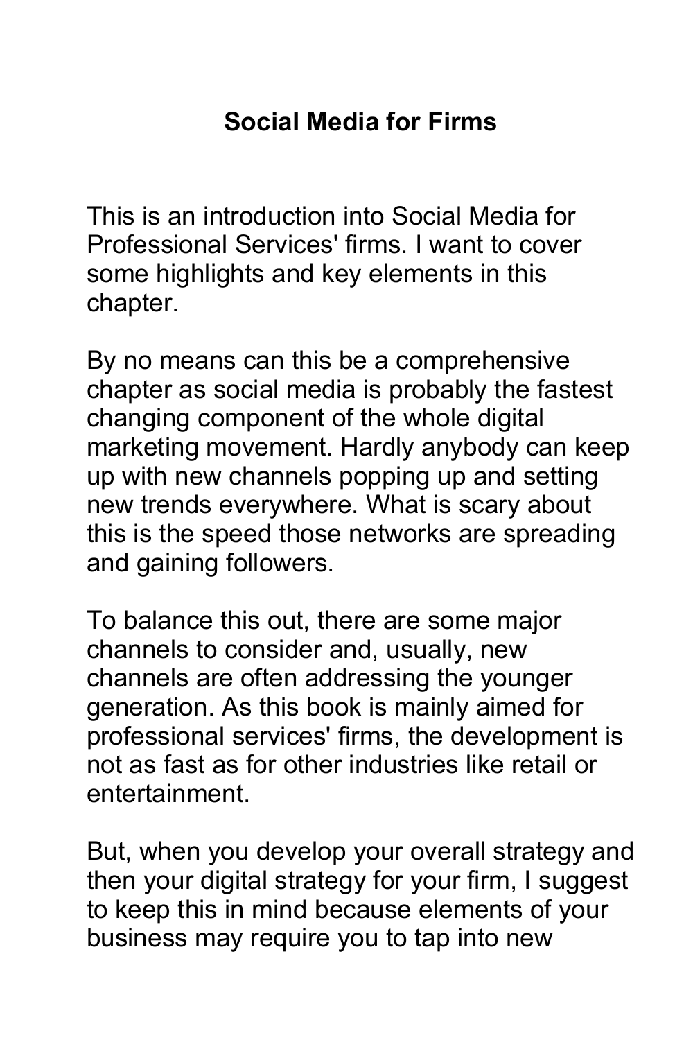# Social Media for Firms

This is an introduction into Social Media for Professional Services' firms. I want to cover some highlights and key elements in this chapter.

By no means can this be a comprehensive chapter as social media is probably the fastest changing component of the whole digital marketing movement. Hardly anybody can keep up with new channels popping up and setting new trends everywhere. What is scary about this is the speed those networks are spreading and gaining followers.

To balance this out, there are some major channels to consider and, usually, new channels are often addressing the younger generation. As this book is mainly aimed for professional services' firms, the development is not as fast as for other industries like retail or entertainment.

But, when you develop your overall strategy and then your digital strategy for your firm, I suggest to keep this in mind because elements of your business may require you to tap into new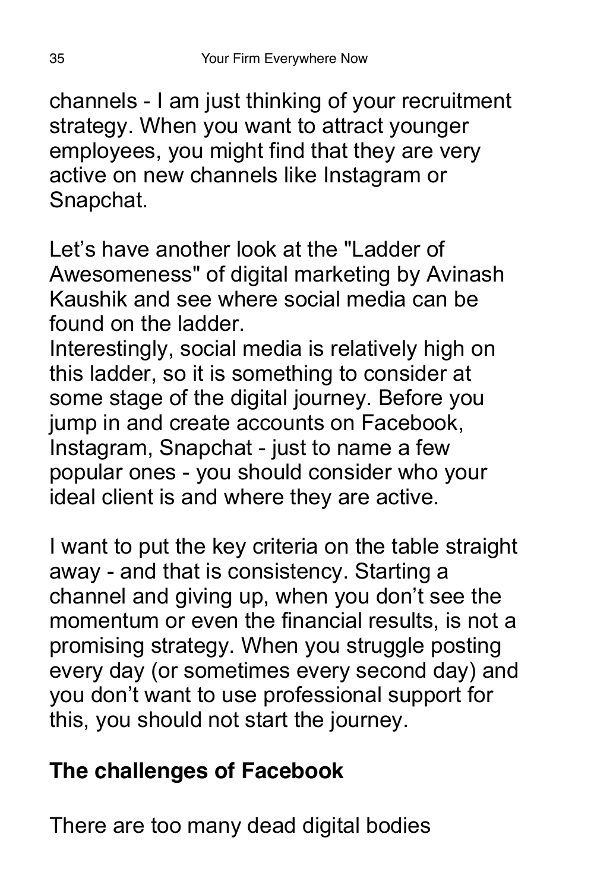channels - I am just thinking of your recruitment strategy. When you want to attract younger employees, you might find that they are very active on new channels like Instagram or Snapchat.

Let’s have another look at the "Ladder of Awesomeness" of digital marketing by Avinash Kaushik and see where social media can be found on the ladder.
Interestingly, social media is relatively high on this ladder, so it is something to consider at some stage of the digital journey. Before you jump in and create accounts on Facebook, Instagram, Snapchat - just to name a few popular ones - you should consider who your ideal client is and where they are active.

I want to put the key criteria on the table straight away - and that is consistency. Starting a channel and giving up, when you don’t see the momentum or even the financial results, is not a promising strategy. When you struggle posting every day (or sometimes every second day) and you don’t want to use professional support for this, you should not start the journey.

## The challenges of Facebook

There are too many dead digital bodies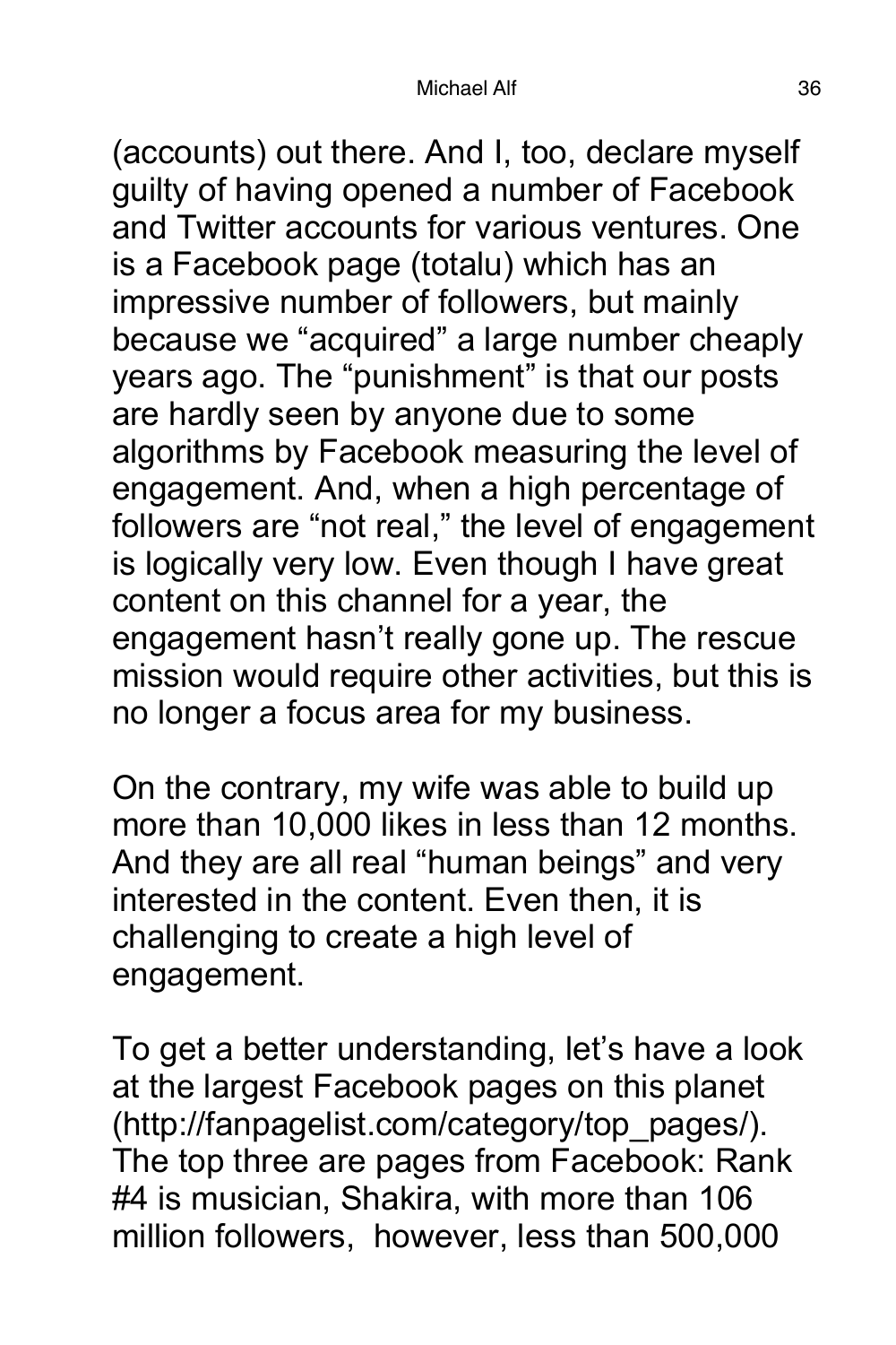(accounts) out there. And I, too, declare myself guilty of having opened a number of Facebook and Twitter accounts for various ventures. One is a Facebook page (totalu) which has an impressive number of followers, but mainly because we "acquired" a large number cheaply years ago. The "punishment" is that our posts are hardly seen by anyone due to some algorithms by Facebook measuring the level of engagement. And, when a high percentage of followers are "not real," the level of engagement is logically very low. Even though I have great content on this channel for a year, the engagement hasn't really gone up. The rescue mission would require other activities, but this is no longer a focus area for my business.

On the contrary, my wife was able to build up more than 10,000 likes in less than 12 months. And they are all real "human beings" and very interested in the content. Even then, it is challenging to create a high level of engagement.

To get a better understanding, let's have a look at the largest Facebook pages on this planet (http://fanpagelist.com/category/top_pages/). The top three are pages from Facebook: Rank #4 is musician, Shakira, with more than 106 million followers, however, less than 500,000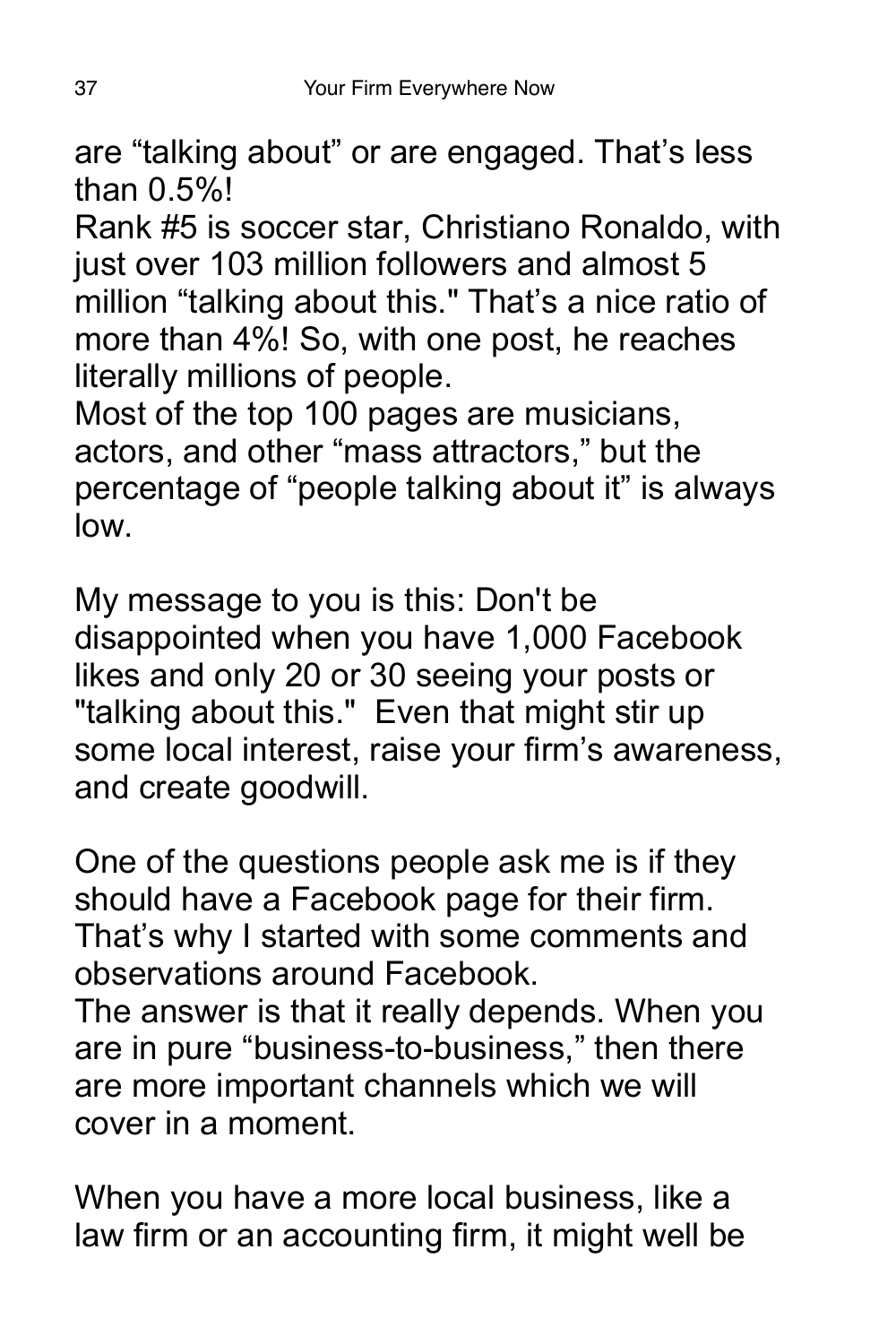are “talking about” or are engaged. That’s less than 0.5%!

Rank #5 is soccer star, Christiano Ronaldo, with just over 103 million followers and almost 5 million “talking about this." That’s a nice ratio of more than 4%! So, with one post, he reaches literally millions of people.

Most of the top 100 pages are musicians, actors, and other “mass attractors,” but the percentage of “people talking about it” is always low.

My message to you is this: Don't be disappointed when you have 1,000 Facebook likes and only 20 or 30 seeing your posts or "talking about this." Even that might stir up some local interest, raise your firm’s awareness, and create goodwill.

One of the questions people ask me is if they should have a Facebook page for their firm. That’s why I started with some comments and observations around Facebook.

The answer is that it really depends. When you are in pure “business-to-business,” then there are more important channels which we will cover in a moment.

When you have a more local business, like a law firm or an accounting firm, it might well be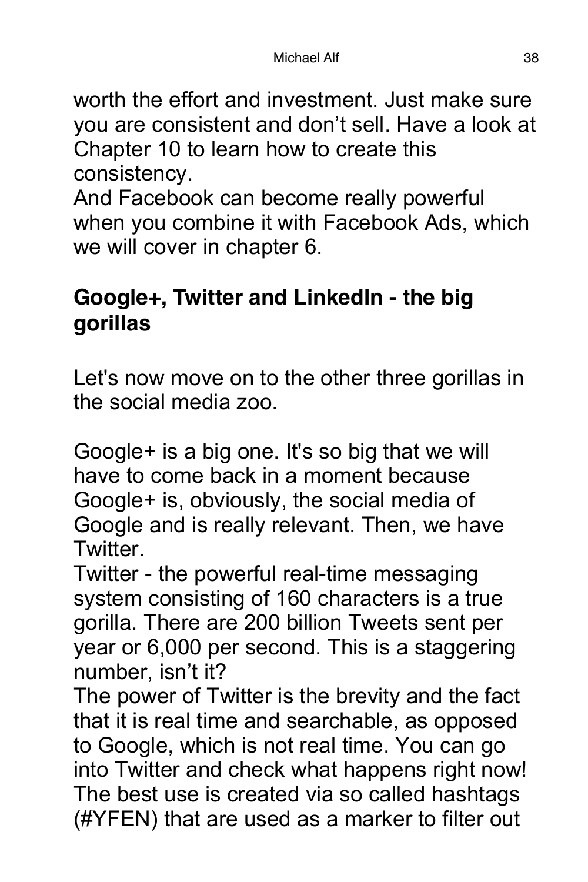worth the effort and investment. Just make sure you are consistent and don't sell. Have a look at Chapter 10 to learn how to create this consistency.
And Facebook can become really powerful when you combine it with Facebook Ads, which we will cover in chapter 6.

## Google+, Twitter and LinkedIn - the big gorillas

Let's now move on to the other three gorillas in the social media zoo.

Google+ is a big one. It's so big that we will have to come back in a moment because Google+ is, obviously, the social media of Google and is really relevant. Then, we have Twitter.
Twitter - the powerful real-time messaging system consisting of 160 characters is a true gorilla. There are 200 billion Tweets sent per year or 6,000 per second. This is a staggering number, isn't it?
The power of Twitter is the brevity and the fact that it is real time and searchable, as opposed to Google, which is not real time. You can go into Twitter and check what happens right now! The best use is created via so called hashtags (#YFEN) that are used as a marker to filter out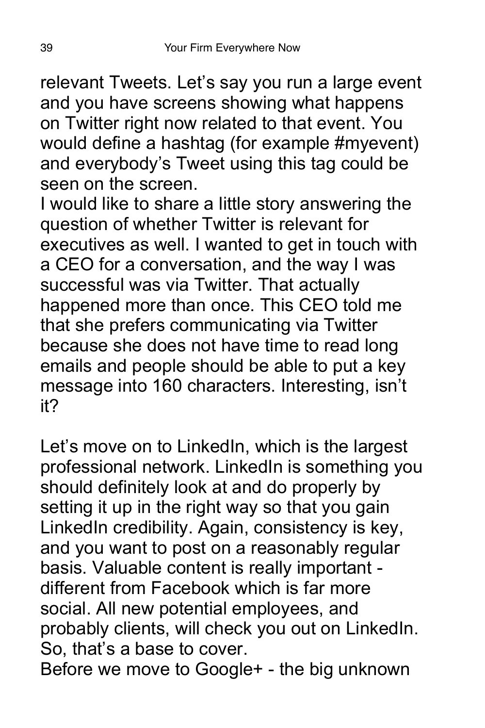relevant Tweets. Let's say you run a large event and you have screens showing what happens on Twitter right now related to that event. You would define a hashtag (for example #myevent) and everybody's Tweet using this tag could be seen on the screen.

I would like to share a little story answering the question of whether Twitter is relevant for executives as well. I wanted to get in touch with a CEO for a conversation, and the way I was successful was via Twitter. That actually happened more than once. This CEO told me that she prefers communicating via Twitter because she does not have time to read long emails and people should be able to put a key message into 160 characters. Interesting, isn't it?

Let's move on to LinkedIn, which is the largest professional network. LinkedIn is something you should definitely look at and do properly by setting it up in the right way so that you gain LinkedIn credibility. Again, consistency is key, and you want to post on a reasonably regular basis. Valuable content is really important - different from Facebook which is far more social. All new potential employees, and probably clients, will check you out on LinkedIn. So, that's a base to cover.

Before we move to Google+ - the big unknown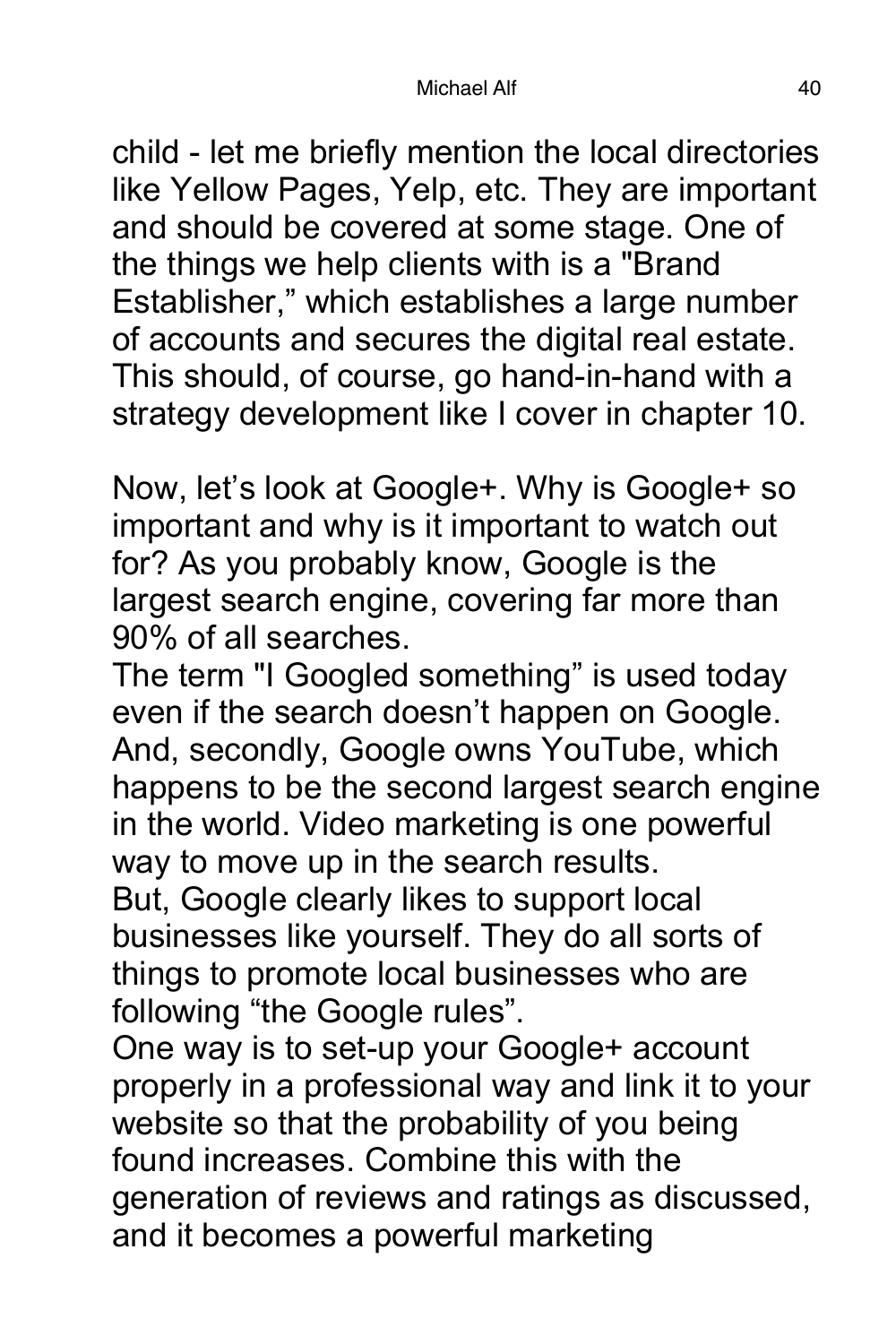child - let me briefly mention the local directories like Yellow Pages, Yelp, etc. They are important and should be covered at some stage. One of the things we help clients with is a "Brand Establisher," which establishes a large number of accounts and secures the digital real estate. This should, of course, go hand-in-hand with a strategy development like I cover in chapter 10.

Now, let's look at Google+. Why is Google+ so important and why is it important to watch out for? As you probably know, Google is the largest search engine, covering far more than 90% of all searches.
The term "I Googled something" is used today even if the search doesn't happen on Google. And, secondly, Google owns YouTube, which happens to be the second largest search engine in the world. Video marketing is one powerful way to move up in the search results.
But, Google clearly likes to support local businesses like yourself. They do all sorts of things to promote local businesses who are following "the Google rules".
One way is to set-up your Google+ account properly in a professional way and link it to your website so that the probability of you being found increases. Combine this with the generation of reviews and ratings as discussed, and it becomes a powerful marketing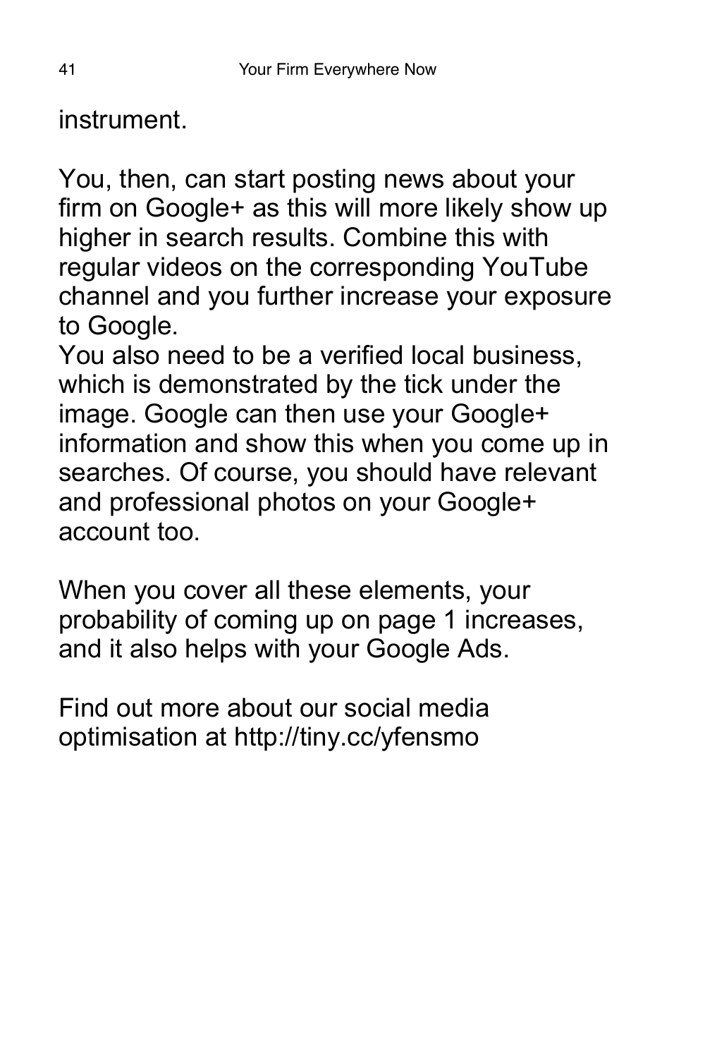instrument.

You, then, can start posting news about your firm on Google+ as this will more likely show up higher in search results. Combine this with regular videos on the corresponding YouTube channel and you further increase your exposure to Google.
You also need to be a verified local business, which is demonstrated by the tick under the image. Google can then use your Google+ information and show this when you come up in searches. Of course, you should have relevant and professional photos on your Google+ account too.

When you cover all these elements, your probability of coming up on page 1 increases, and it also helps with your Google Ads.

Find out more about our social media optimisation at http://tiny.cc/yfensmo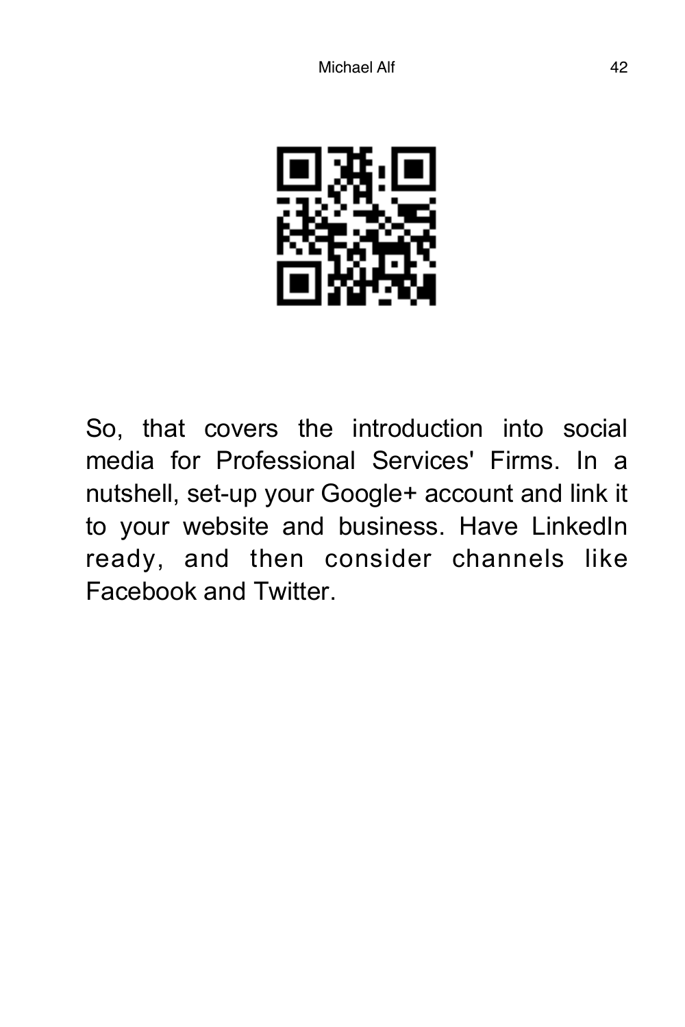So, that covers the introduction into social media for Professional Services' Firms. In a nutshell, set-up your Google+ account and link it to your website and business. Have LinkedIn ready, and then consider channels like Facebook and Twitter.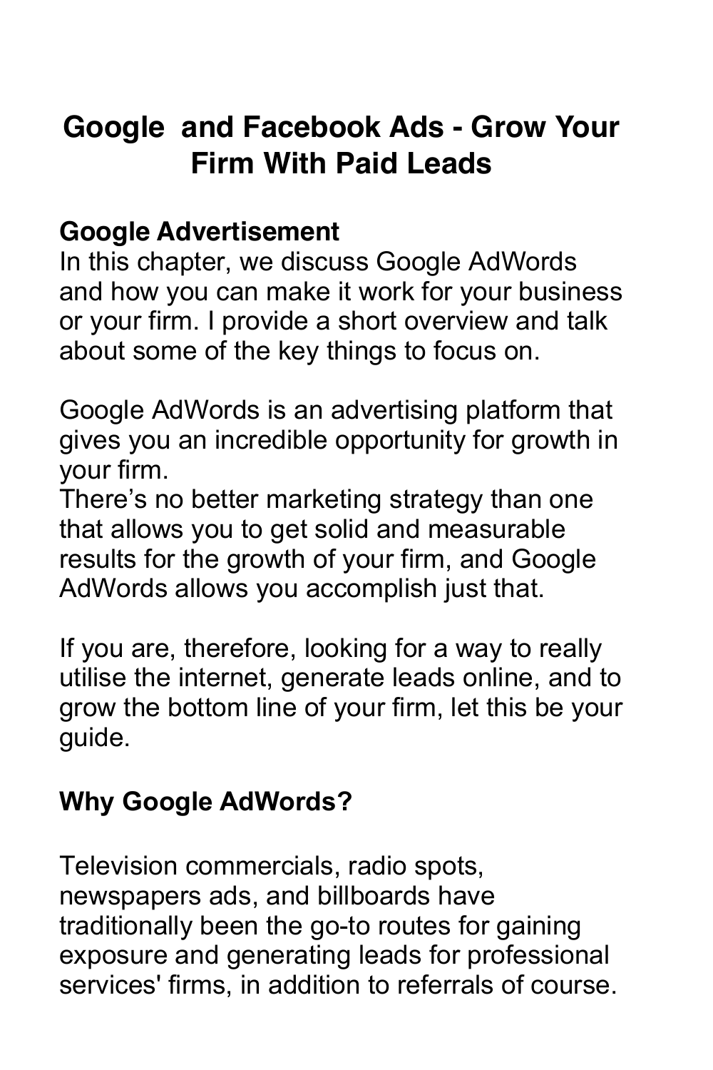# Google and Facebook Ads - Grow Your Firm With Paid Leads

## Google Advertisement

In this chapter, we discuss Google AdWords and how you can make it work for your business or your firm. I provide a short overview and talk about some of the key things to focus on.

Google AdWords is an advertising platform that gives you an incredible opportunity for growth in your firm.
There's no better marketing strategy than one that allows you to get solid and measurable results for the growth of your firm, and Google AdWords allows you accomplish just that.

If you are, therefore, looking for a way to really utilise the internet, generate leads online, and to grow the bottom line of your firm, let this be your guide.

## Why Google AdWords?

Television commercials, radio spots, newspapers ads, and billboards have traditionally been the go-to routes for gaining exposure and generating leads for professional services' firms, in addition to referrals of course.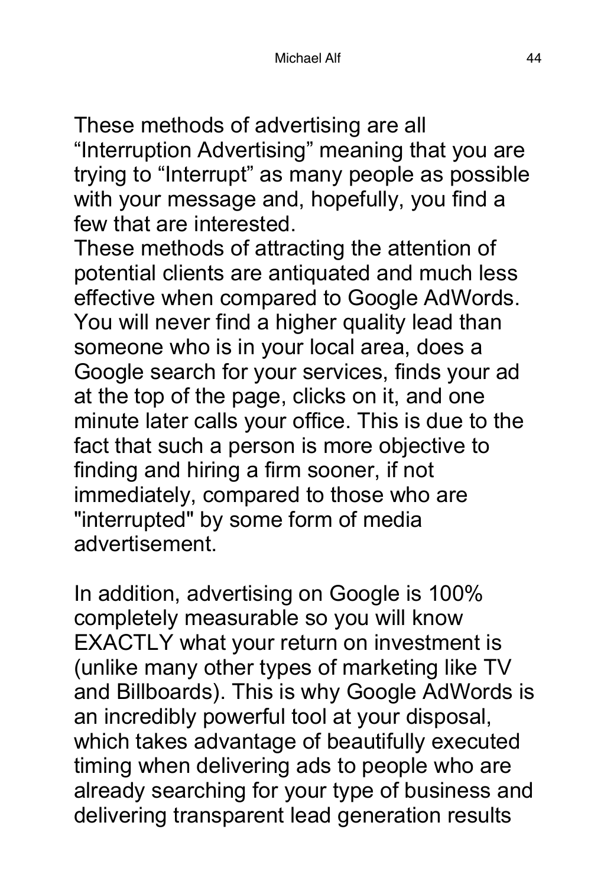These methods of advertising are all "Interruption Advertising" meaning that you are trying to "Interrupt" as many people as possible with your message and, hopefully, you find a few that are interested.
These methods of attracting the attention of potential clients are antiquated and much less effective when compared to Google AdWords. You will never find a higher quality lead than someone who is in your local area, does a Google search for your services, finds your ad at the top of the page, clicks on it, and one minute later calls your office. This is due to the fact that such a person is more objective to finding and hiring a firm sooner, if not immediately, compared to those who are "interrupted" by some form of media advertisement.

In addition, advertising on Google is 100% completely measurable so you will know EXACTLY what your return on investment is (unlike many other types of marketing like TV and Billboards). This is why Google AdWords is an incredibly powerful tool at your disposal, which takes advantage of beautifully executed timing when delivering ads to people who are already searching for your type of business and delivering transparent lead generation results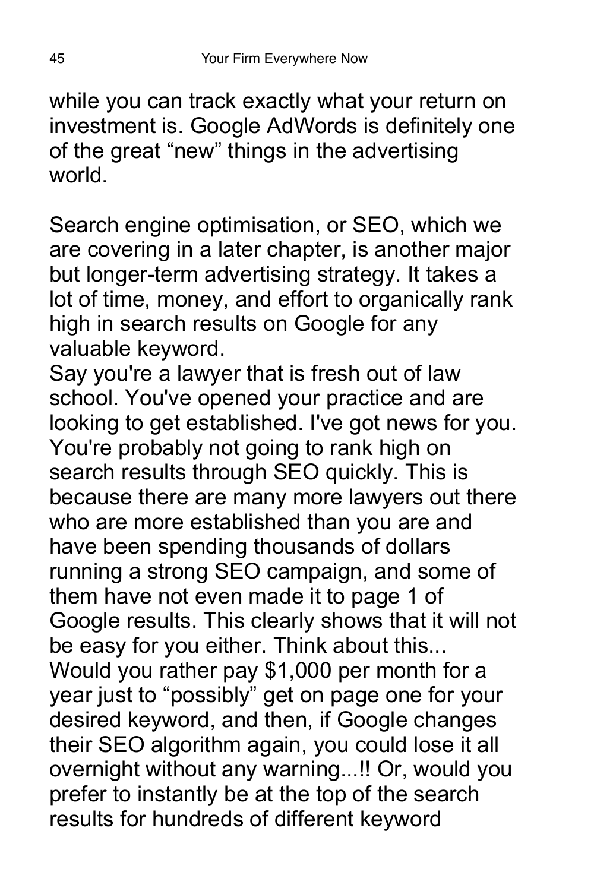while you can track exactly what your return on investment is. Google AdWords is definitely one of the great “new” things in the advertising world.

Search engine optimisation, or SEO, which we are covering in a later chapter, is another major but longer-term advertising strategy. It takes a lot of time, money, and effort to organically rank high in search results on Google for any valuable keyword.

Say you're a lawyer that is fresh out of law school. You've opened your practice and are looking to get established. I've got news for you. You're probably not going to rank high on search results through SEO quickly. This is because there are many more lawyers out there who are more established than you are and have been spending thousands of dollars running a strong SEO campaign, and some of them have not even made it to page 1 of Google results. This clearly shows that it will not be easy for you either. Think about this... Would you rather pay $1,000 per month for a year just to “possibly” get on page one for your desired keyword, and then, if Google changes their SEO algorithm again, you could lose it all overnight without any warning...!! Or, would you prefer to instantly be at the top of the search results for hundreds of different keyword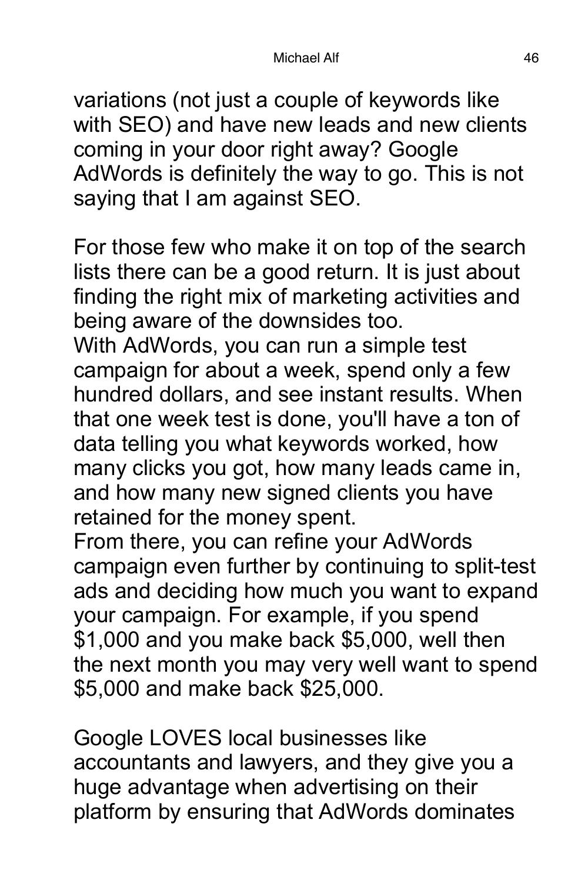variations (not just a couple of keywords like with SEO) and have new leads and new clients coming in your door right away? Google AdWords is definitely the way to go. This is not saying that I am against SEO.

For those few who make it on top of the search lists there can be a good return. It is just about finding the right mix of marketing activities and being aware of the downsides too.

With AdWords, you can run a simple test campaign for about a week, spend only a few hundred dollars, and see instant results. When that one week test is done, you'll have a ton of data telling you what keywords worked, how many clicks you got, how many leads came in, and how many new signed clients you have retained for the money spent.

From there, you can refine your AdWords campaign even further by continuing to split-test ads and deciding how much you want to expand your campaign. For example, if you spend $1,000 and you make back $5,000, well then the next month you may very well want to spend $5,000 and make back $25,000.

Google LOVES local businesses like accountants and lawyers, and they give you a huge advantage when advertising on their platform by ensuring that AdWords dominates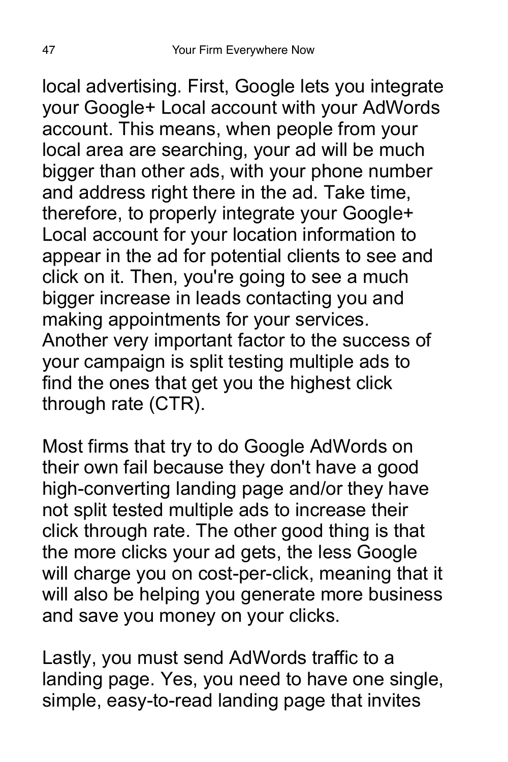local advertising. First, Google lets you integrate your Google+ Local account with your AdWords account. This means, when people from your local area are searching, your ad will be much bigger than other ads, with your phone number and address right there in the ad. Take time, therefore, to properly integrate your Google+ Local account for your location information to appear in the ad for potential clients to see and click on it. Then, you're going to see a much bigger increase in leads contacting you and making appointments for your services. Another very important factor to the success of your campaign is split testing multiple ads to find the ones that get you the highest click through rate (CTR).

Most firms that try to do Google AdWords on their own fail because they don't have a good high-converting landing page and/or they have not split tested multiple ads to increase their click through rate. The other good thing is that the more clicks your ad gets, the less Google will charge you on cost-per-click, meaning that it will also be helping you generate more business and save you money on your clicks.

Lastly, you must send AdWords traffic to a landing page. Yes, you need to have one single, simple, easy-to-read landing page that invites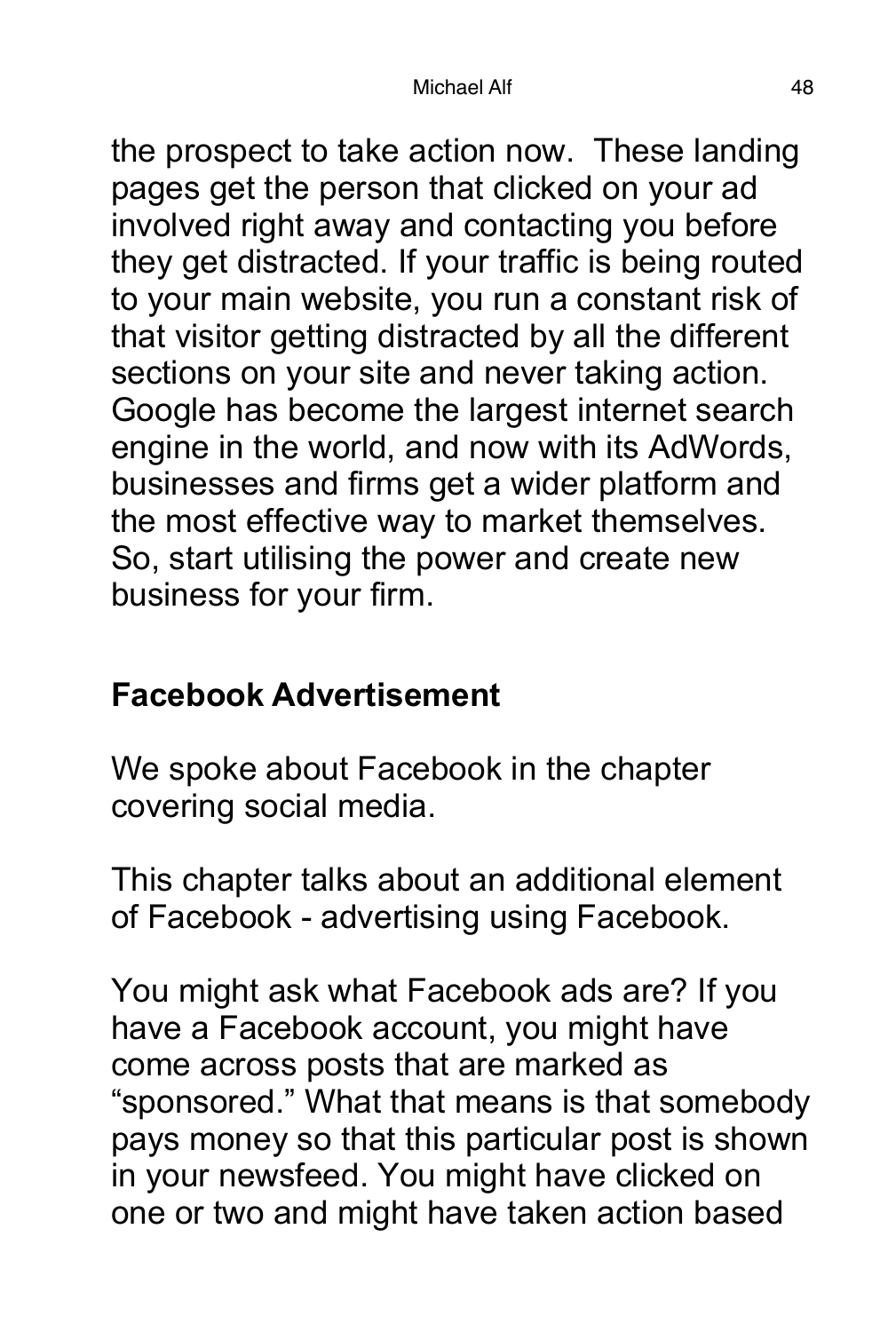the prospect to take action now. These landing pages get the person that clicked on your ad involved right away and contacting you before they get distracted. If your traffic is being routed to your main website, you run a constant risk of that visitor getting distracted by all the different sections on your site and never taking action. Google has become the largest internet search engine in the world, and now with its AdWords, businesses and firms get a wider platform and the most effective way to market themselves. So, start utilising the power and create new business for your firm.

## Facebook Advertisement

We spoke about Facebook in the chapter covering social media.

This chapter talks about an additional element of Facebook - advertising using Facebook.

You might ask what Facebook ads are? If you have a Facebook account, you might have come across posts that are marked as "sponsored." What that means is that somebody pays money so that this particular post is shown in your newsfeed. You might have clicked on one or two and might have taken action based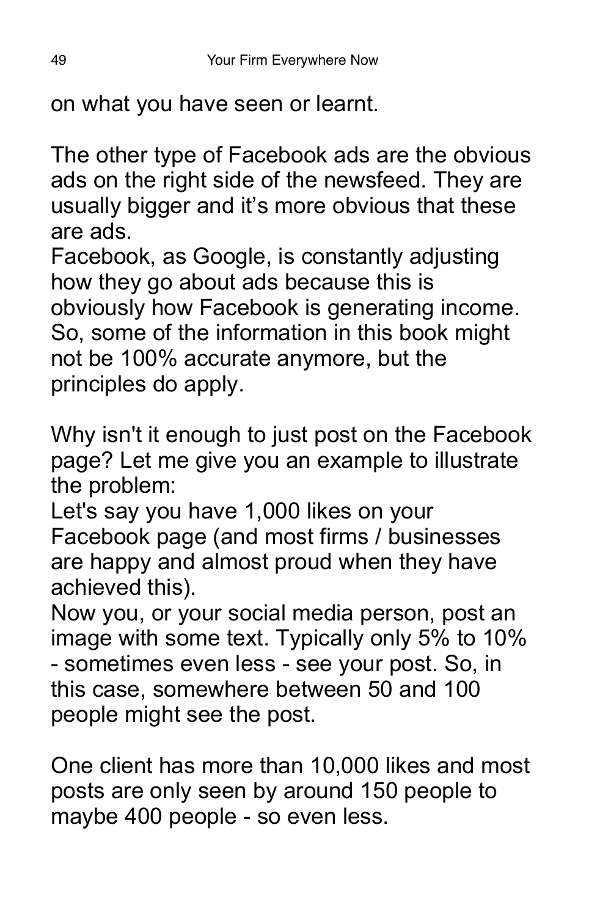on what you have seen or learnt.

The other type of Facebook ads are the obvious ads on the right side of the newsfeed. They are usually bigger and it's more obvious that these are ads.
Facebook, as Google, is constantly adjusting how they go about ads because this is obviously how Facebook is generating income. So, some of the information in this book might not be 100% accurate anymore, but the principles do apply.

Why isn't it enough to just post on the Facebook page? Let me give you an example to illustrate the problem:
Let's say you have 1,000 likes on your Facebook page (and most firms / businesses are happy and almost proud when they have achieved this).
Now you, or your social media person, post an image with some text. Typically only 5% to 10% - sometimes even less - see your post. So, in this case, somewhere between 50 and 100 people might see the post.

One client has more than 10,000 likes and most posts are only seen by around 150 people to maybe 400 people - so even less.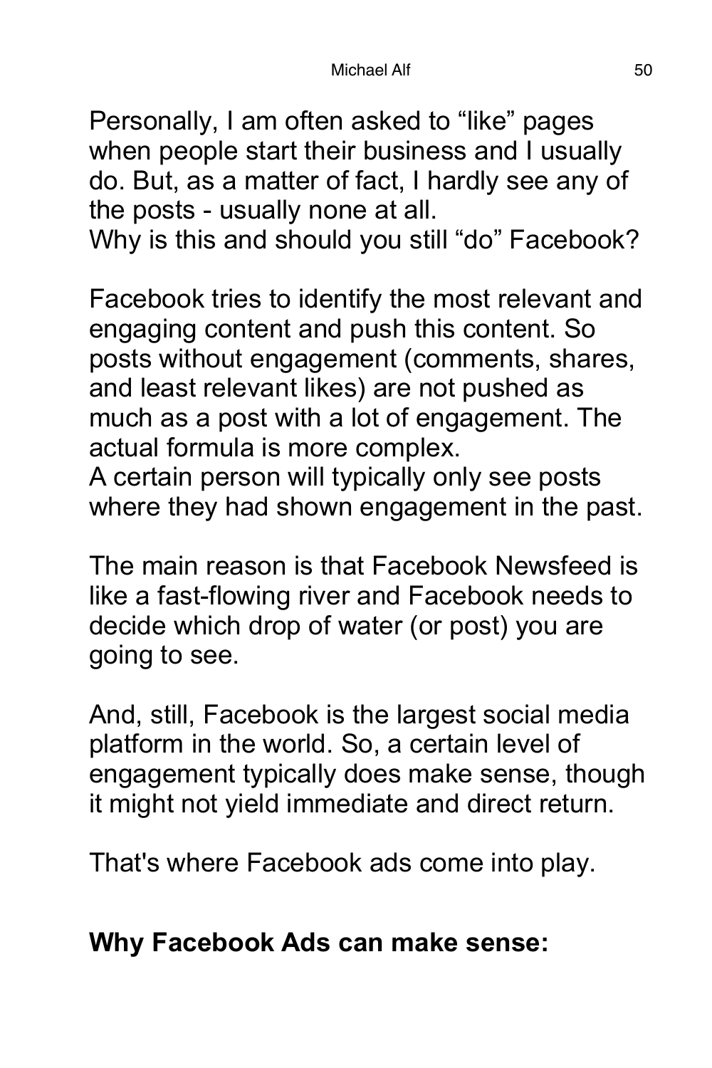Personally, I am often asked to “like” pages when people start their business and I usually do. But, as a matter of fact, I hardly see any of the posts - usually none at all.
Why is this and should you still “do” Facebook?

Facebook tries to identify the most relevant and engaging content and push this content. So posts without engagement (comments, shares, and least relevant likes) are not pushed as much as a post with a lot of engagement. The actual formula is more complex.
A certain person will typically only see posts where they had shown engagement in the past.

The main reason is that Facebook Newsfeed is like a fast-flowing river and Facebook needs to decide which drop of water (or post) you are going to see.

And, still, Facebook is the largest social media platform in the world. So, a certain level of engagement typically does make sense, though it might not yield immediate and direct return.

That's where Facebook ads come into play.

**Why Facebook Ads can make sense:**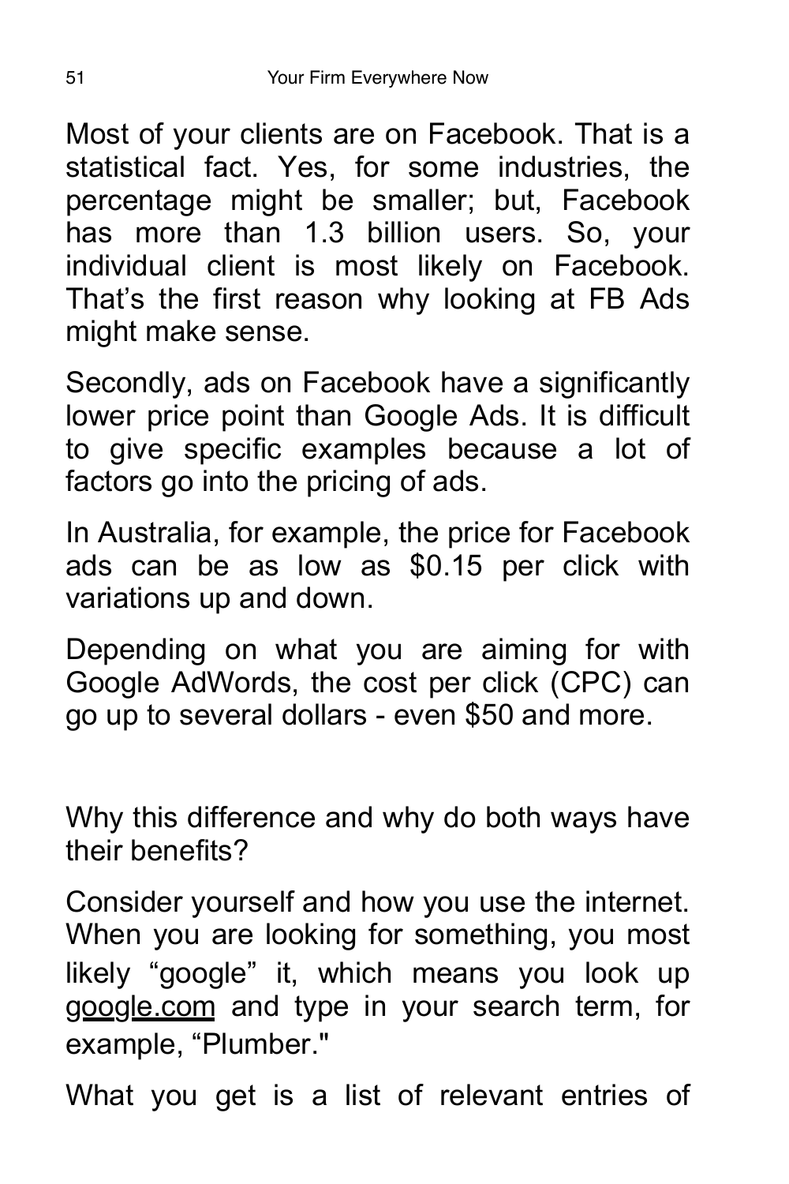Most of your clients are on Facebook. That is a statistical fact. Yes, for some industries, the percentage might be smaller; but, Facebook has more than 1.3 billion users. So, your individual client is most likely on Facebook. That's the first reason why looking at FB Ads might make sense.

Secondly, ads on Facebook have a significantly lower price point than Google Ads. It is difficult to give specific examples because a lot of factors go into the pricing of ads.

In Australia, for example, the price for Facebook ads can be as low as $0.15 per click with variations up and down.

Depending on what you are aiming for with Google AdWords, the cost per click (CPC) can go up to several dollars - even $50 and more.

Why this difference and why do both ways have their benefits?

Consider yourself and how you use the internet. When you are looking for something, you most likely "google" it, which means you look up google.com and type in your search term, for example, "Plumber."

What you get is a list of relevant entries of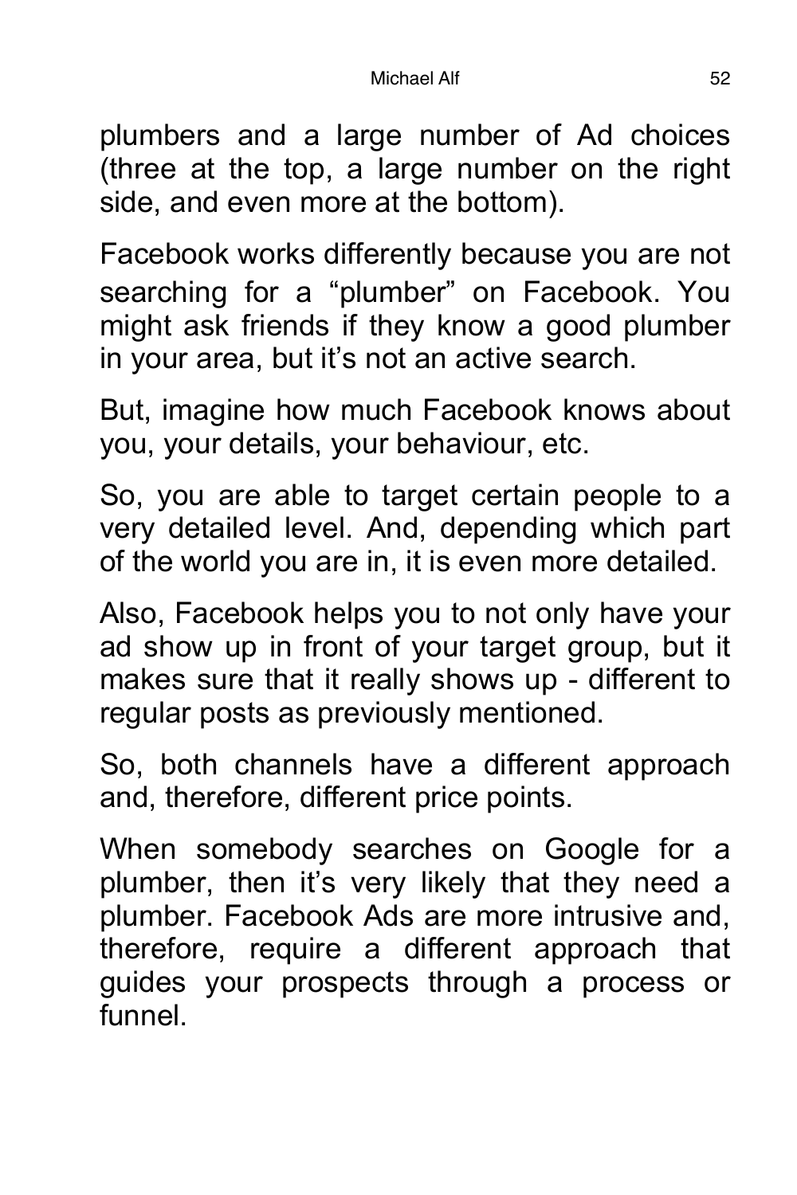plumbers and a large number of Ad choices (three at the top, a large number on the right side, and even more at the bottom).

Facebook works differently because you are not searching for a “plumber” on Facebook. You might ask friends if they know a good plumber in your area, but it’s not an active search.

But, imagine how much Facebook knows about you, your details, your behaviour, etc.

So, you are able to target certain people to a very detailed level. And, depending which part of the world you are in, it is even more detailed.

Also, Facebook helps you to not only have your ad show up in front of your target group, but it makes sure that it really shows up - different to regular posts as previously mentioned.

So, both channels have a different approach and, therefore, different price points.

When somebody searches on Google for a plumber, then it’s very likely that they need a plumber. Facebook Ads are more intrusive and, therefore, require a different approach that guides your prospects through a process or funnel.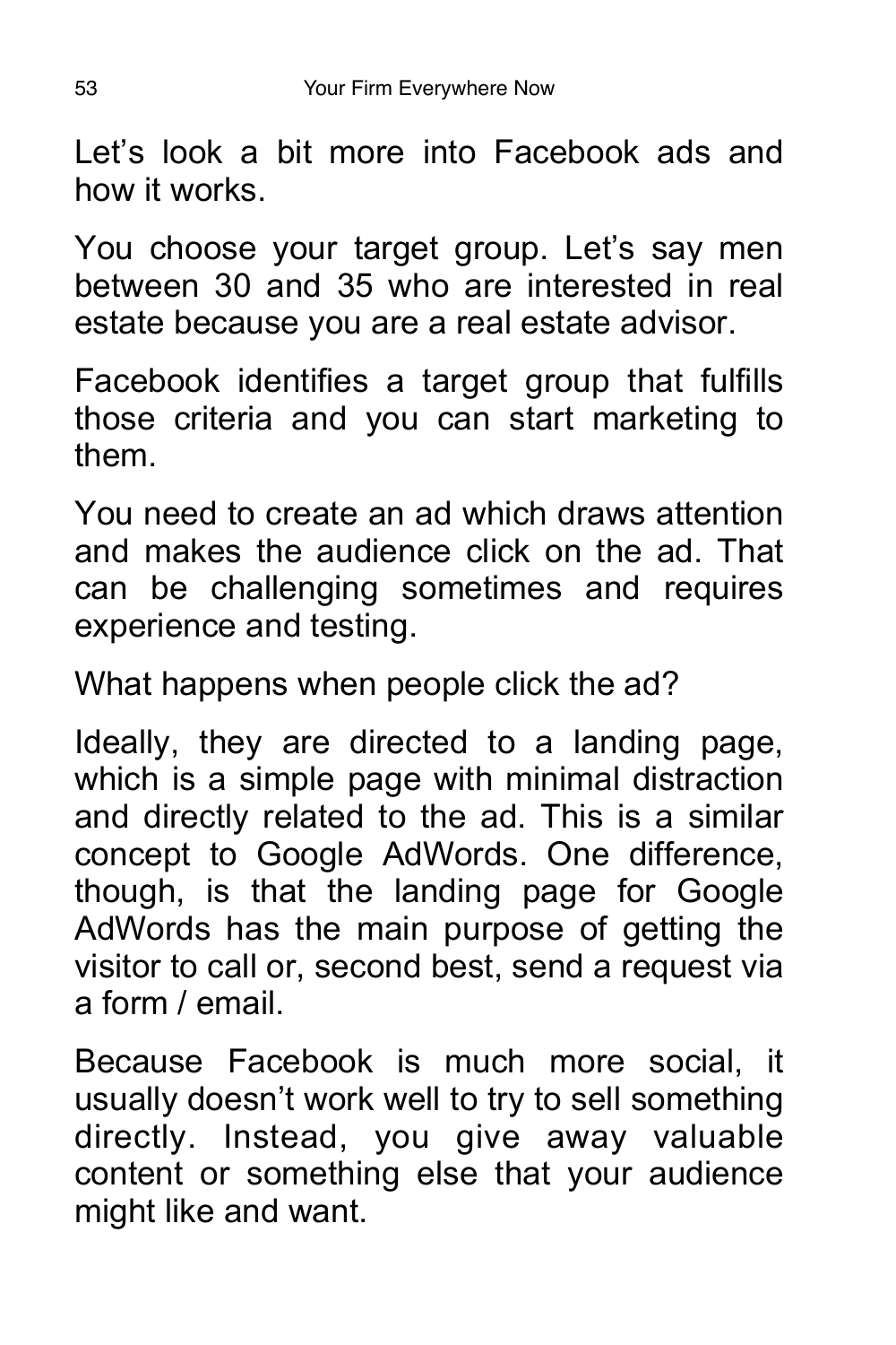Let's look a bit more into Facebook ads and how it works.

You choose your target group. Let's say men between 30 and 35 who are interested in real estate because you are a real estate advisor.

Facebook identifies a target group that fulfills those criteria and you can start marketing to them.

You need to create an ad which draws attention and makes the audience click on the ad. That can be challenging sometimes and requires experience and testing.

What happens when people click the ad?

Ideally, they are directed to a landing page, which is a simple page with minimal distraction and directly related to the ad. This is a similar concept to Google AdWords. One difference, though, is that the landing page for Google AdWords has the main purpose of getting the visitor to call or, second best, send a request via a form / email.

Because Facebook is much more social, it usually doesn't work well to try to sell something directly. Instead, you give away valuable content or something else that your audience might like and want.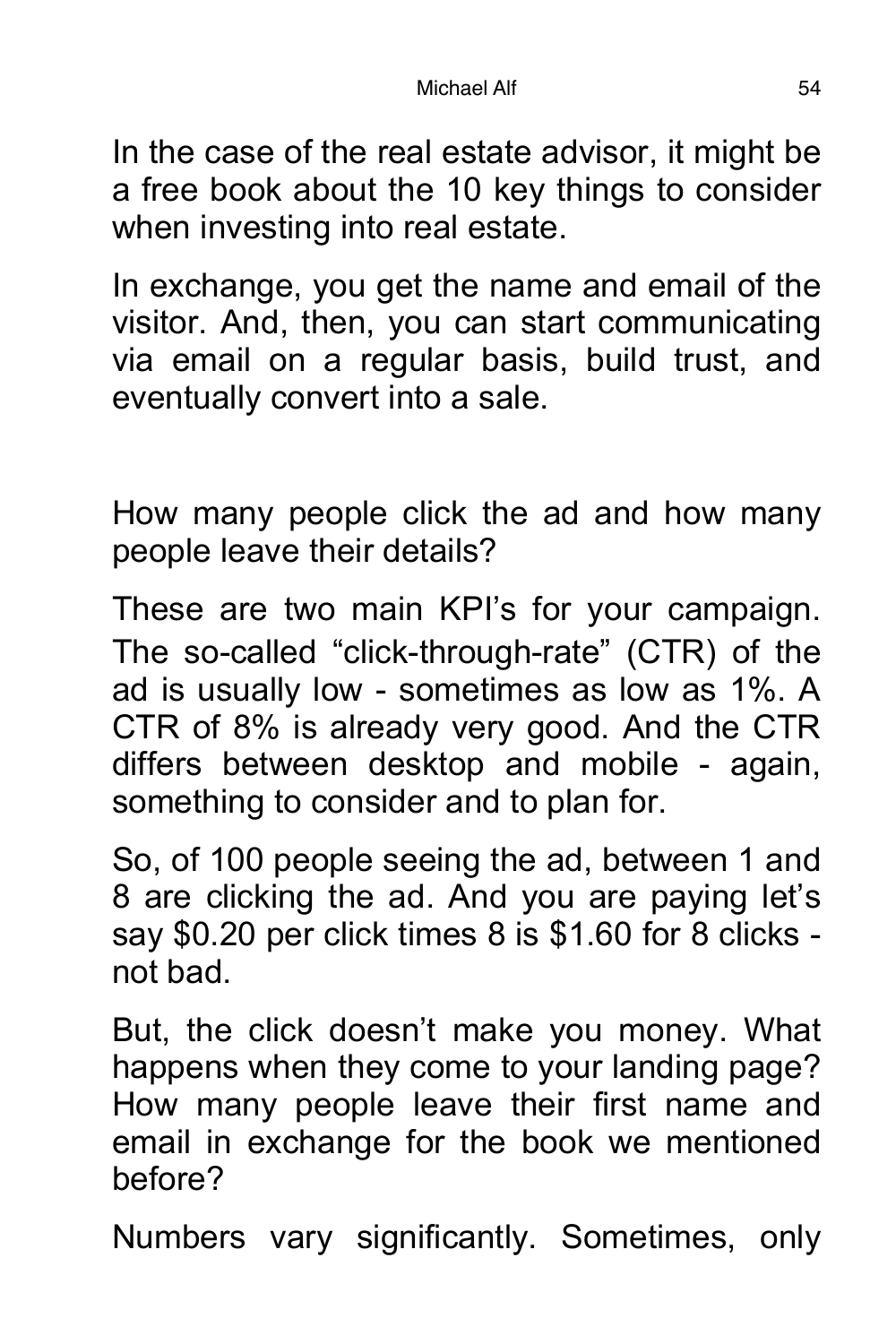In the case of the real estate advisor, it might be a free book about the 10 key things to consider when investing into real estate.

In exchange, you get the name and email of the visitor. And, then, you can start communicating via email on a regular basis, build trust, and eventually convert into a sale.

How many people click the ad and how many people leave their details?

These are two main KPI's for your campaign. The so-called "click-through-rate" (CTR) of the ad is usually low - sometimes as low as 1%. A CTR of 8% is already very good. And the CTR differs between desktop and mobile - again, something to consider and to plan for.

So, of 100 people seeing the ad, between 1 and 8 are clicking the ad. And you are paying let's say $0.20 per click times 8 is $1.60 for 8 clicks - not bad.

But, the click doesn't make you money. What happens when they come to your landing page? How many people leave their first name and email in exchange for the book we mentioned before?

Numbers vary significantly. Sometimes, only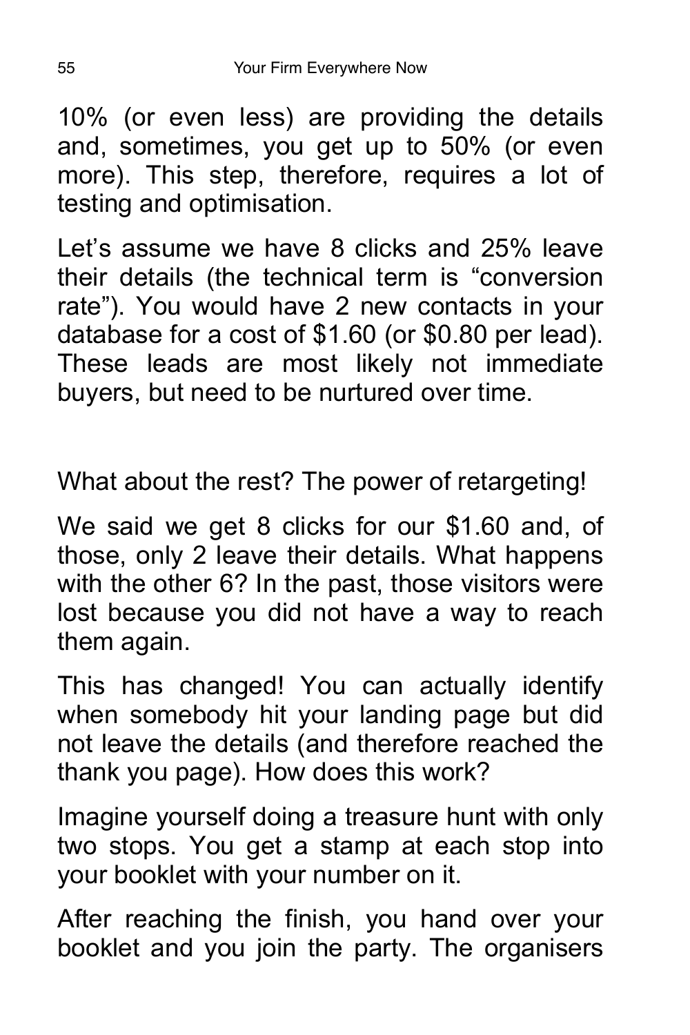10% (or even less) are providing the details and, sometimes, you get up to 50% (or even more). This step, therefore, requires a lot of testing and optimisation.

Let's assume we have 8 clicks and 25% leave their details (the technical term is "conversion rate"). You would have 2 new contacts in your database for a cost of $1.60 (or $0.80 per lead). These leads are most likely not immediate buyers, but need to be nurtured over time.

What about the rest? The power of retargeting!

We said we get 8 clicks for our $1.60 and, of those, only 2 leave their details. What happens with the other 6? In the past, those visitors were lost because you did not have a way to reach them again.

This has changed! You can actually identify when somebody hit your landing page but did not leave the details (and therefore reached the thank you page). How does this work?

Imagine yourself doing a treasure hunt with only two stops. You get a stamp at each stop into your booklet with your number on it.

After reaching the finish, you hand over your booklet and you join the party. The organisers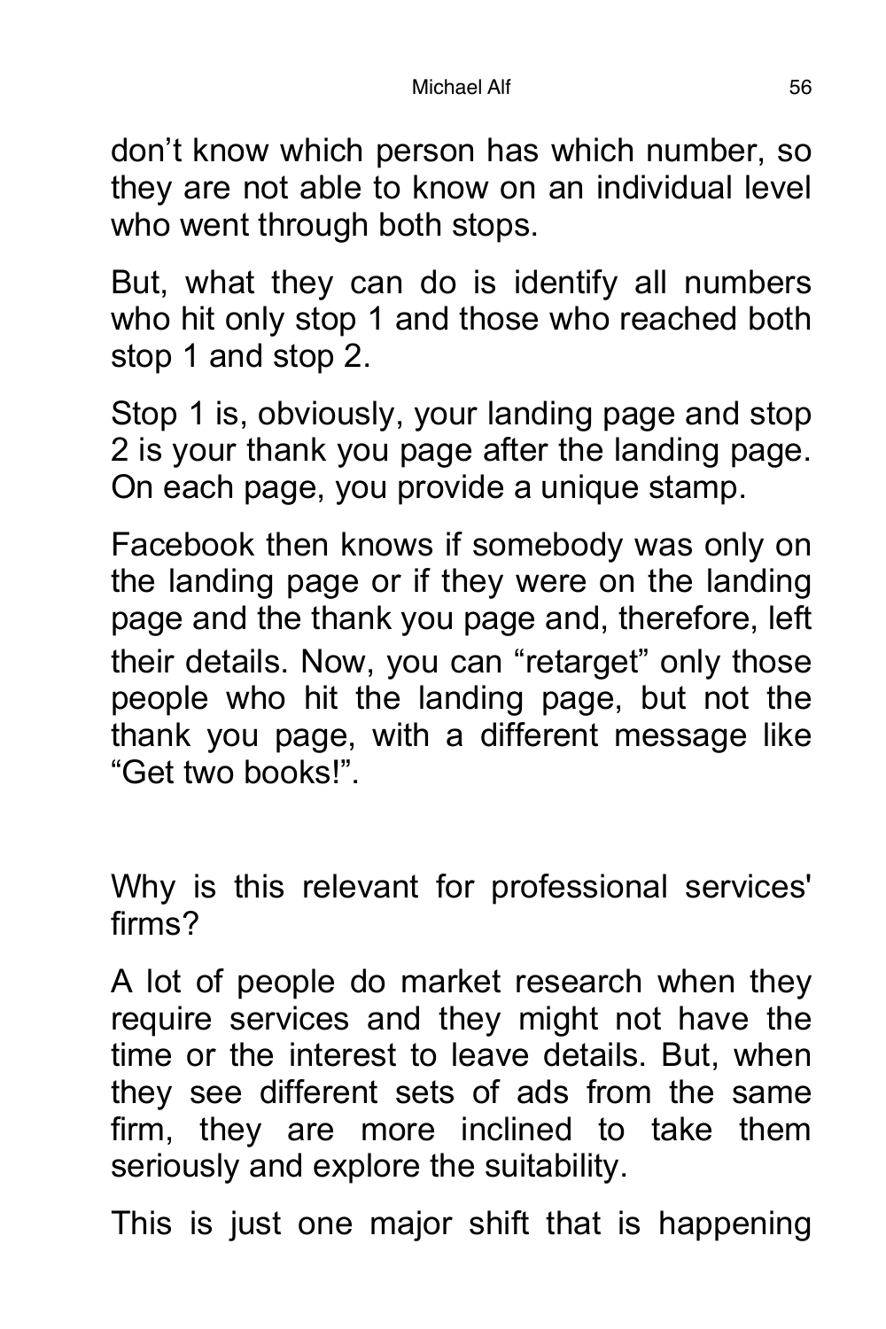don't know which person has which number, so they are not able to know on an individual level who went through both stops.

But, what they can do is identify all numbers who hit only stop 1 and those who reached both stop 1 and stop 2.

Stop 1 is, obviously, your landing page and stop 2 is your thank you page after the landing page. On each page, you provide a unique stamp.

Facebook then knows if somebody was only on the landing page or if they were on the landing page and the thank you page and, therefore, left their details. Now, you can "retarget" only those people who hit the landing page, but not the thank you page, with a different message like "Get two books!".

Why is this relevant for professional services' firms?

A lot of people do market research when they require services and they might not have the time or the interest to leave details. But, when they see different sets of ads from the same firm, they are more inclined to take them seriously and explore the suitability.

This is just one major shift that is happening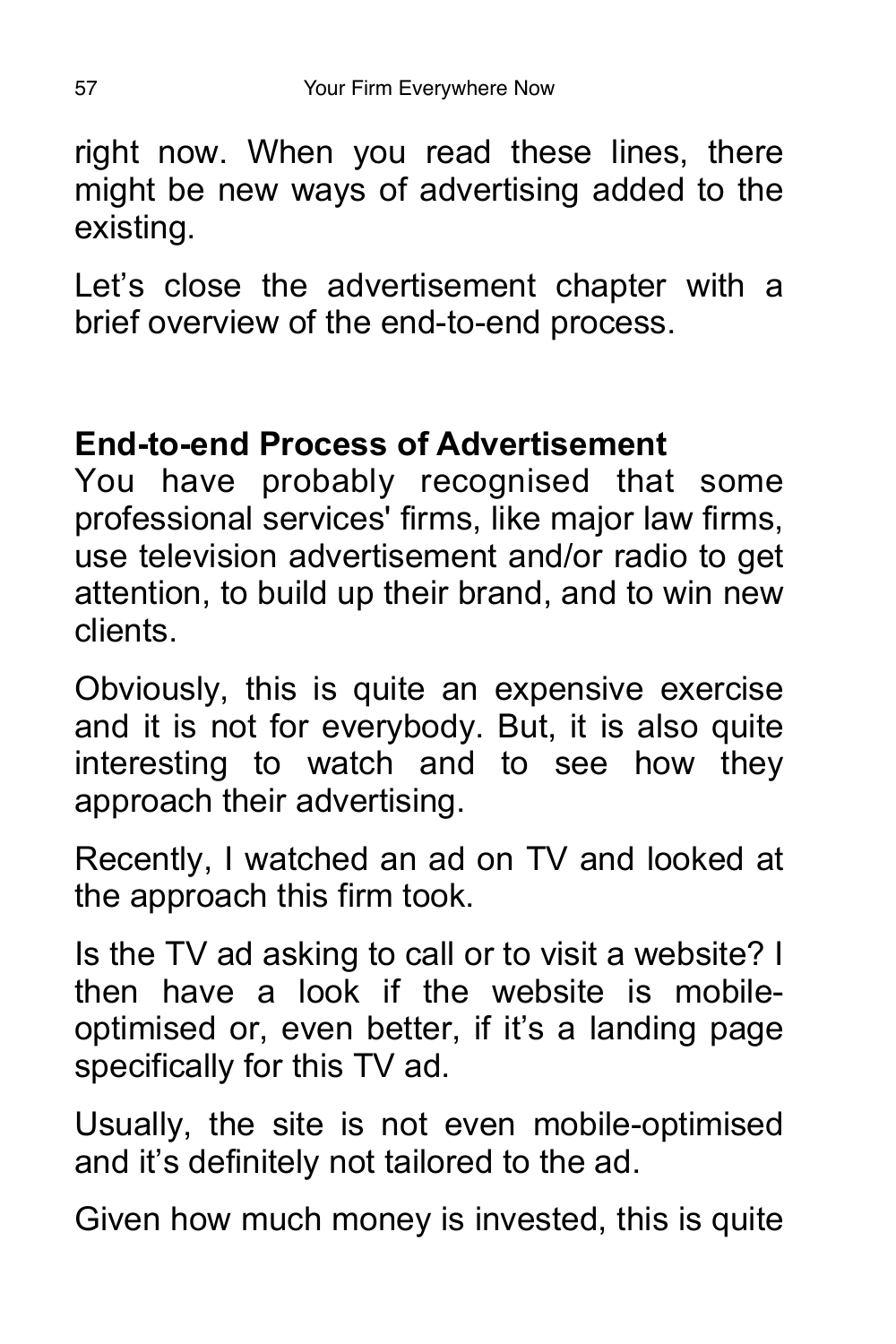right now. When you read these lines, there might be new ways of advertising added to the existing.

Let’s close the advertisement chapter with a brief overview of the end-to-end process.

**End-to-end Process of Advertisement**

You have probably recognised that some professional services' firms, like major law firms, use television advertisement and/or radio to get attention, to build up their brand, and to win new clients.

Obviously, this is quite an expensive exercise and it is not for everybody. But, it is also quite interesting to watch and to see how they approach their advertising.

Recently, I watched an ad on TV and looked at the approach this firm took.

Is the TV ad asking to call or to visit a website? I then have a look if the website is mobile-optimised or, even better, if it’s a landing page specifically for this TV ad.

Usually, the site is not even mobile-optimised and it’s definitely not tailored to the ad.

Given how much money is invested, this is quite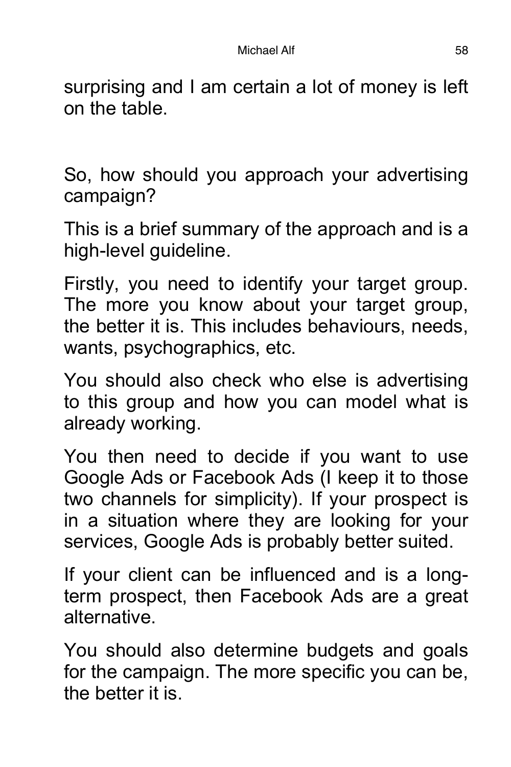surprising and I am certain a lot of money is left on the table.

So, how should you approach your advertising campaign?

This is a brief summary of the approach and is a high-level guideline.

Firstly, you need to identify your target group. The more you know about your target group, the better it is. This includes behaviours, needs, wants, psychographics, etc.

You should also check who else is advertising to this group and how you can model what is already working.

You then need to decide if you want to use Google Ads or Facebook Ads (I keep it to those two channels for simplicity). If your prospect is in a situation where they are looking for your services, Google Ads is probably better suited.

If your client can be influenced and is a long-term prospect, then Facebook Ads are a great alternative.

You should also determine budgets and goals for the campaign. The more specific you can be, the better it is.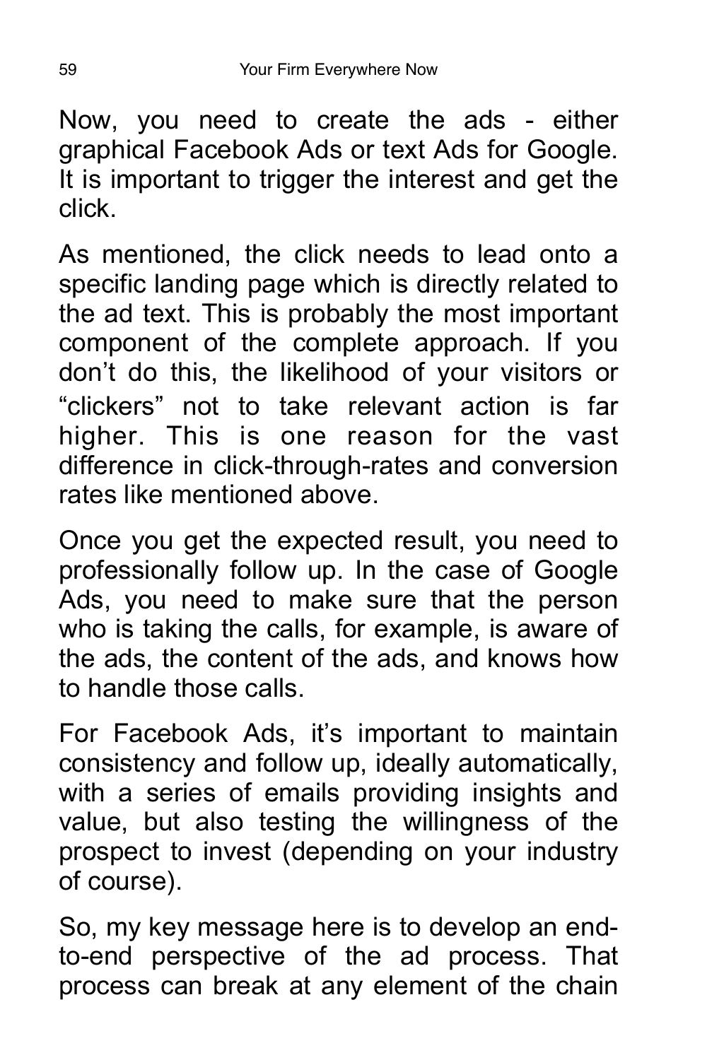Now, you need to create the ads - either graphical Facebook Ads or text Ads for Google. It is important to trigger the interest and get the click.

As mentioned, the click needs to lead onto a specific landing page which is directly related to the ad text. This is probably the most important component of the complete approach. If you don't do this, the likelihood of your visitors or "clickers" not to take relevant action is far higher. This is one reason for the vast difference in click-through-rates and conversion rates like mentioned above.

Once you get the expected result, you need to professionally follow up. In the case of Google Ads, you need to make sure that the person who is taking the calls, for example, is aware of the ads, the content of the ads, and knows how to handle those calls.

For Facebook Ads, it's important to maintain consistency and follow up, ideally automatically, with a series of emails providing insights and value, but also testing the willingness of the prospect to invest (depending on your industry of course).

So, my key message here is to develop an end-to-end perspective of the ad process. That process can break at any element of the chain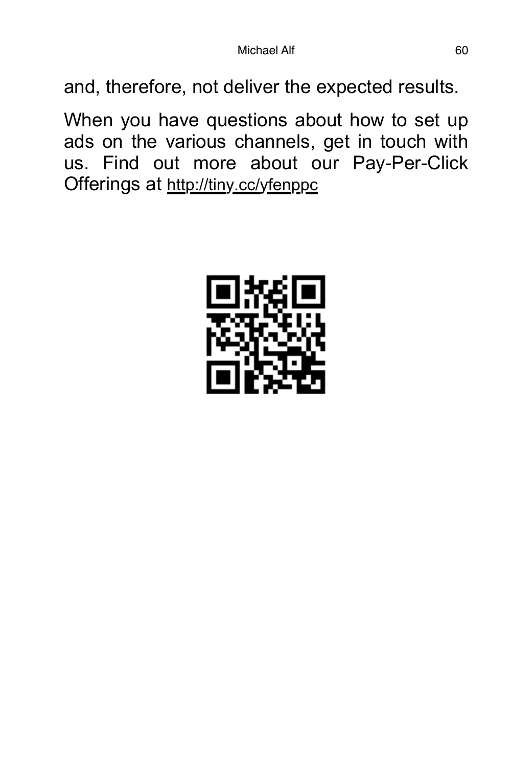and, therefore, not deliver the expected results.

When you have questions about how to set up ads on the various channels, get in touch with us. Find out more about our Pay-Per-Click Offerings at http://tiny.cc/yfenppc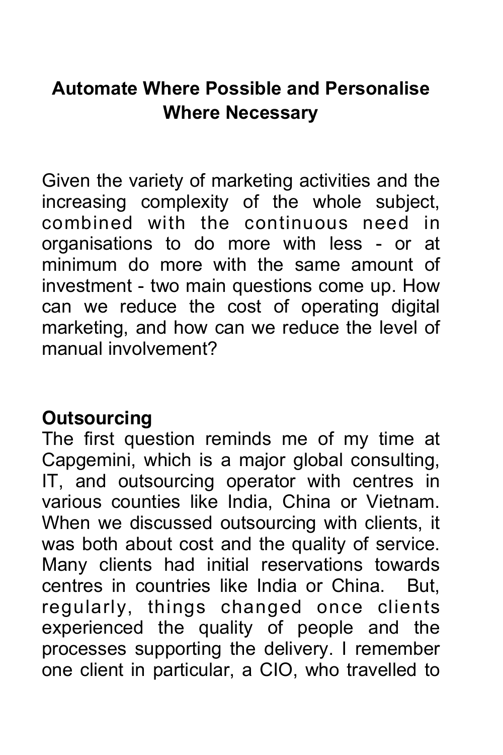## Automate Where Possible and Personalise Where Necessary

Given the variety of marketing activities and the increasing complexity of the whole subject, combined with the continuous need in organisations to do more with less - or at minimum do more with the same amount of investment - two main questions come up. How can we reduce the cost of operating digital marketing, and how can we reduce the level of manual involvement?

### Outsourcing

The first question reminds me of my time at Capgemini, which is a major global consulting, IT, and outsourcing operator with centres in various counties like India, China or Vietnam. When we discussed outsourcing with clients, it was both about cost and the quality of service. Many clients had initial reservations towards centres in countries like India or China. But, regularly, things changed once clients experienced the quality of people and the processes supporting the delivery. I remember one client in particular, a CIO, who travelled to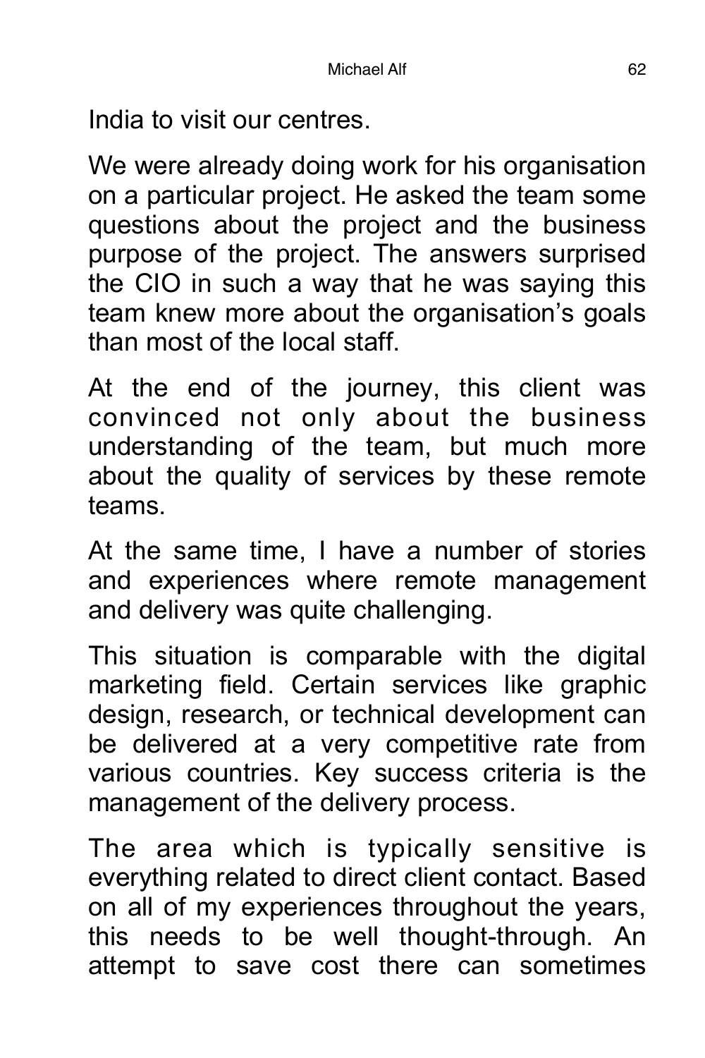India to visit our centres.

We were already doing work for his organisation on a particular project. He asked the team some questions about the project and the business purpose of the project. The answers surprised the CIO in such a way that he was saying this team knew more about the organisation's goals than most of the local staff.

At the end of the journey, this client was convinced not only about the business understanding of the team, but much more about the quality of services by these remote teams.

At the same time, I have a number of stories and experiences where remote management and delivery was quite challenging.

This situation is comparable with the digital marketing field. Certain services like graphic design, research, or technical development can be delivered at a very competitive rate from various countries. Key success criteria is the management of the delivery process.

The area which is typically sensitive is everything related to direct client contact. Based on all of my experiences throughout the years, this needs to be well thought-through. An attempt to save cost there can sometimes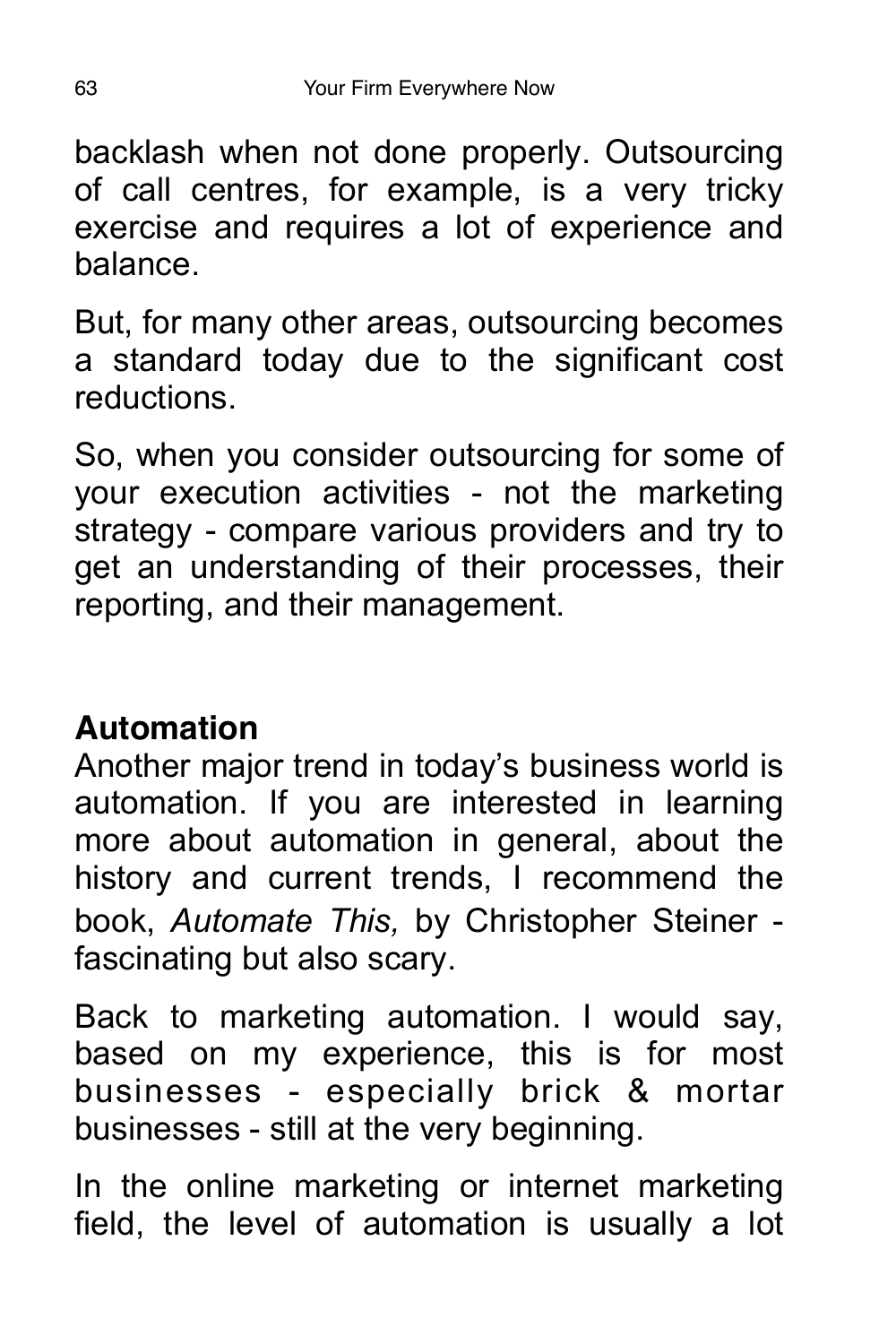backlash when not done properly. Outsourcing of call centres, for example, is a very tricky exercise and requires a lot of experience and balance.

But, for many other areas, outsourcing becomes a standard today due to the significant cost reductions.

So, when you consider outsourcing for some of your execution activities - not the marketing strategy - compare various providers and try to get an understanding of their processes, their reporting, and their management.

## Automation

Another major trend in today's business world is automation. If you are interested in learning more about automation in general, about the history and current trends, I recommend the book, *Automate This,* by Christopher Steiner - fascinating but also scary.

Back to marketing automation. I would say, based on my experience, this is for most businesses - especially brick & mortar businesses - still at the very beginning.

In the online marketing or internet marketing field, the level of automation is usually a lot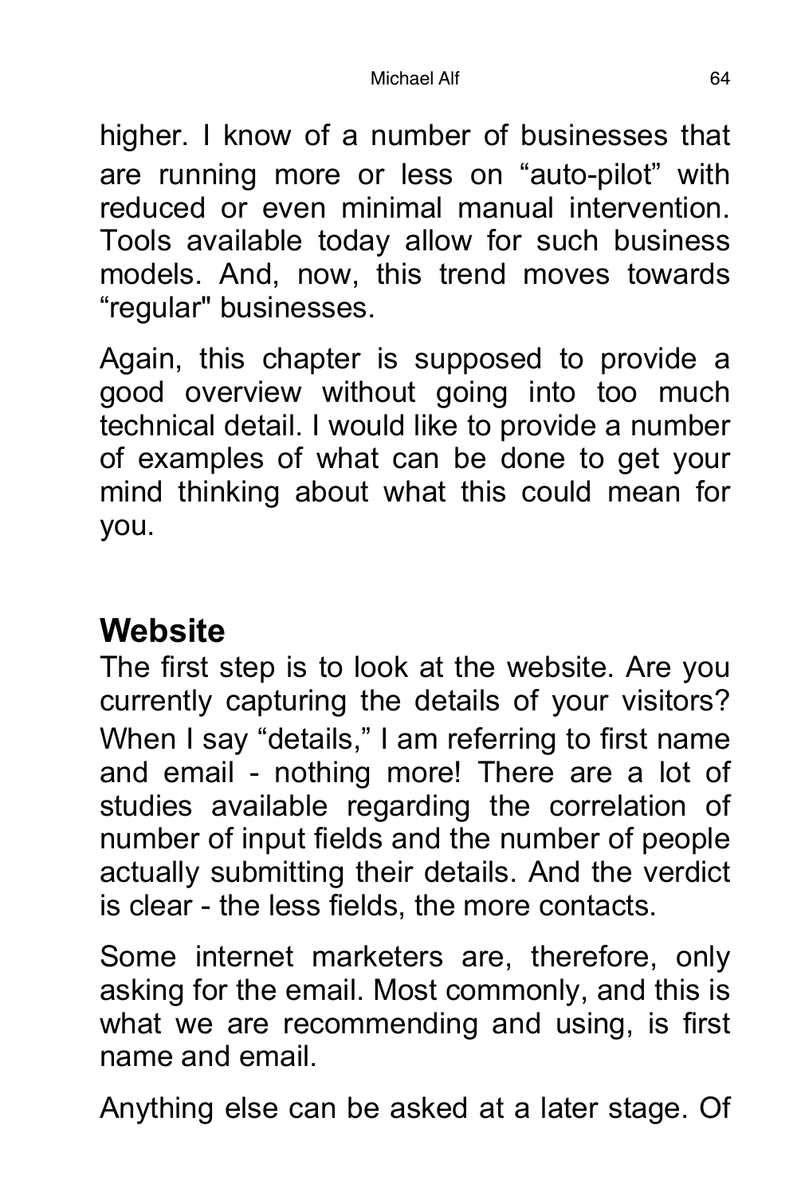higher. I know of a number of businesses that are running more or less on “auto-pilot” with reduced or even minimal manual intervention. Tools available today allow for such business models. And, now, this trend moves towards “regular" businesses.

Again, this chapter is supposed to provide a good overview without going into too much technical detail. I would like to provide a number of examples of what can be done to get your mind thinking about what this could mean for you.

## Website

The first step is to look at the website. Are you currently capturing the details of your visitors? When I say “details,” I am referring to first name and email - nothing more! There are a lot of studies available regarding the correlation of number of input fields and the number of people actually submitting their details. And the verdict is clear - the less fields, the more contacts.

Some internet marketers are, therefore, only asking for the email. Most commonly, and this is what we are recommending and using, is first name and email.

Anything else can be asked at a later stage. Of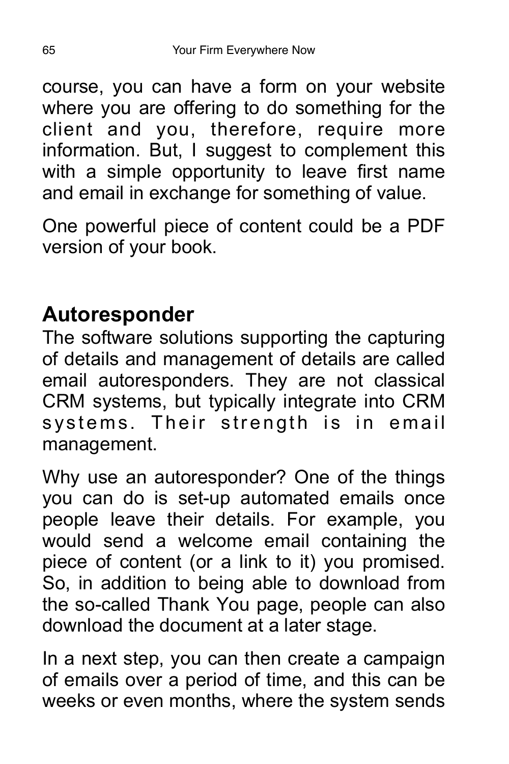course, you can have a form on your website where you are offering to do something for the client and you, therefore, require more information. But, I suggest to complement this with a simple opportunity to leave first name and email in exchange for something of value.

One powerful piece of content could be a PDF version of your book.

## Autoresponder

The software solutions supporting the capturing of details and management of details are called email autoresponders. They are not classical CRM systems, but typically integrate into CRM systems. Their strength is in email management.

Why use an autoresponder? One of the things you can do is set-up automated emails once people leave their details. For example, you would send a welcome email containing the piece of content (or a link to it) you promised. So, in addition to being able to download from the so-called Thank You page, people can also download the document at a later stage.

In a next step, you can then create a campaign of emails over a period of time, and this can be weeks or even months, where the system sends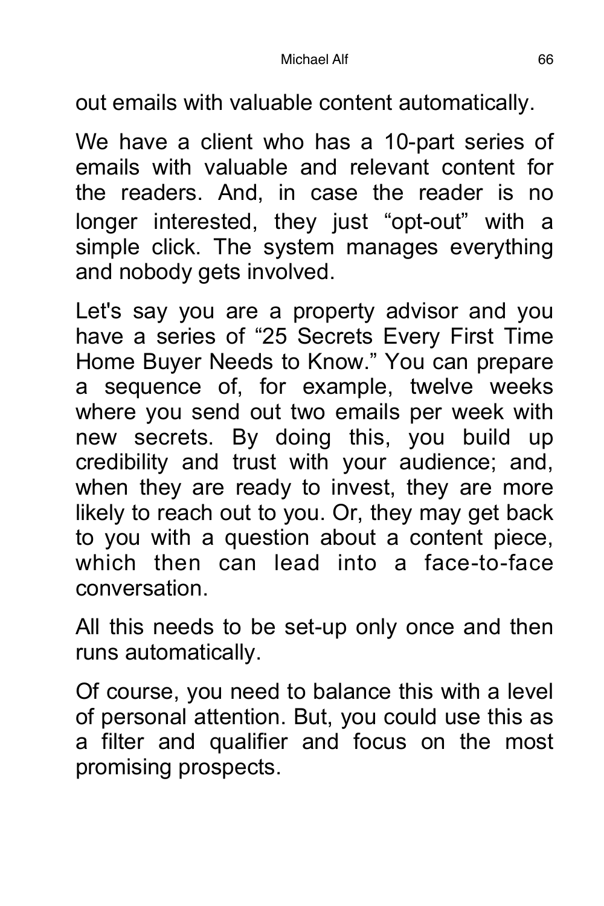out emails with valuable content automatically.

We have a client who has a 10-part series of emails with valuable and relevant content for the readers. And, in case the reader is no longer interested, they just “opt-out” with a simple click. The system manages everything and nobody gets involved.

Let's say you are a property advisor and you have a series of “25 Secrets Every First Time Home Buyer Needs to Know.” You can prepare a sequence of, for example, twelve weeks where you send out two emails per week with new secrets. By doing this, you build up credibility and trust with your audience; and, when they are ready to invest, they are more likely to reach out to you. Or, they may get back to you with a question about a content piece, which then can lead into a face-to-face conversation.

All this needs to be set-up only once and then runs automatically.

Of course, you need to balance this with a level of personal attention. But, you could use this as a filter and qualifier and focus on the most promising prospects.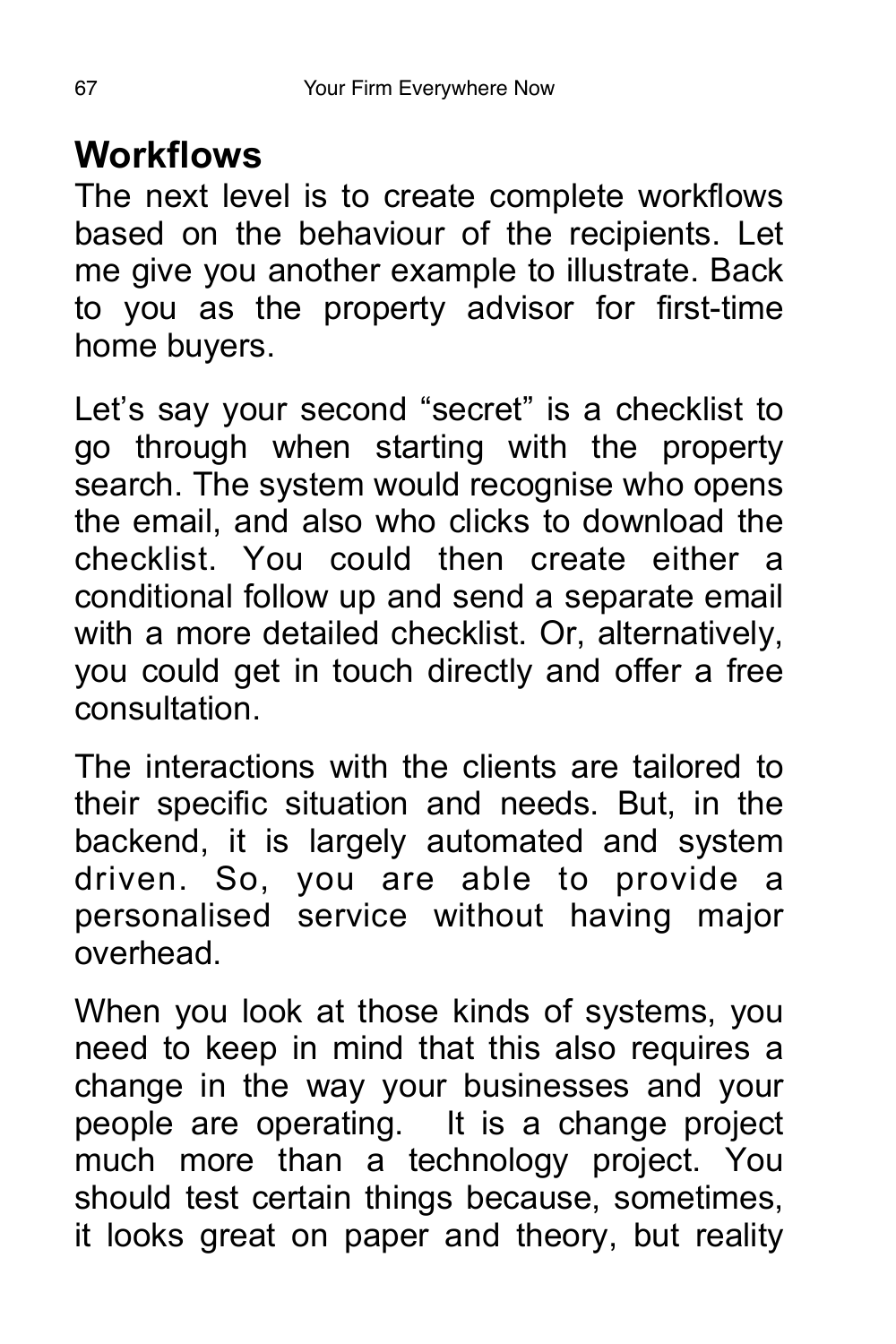## Workflows

The next level is to create complete workflows based on the behaviour of the recipients. Let me give you another example to illustrate. Back to you as the property advisor for first-time home buyers.

Let's say your second "secret" is a checklist to go through when starting with the property search. The system would recognise who opens the email, and also who clicks to download the checklist. You could then create either a conditional follow up and send a separate email with a more detailed checklist. Or, alternatively, you could get in touch directly and offer a free consultation.

The interactions with the clients are tailored to their specific situation and needs. But, in the backend, it is largely automated and system driven. So, you are able to provide a personalised service without having major overhead.

When you look at those kinds of systems, you need to keep in mind that this also requires a change in the way your businesses and your people are operating. It is a change project much more than a technology project. You should test certain things because, sometimes, it looks great on paper and theory, but reality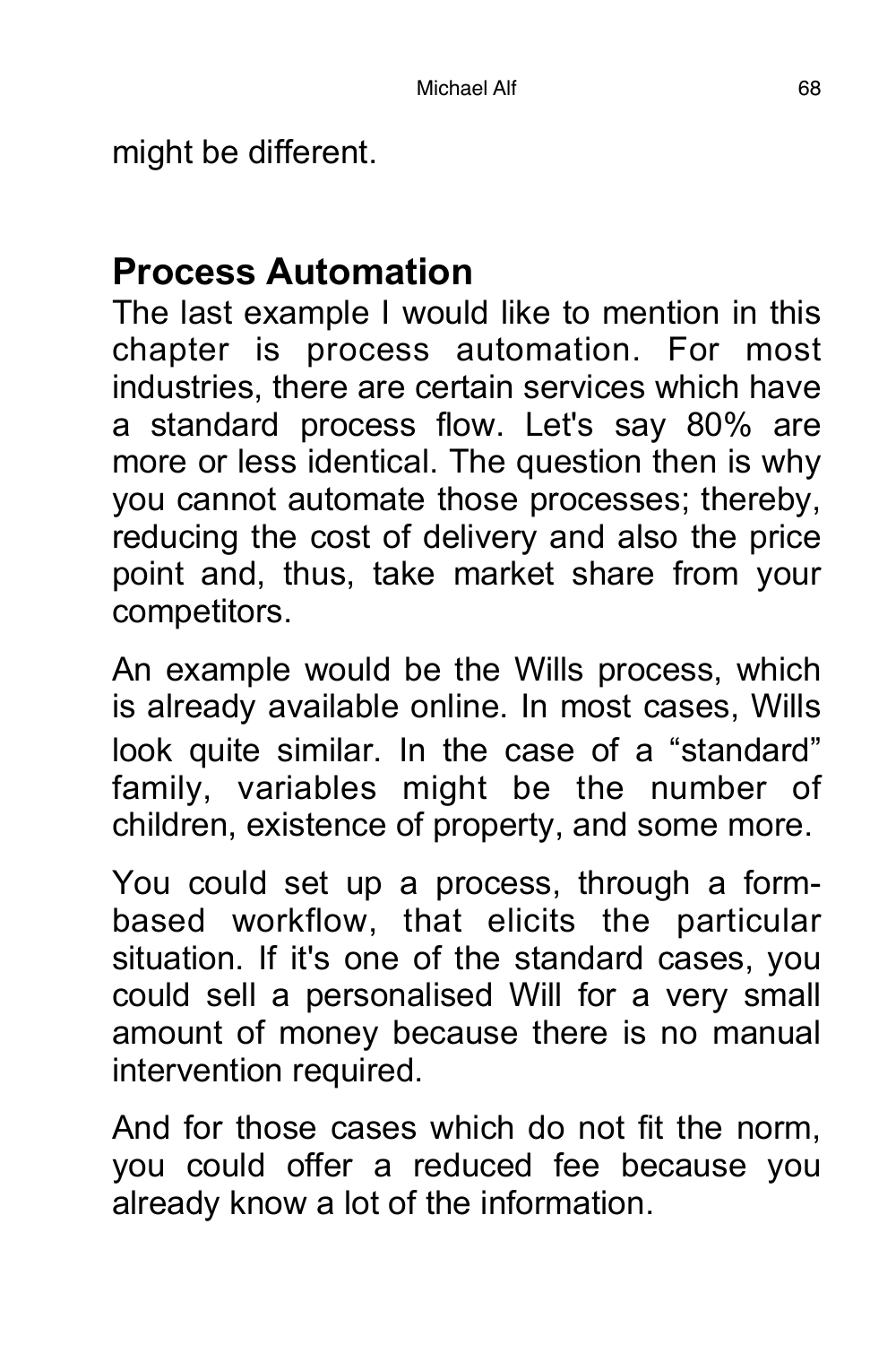might be different.

## Process Automation

The last example I would like to mention in this chapter is process automation. For most industries, there are certain services which have a standard process flow. Let's say 80% are more or less identical. The question then is why you cannot automate those processes; thereby, reducing the cost of delivery and also the price point and, thus, take market share from your competitors.

An example would be the Wills process, which is already available online. In most cases, Wills look quite similar. In the case of a "standard" family, variables might be the number of children, existence of property, and some more.

You could set up a process, through a form-based workflow, that elicits the particular situation. If it's one of the standard cases, you could sell a personalised Will for a very small amount of money because there is no manual intervention required.

And for those cases which do not fit the norm, you could offer a reduced fee because you already know a lot of the information.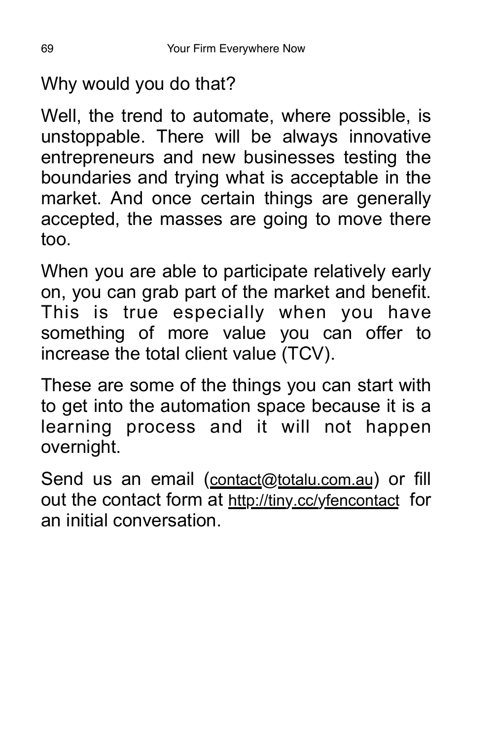Why would you do that?

Well, the trend to automate, where possible, is unstoppable. There will be always innovative entrepreneurs and new businesses testing the boundaries and trying what is acceptable in the market. And once certain things are generally accepted, the masses are going to move there too.

When you are able to participate relatively early on, you can grab part of the market and benefit. This is true especially when you have something of more value you can offer to increase the total client value (TCV).

These are some of the things you can start with to get into the automation space because it is a learning process and it will not happen overnight.

Send us an email (contact@totalu.com.au) or fill out the contact form at http://tiny.cc/yfencontact for an initial conversation.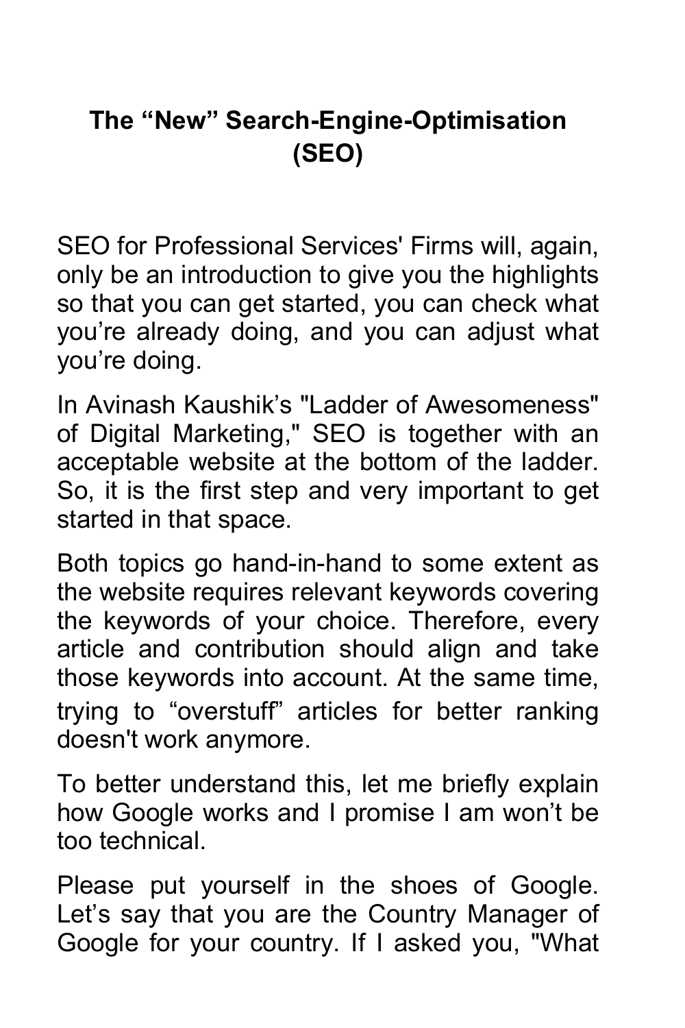# The “New” Search-Engine-Optimisation (SEO)

SEO for Professional Services' Firms will, again, only be an introduction to give you the highlights so that you can get started, you can check what you’re already doing, and you can adjust what you’re doing.

In Avinash Kaushik’s "Ladder of Awesomeness" of Digital Marketing," SEO is together with an acceptable website at the bottom of the ladder. So, it is the first step and very important to get started in that space.

Both topics go hand-in-hand to some extent as the website requires relevant keywords covering the keywords of your choice. Therefore, every article and contribution should align and take those keywords into account. At the same time, trying to “overstuff” articles for better ranking doesn't work anymore.

To better understand this, let me briefly explain how Google works and I promise I am won’t be too technical.

Please put yourself in the shoes of Google. Let’s say that you are the Country Manager of Google for your country. If I asked you, "What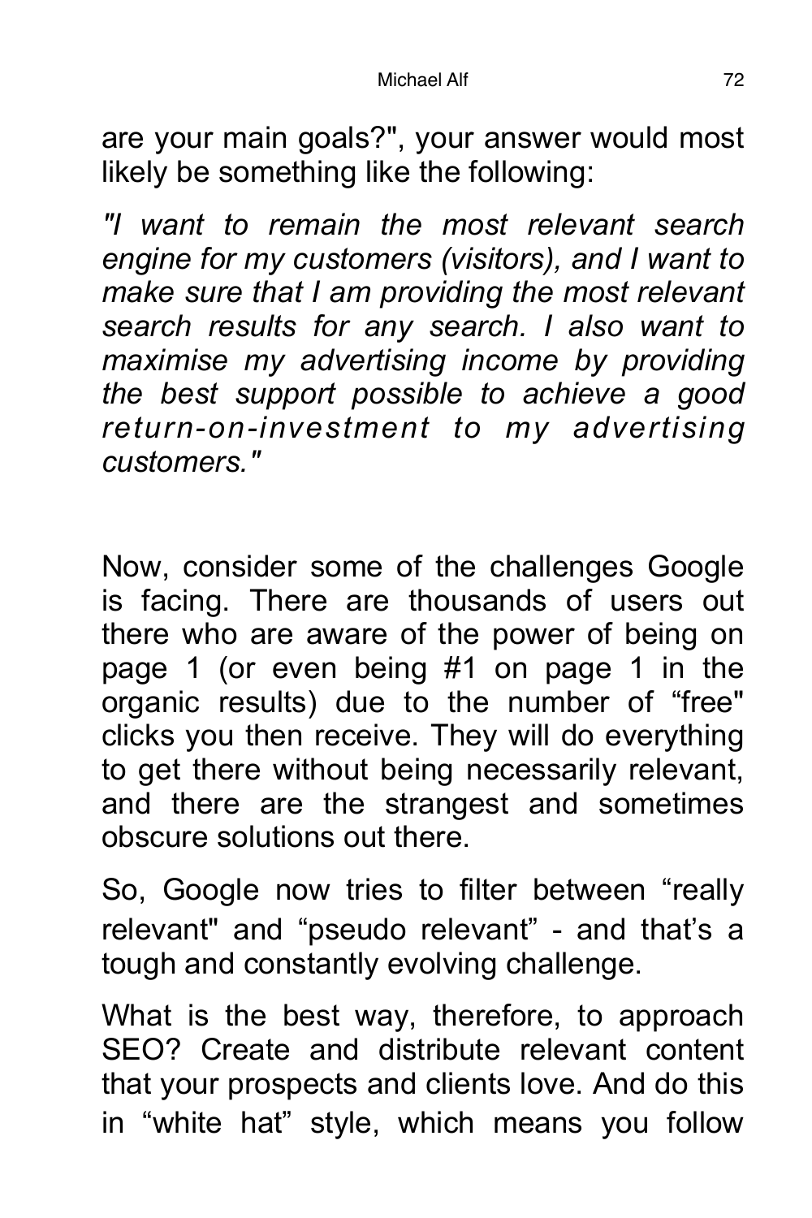are your main goals?", your answer would most likely be something like the following:

*"I want to remain the most relevant search engine for my customers (visitors), and I want to make sure that I am providing the most relevant search results for any search. I also want to maximise my advertising income by providing the best support possible to achieve a good return-on-investment to my advertising customers."*

Now, consider some of the challenges Google is facing. There are thousands of users out there who are aware of the power of being on page 1 (or even being #1 on page 1 in the organic results) due to the number of "free" clicks you then receive. They will do everything to get there without being necessarily relevant, and there are the strangest and sometimes obscure solutions out there.

So, Google now tries to filter between "really relevant" and "pseudo relevant" - and that's a tough and constantly evolving challenge.

What is the best way, therefore, to approach SEO? Create and distribute relevant content that your prospects and clients love. And do this in "white hat" style, which means you follow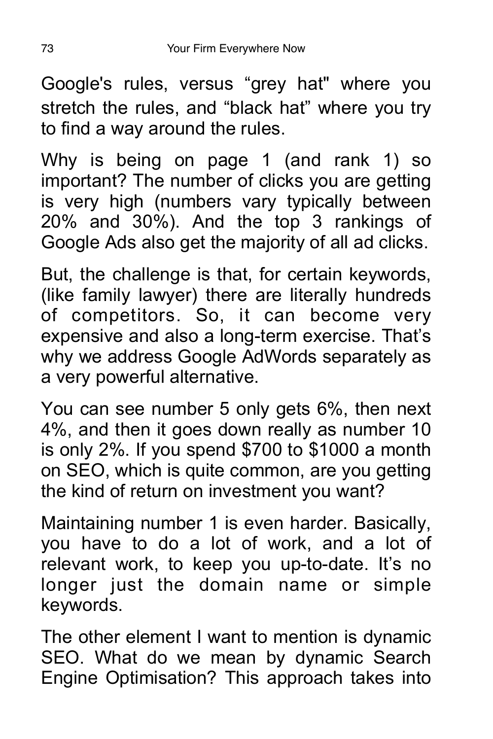Google's rules, versus “grey hat" where you stretch the rules, and “black hat” where you try to find a way around the rules.

Why is being on page 1 (and rank 1) so important? The number of clicks you are getting is very high (numbers vary typically between 20% and 30%). And the top 3 rankings of Google Ads also get the majority of all ad clicks.

But, the challenge is that, for certain keywords, (like family lawyer) there are literally hundreds of competitors. So, it can become very expensive and also a long-term exercise. That’s why we address Google AdWords separately as a very powerful alternative.

You can see number 5 only gets 6%, then next 4%, and then it goes down really as number 10 is only 2%. If you spend $700 to $1000 a month on SEO, which is quite common, are you getting the kind of return on investment you want?

Maintaining number 1 is even harder. Basically, you have to do a lot of work, and a lot of relevant work, to keep you up-to-date. It’s no longer just the domain name or simple keywords.

The other element I want to mention is dynamic SEO. What do we mean by dynamic Search Engine Optimisation? This approach takes into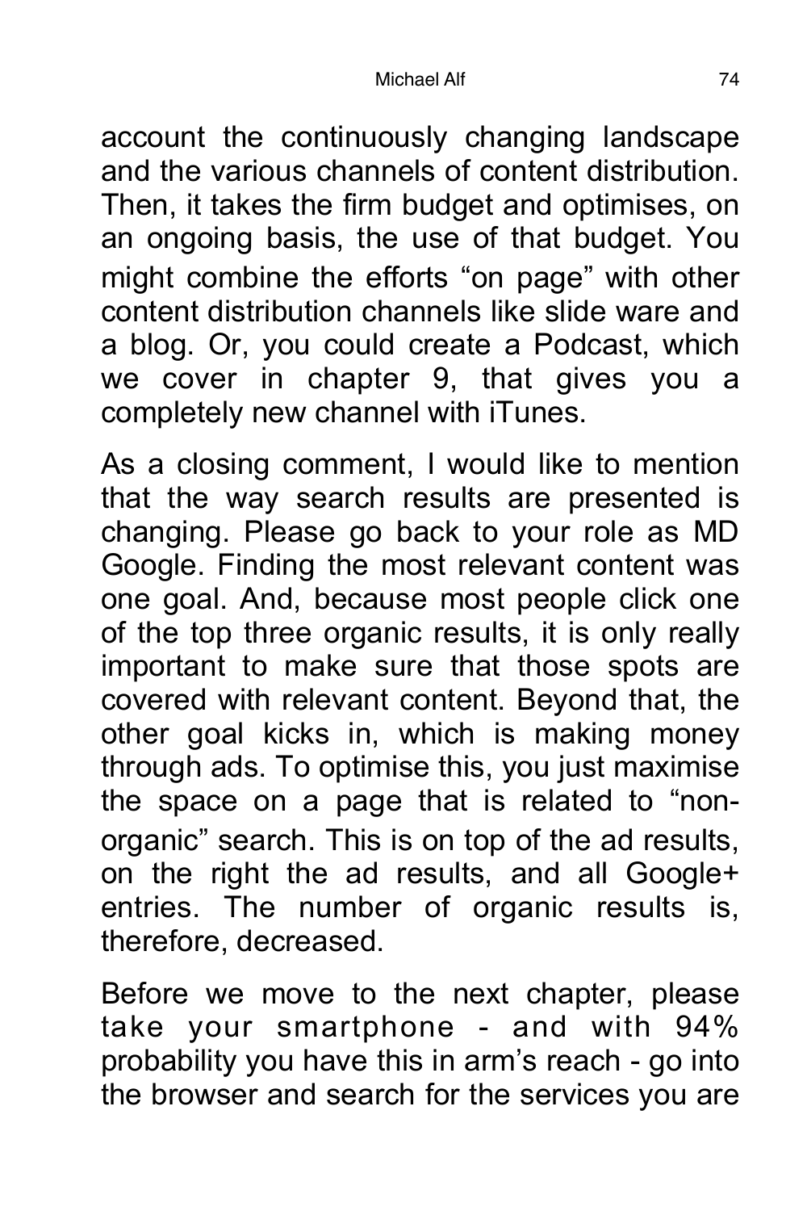account the continuously changing landscape and the various channels of content distribution. Then, it takes the firm budget and optimises, on an ongoing basis, the use of that budget. You might combine the efforts "on page" with other content distribution channels like slide ware and a blog. Or, you could create a Podcast, which we cover in chapter 9, that gives you a completely new channel with iTunes.

As a closing comment, I would like to mention that the way search results are presented is changing. Please go back to your role as MD Google. Finding the most relevant content was one goal. And, because most people click one of the top three organic results, it is only really important to make sure that those spots are covered with relevant content. Beyond that, the other goal kicks in, which is making money through ads. To optimise this, you just maximise the space on a page that is related to "non-organic" search. This is on top of the ad results, on the right the ad results, and all Google+ entries. The number of organic results is, therefore, decreased.

Before we move to the next chapter, please take your smartphone - and with 94% probability you have this in arm's reach - go into the browser and search for the services you are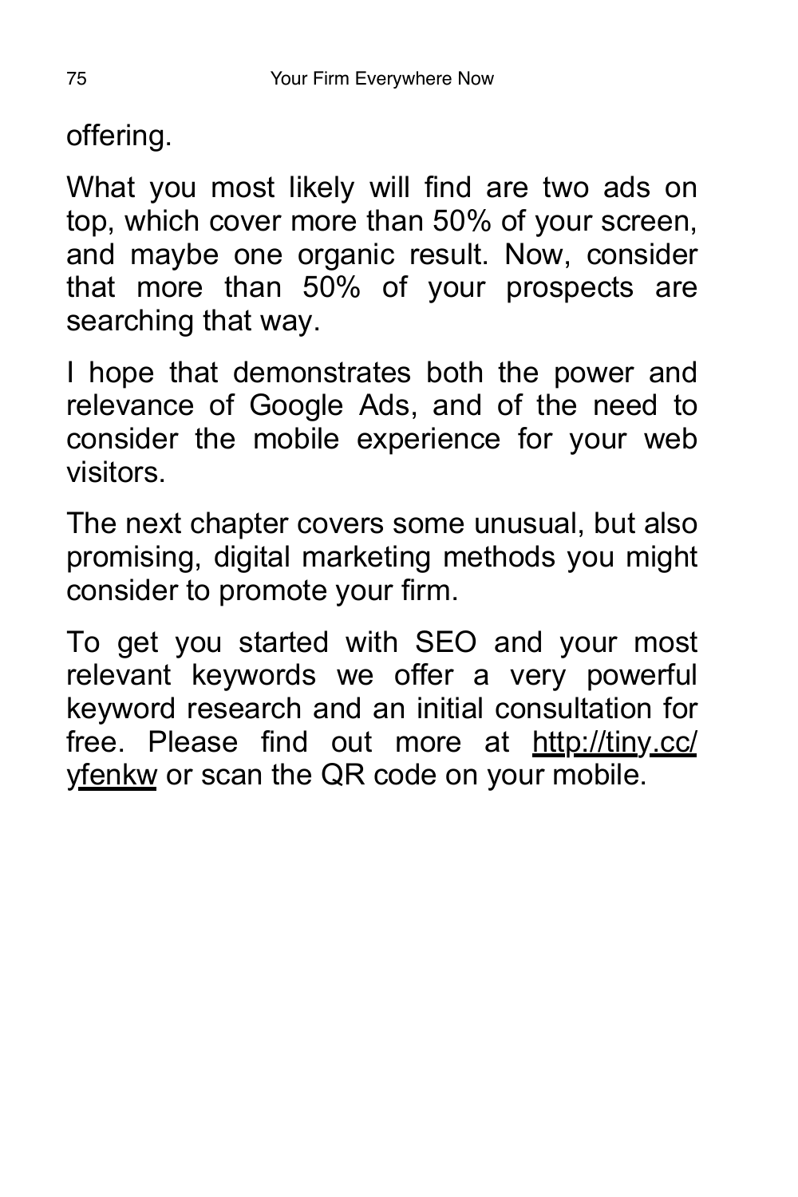offering.

What you most likely will find are two ads on top, which cover more than 50% of your screen, and maybe one organic result. Now, consider that more than 50% of your prospects are searching that way.

I hope that demonstrates both the power and relevance of Google Ads, and of the need to consider the mobile experience for your web visitors.

The next chapter covers some unusual, but also promising, digital marketing methods you might consider to promote your firm.

To get you started with SEO and your most relevant keywords we offer a very powerful keyword research and an initial consultation for free. Please find out more at http://tiny.cc/yfenkw or scan the QR code on your mobile.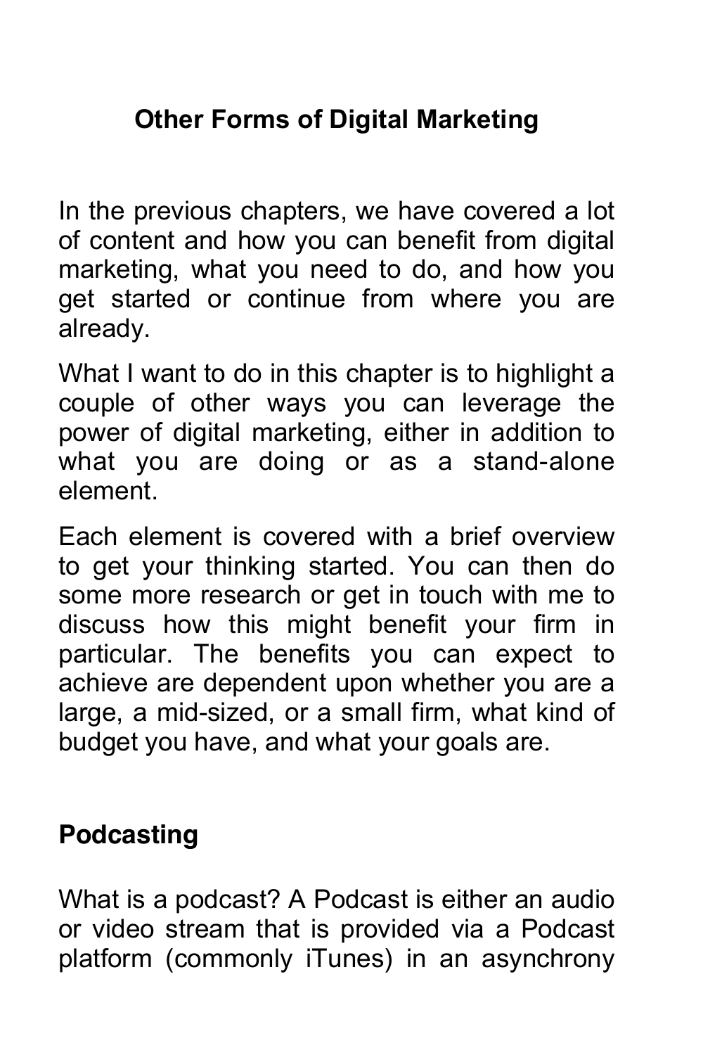# Other Forms of Digital Marketing

In the previous chapters, we have covered a lot of content and how you can benefit from digital marketing, what you need to do, and how you get started or continue from where you are already.

What I want to do in this chapter is to highlight a couple of other ways you can leverage the power of digital marketing, either in addition to what you are doing or as a stand-alone element.

Each element is covered with a brief overview to get your thinking started. You can then do some more research or get in touch with me to discuss how this might benefit your firm in particular. The benefits you can expect to achieve are dependent upon whether you are a large, a mid-sized, or a small firm, what kind of budget you have, and what your goals are.

## Podcasting

What is a podcast? A Podcast is either an audio or video stream that is provided via a Podcast platform (commonly iTunes) in an asynchrony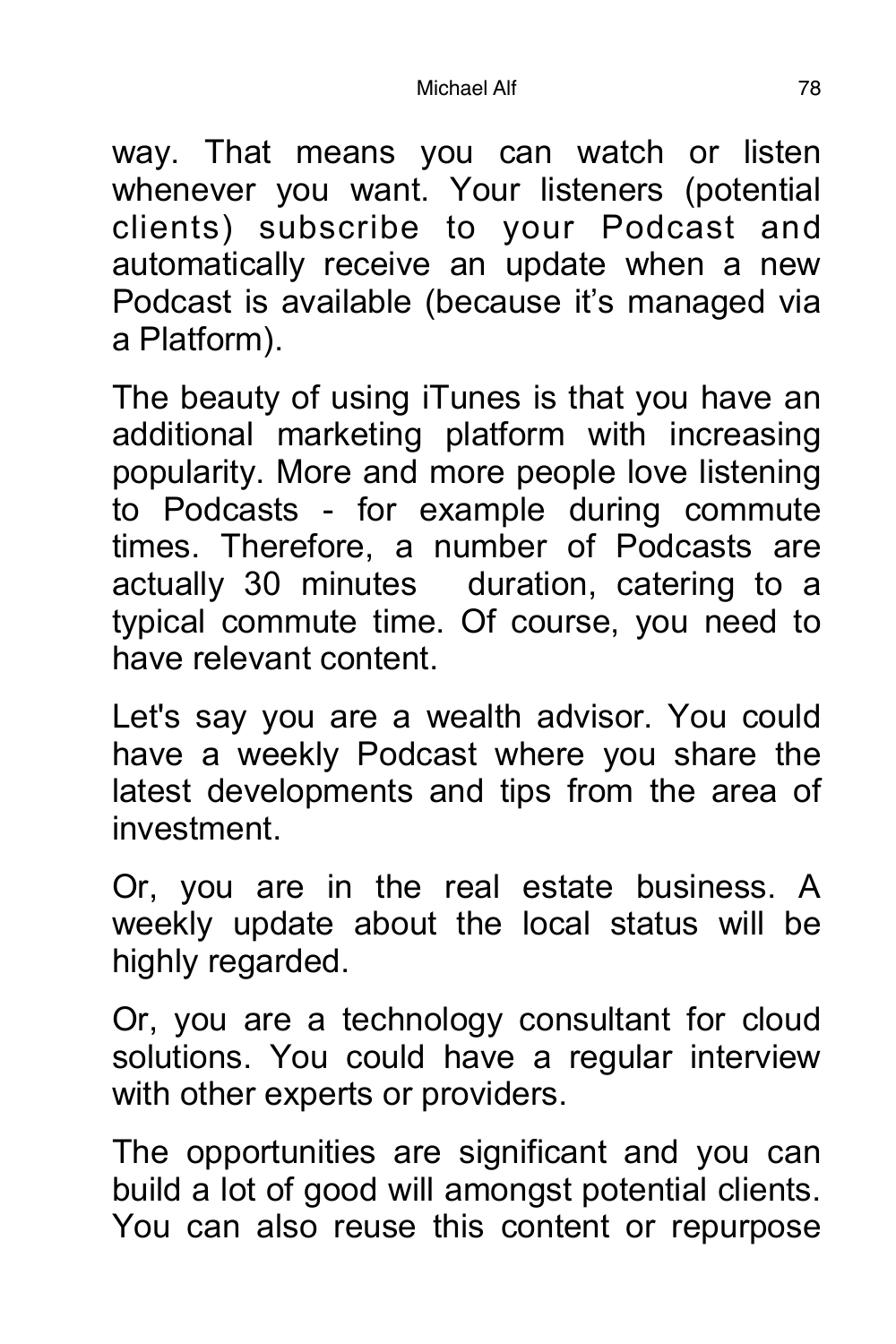way. That means you can watch or listen whenever you want. Your listeners (potential clients) subscribe to your Podcast and automatically receive an update when a new Podcast is available (because it's managed via a Platform).

The beauty of using iTunes is that you have an additional marketing platform with increasing popularity. More and more people love listening to Podcasts - for example during commute times. Therefore, a number of Podcasts are actually 30 minutes duration, catering to a typical commute time. Of course, you need to have relevant content.

Let's say you are a wealth advisor. You could have a weekly Podcast where you share the latest developments and tips from the area of investment.

Or, you are in the real estate business. A weekly update about the local status will be highly regarded.

Or, you are a technology consultant for cloud solutions. You could have a regular interview with other experts or providers.

The opportunities are significant and you can build a lot of good will amongst potential clients. You can also reuse this content or repurpose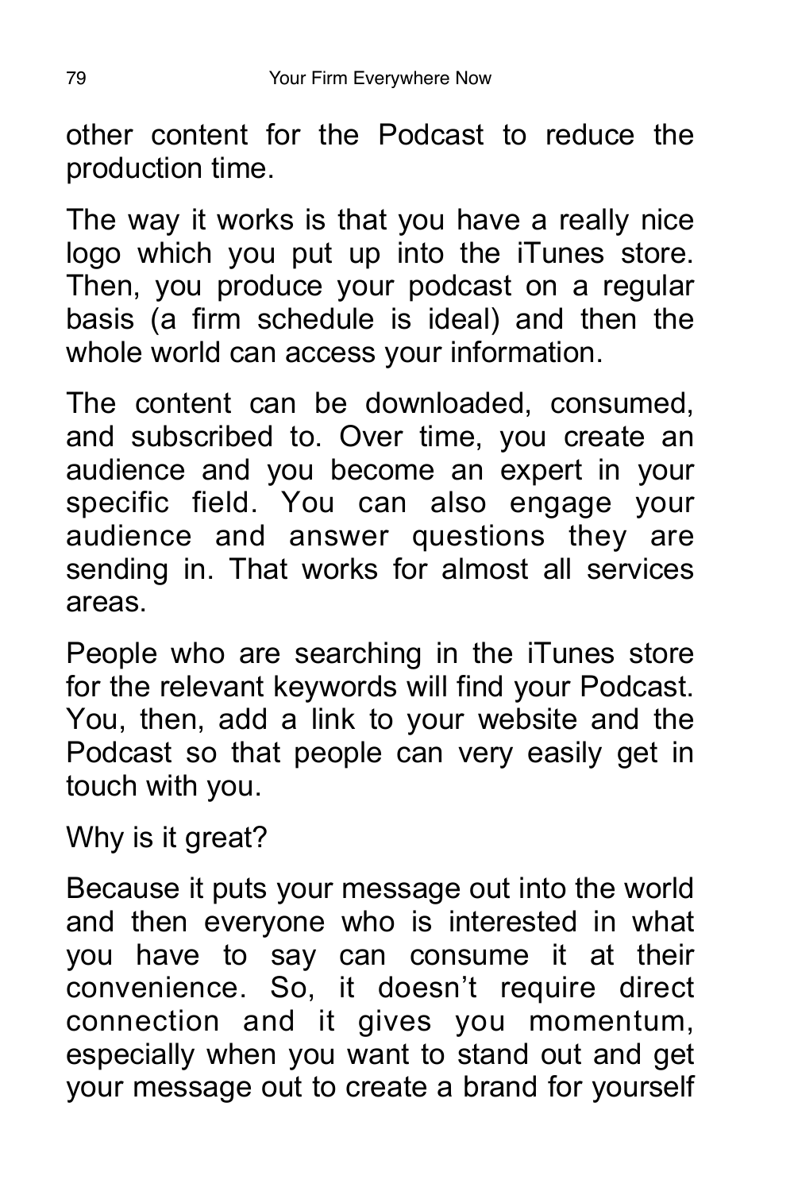other content for the Podcast to reduce the production time.

The way it works is that you have a really nice logo which you put up into the iTunes store. Then, you produce your podcast on a regular basis (a firm schedule is ideal) and then the whole world can access your information.

The content can be downloaded, consumed, and subscribed to. Over time, you create an audience and you become an expert in your specific field. You can also engage your audience and answer questions they are sending in. That works for almost all services areas.

People who are searching in the iTunes store for the relevant keywords will find your Podcast. You, then, add a link to your website and the Podcast so that people can very easily get in touch with you.

Why is it great?

Because it puts your message out into the world and then everyone who is interested in what you have to say can consume it at their convenience. So, it doesn't require direct connection and it gives you momentum, especially when you want to stand out and get your message out to create a brand for yourself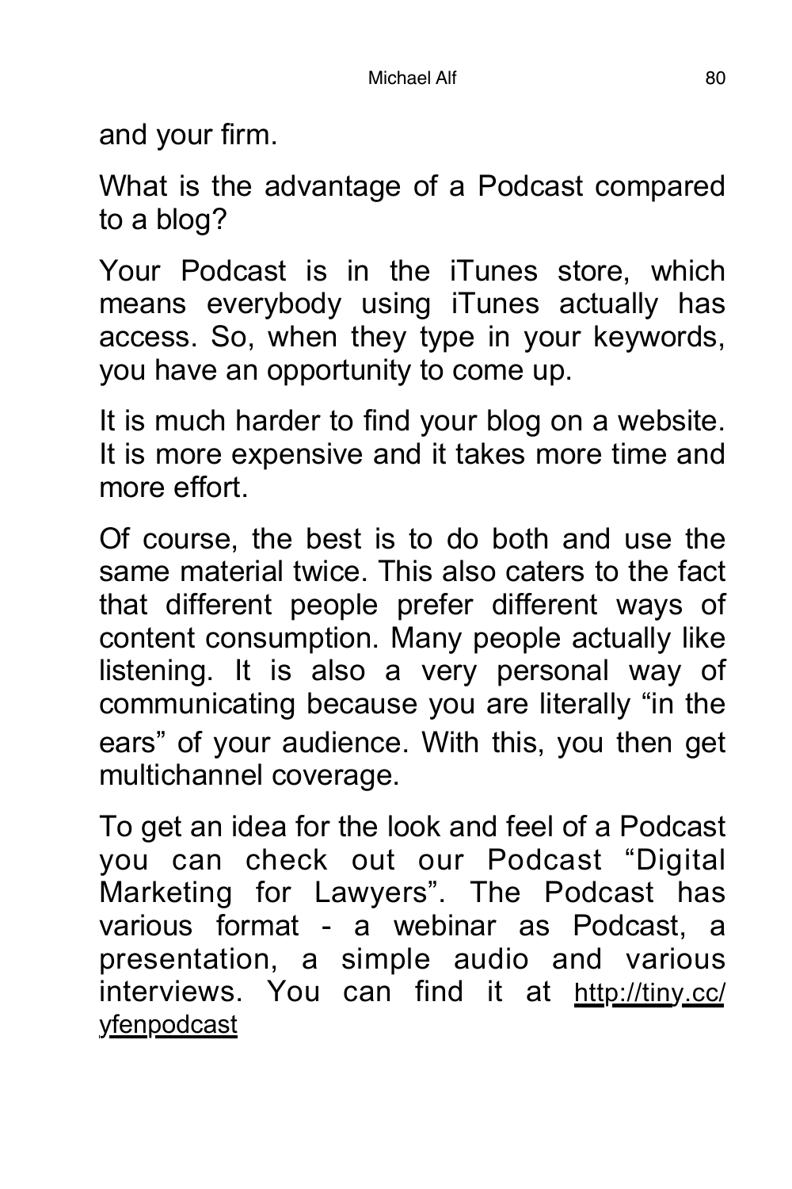and your firm.

What is the advantage of a Podcast compared to a blog?

Your Podcast is in the iTunes store, which means everybody using iTunes actually has access. So, when they type in your keywords, you have an opportunity to come up.

It is much harder to find your blog on a website. It is more expensive and it takes more time and more effort.

Of course, the best is to do both and use the same material twice. This also caters to the fact that different people prefer different ways of content consumption. Many people actually like listening. It is also a very personal way of communicating because you are literally "in the ears" of your audience. With this, you then get multichannel coverage.

To get an idea for the look and feel of a Podcast you can check out our Podcast "Digital Marketing for Lawyers". The Podcast has various format - a webinar as Podcast, a presentation, a simple audio and various interviews. You can find it at http://tiny.cc/yfenpodcast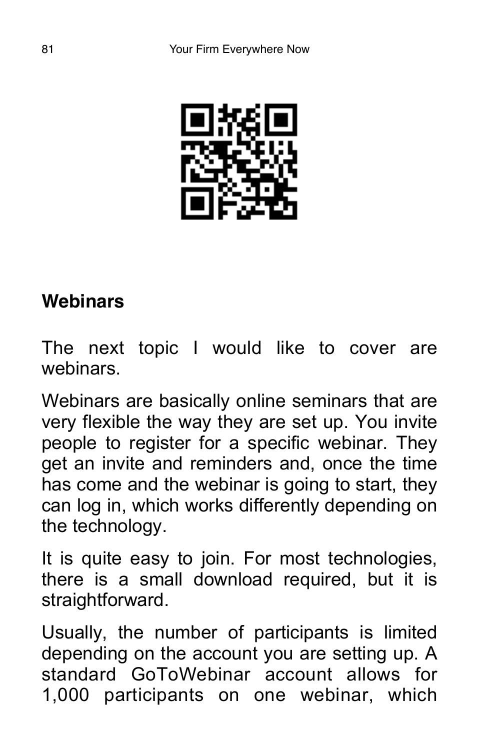## Webinars

The next topic I would like to cover are webinars.

Webinars are basically online seminars that are very flexible the way they are set up. You invite people to register for a specific webinar. They get an invite and reminders and, once the time has come and the webinar is going to start, they can log in, which works differently depending on the technology.

It is quite easy to join. For most technologies, there is a small download required, but it is straightforward.

Usually, the number of participants is limited depending on the account you are setting up. A standard GoToWebinar account allows for 1,000 participants on one webinar, which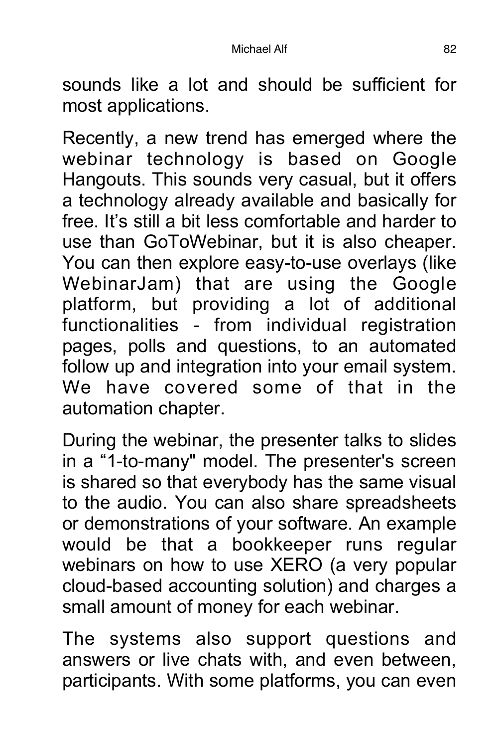sounds like a lot and should be sufficient for most applications.

Recently, a new trend has emerged where the webinar technology is based on Google Hangouts. This sounds very casual, but it offers a technology already available and basically for free. It's still a bit less comfortable and harder to use than GoToWebinar, but it is also cheaper. You can then explore easy-to-use overlays (like WebinarJam) that are using the Google platform, but providing a lot of additional functionalities - from individual registration pages, polls and questions, to an automated follow up and integration into your email system. We have covered some of that in the automation chapter.

During the webinar, the presenter talks to slides in a "1-to-many" model. The presenter's screen is shared so that everybody has the same visual to the audio. You can also share spreadsheets or demonstrations of your software. An example would be that a bookkeeper runs regular webinars on how to use XERO (a very popular cloud-based accounting solution) and charges a small amount of money for each webinar.

The systems also support questions and answers or live chats with, and even between, participants. With some platforms, you can even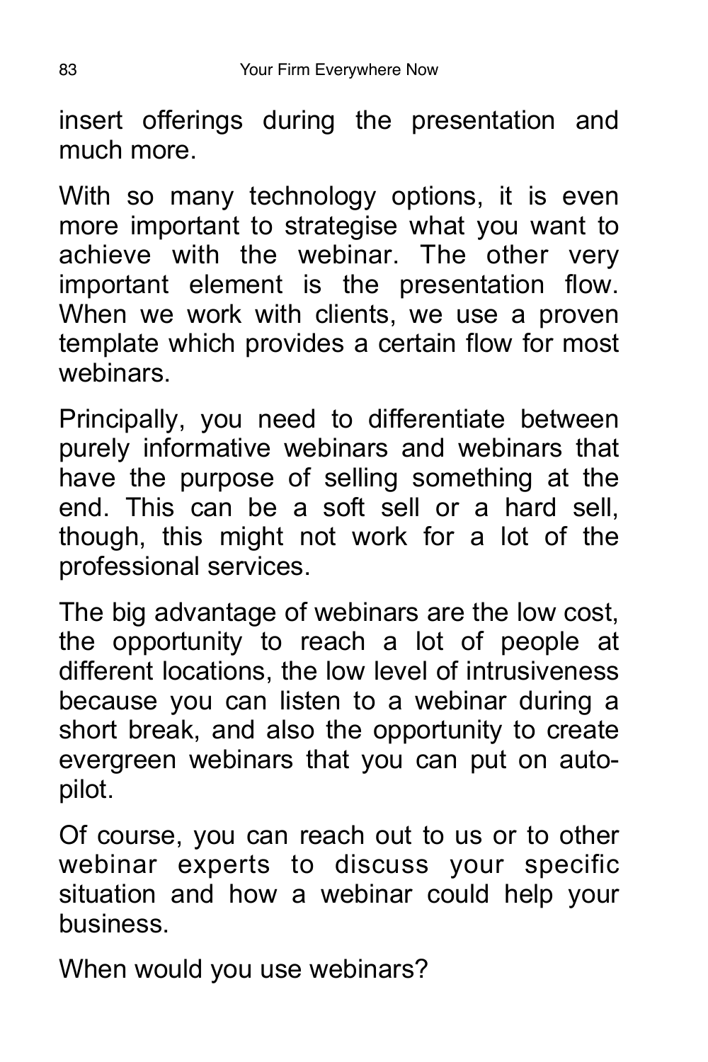insert offerings during the presentation and much more.

With so many technology options, it is even more important to strategise what you want to achieve with the webinar. The other very important element is the presentation flow. When we work with clients, we use a proven template which provides a certain flow for most webinars.

Principally, you need to differentiate between purely informative webinars and webinars that have the purpose of selling something at the end. This can be a soft sell or a hard sell, though, this might not work for a lot of the professional services.

The big advantage of webinars are the low cost, the opportunity to reach a lot of people at different locations, the low level of intrusiveness because you can listen to a webinar during a short break, and also the opportunity to create evergreen webinars that you can put on auto-pilot.

Of course, you can reach out to us or to other webinar experts to discuss your specific situation and how a webinar could help your business.

When would you use webinars?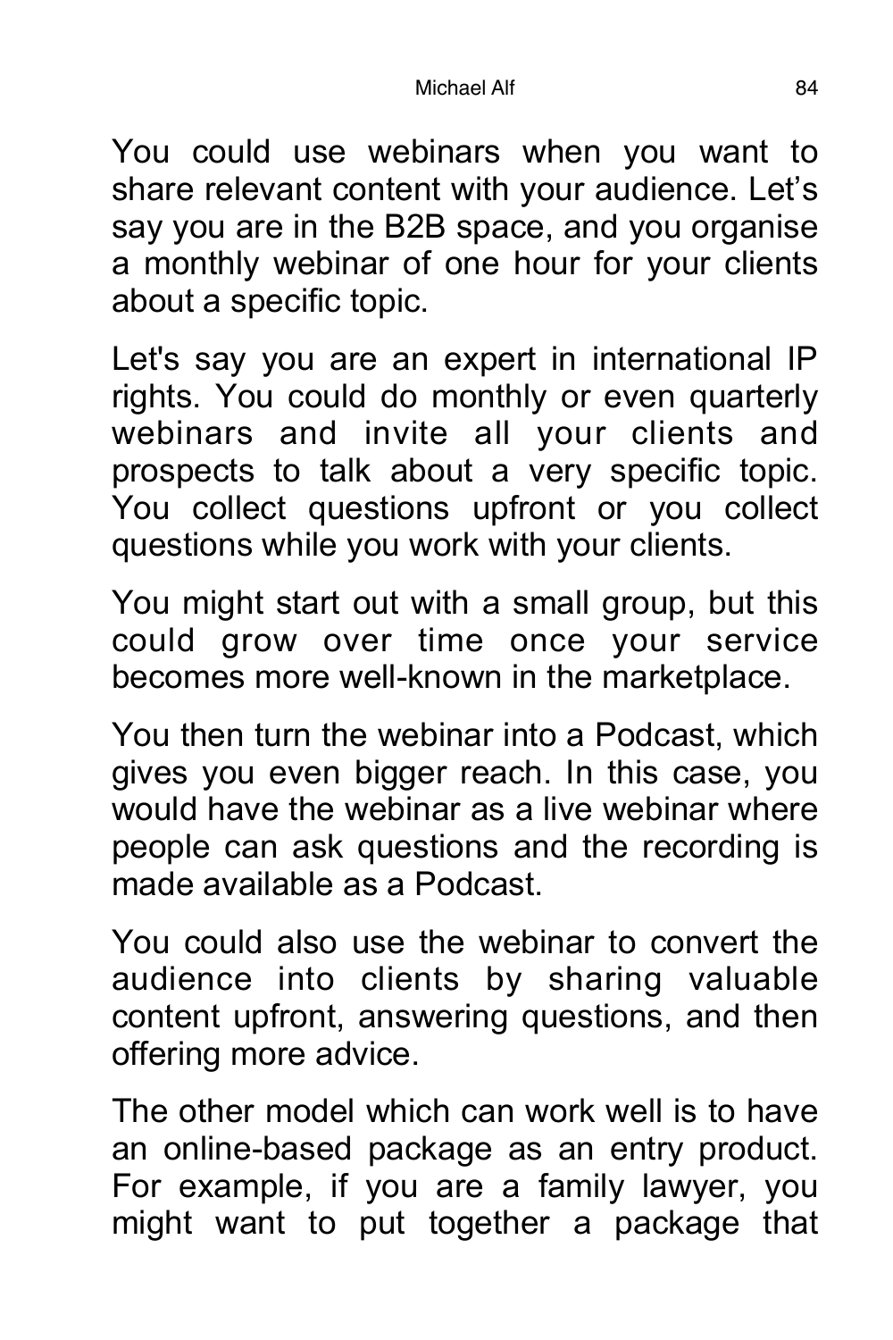You could use webinars when you want to share relevant content with your audience. Let’s say you are in the B2B space, and you organise a monthly webinar of one hour for your clients about a specific topic.

Let's say you are an expert in international IP rights. You could do monthly or even quarterly webinars and invite all your clients and prospects to talk about a very specific topic. You collect questions upfront or you collect questions while you work with your clients.

You might start out with a small group, but this could grow over time once your service becomes more well-known in the marketplace.

You then turn the webinar into a Podcast, which gives you even bigger reach. In this case, you would have the webinar as a live webinar where people can ask questions and the recording is made available as a Podcast.

You could also use the webinar to convert the audience into clients by sharing valuable content upfront, answering questions, and then offering more advice.

The other model which can work well is to have an online-based package as an entry product. For example, if you are a family lawyer, you might want to put together a package that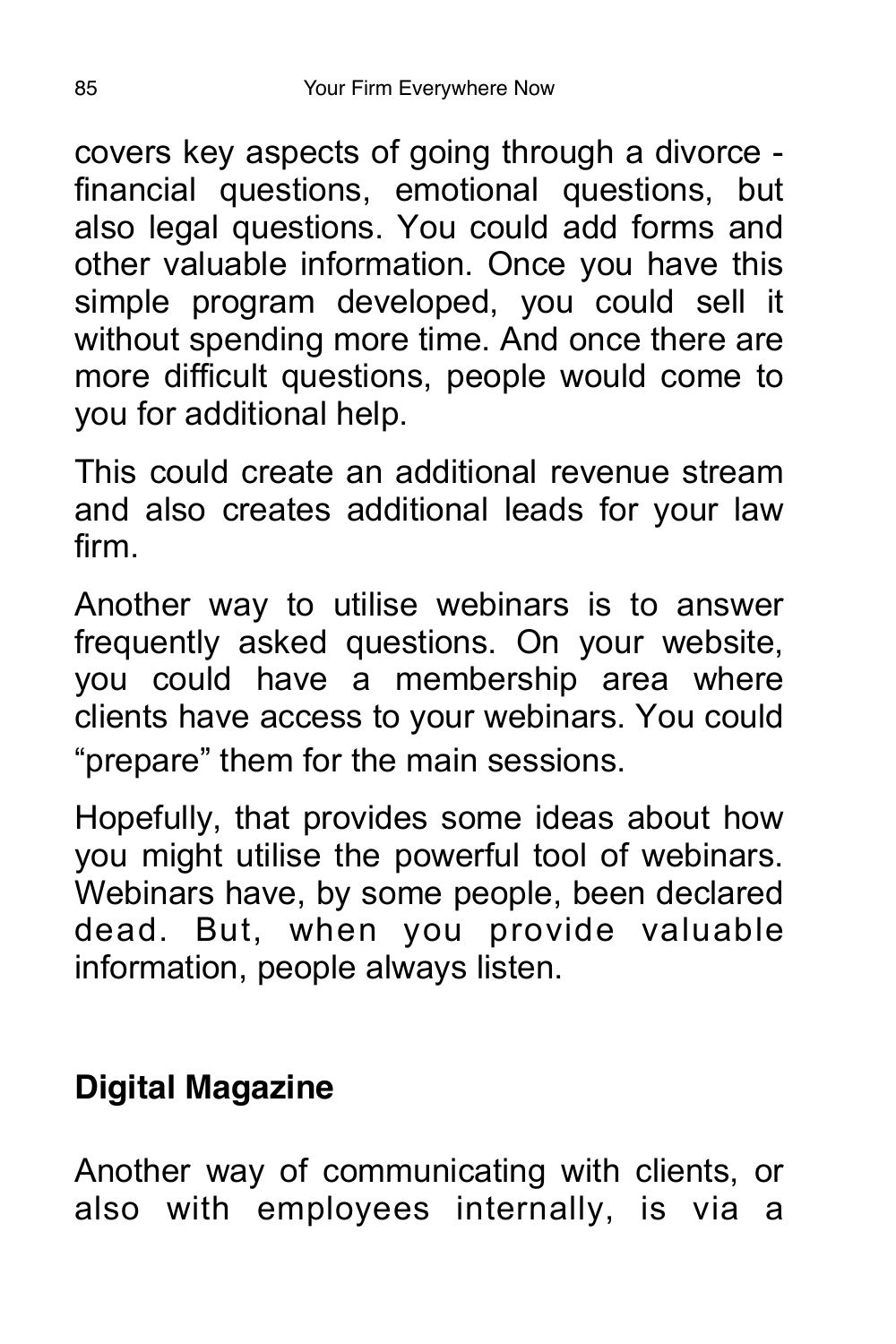covers key aspects of going through a divorce - financial questions, emotional questions, but also legal questions. You could add forms and other valuable information. Once you have this simple program developed, you could sell it without spending more time. And once there are more difficult questions, people would come to you for additional help.

This could create an additional revenue stream and also creates additional leads for your law firm.

Another way to utilise webinars is to answer frequently asked questions. On your website, you could have a membership area where clients have access to your webinars. You could "prepare" them for the main sessions.

Hopefully, that provides some ideas about how you might utilise the powerful tool of webinars. Webinars have, by some people, been declared dead. But, when you provide valuable information, people always listen.

## Digital Magazine

Another way of communicating with clients, or also with employees internally, is via a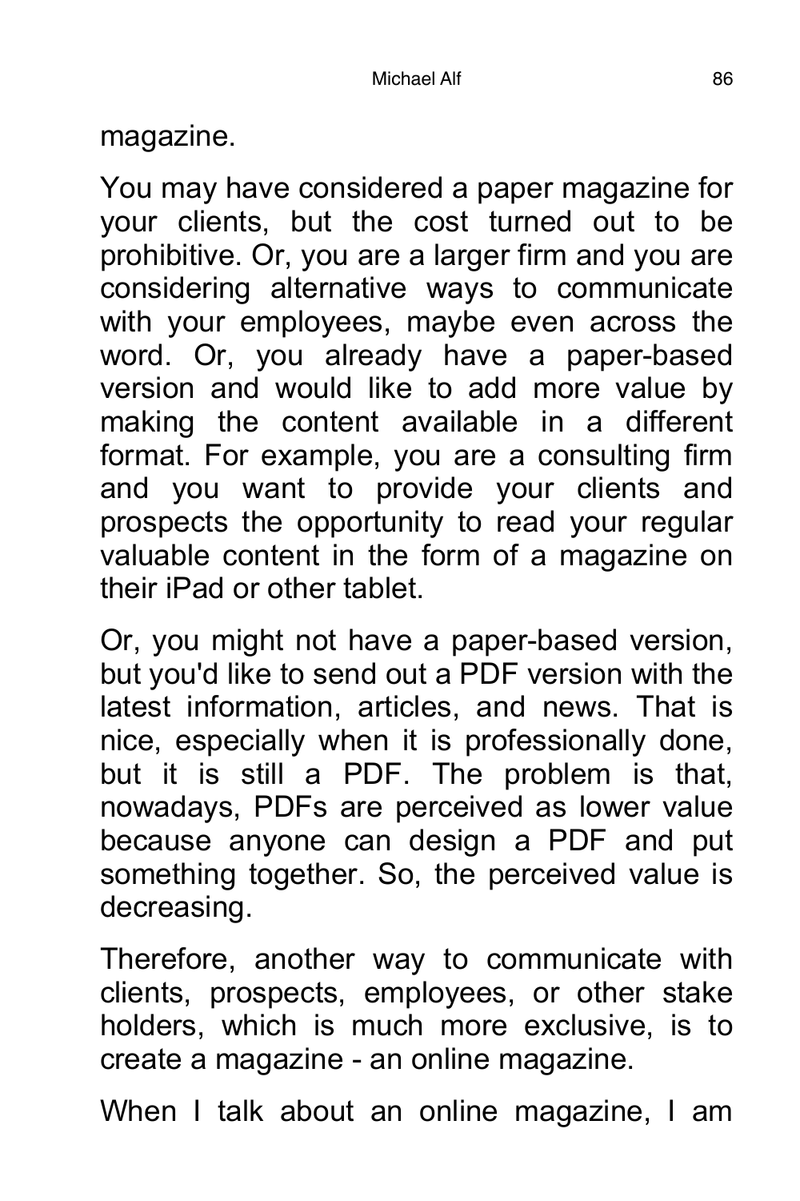magazine.

You may have considered a paper magazine for your clients, but the cost turned out to be prohibitive. Or, you are a larger firm and you are considering alternative ways to communicate with your employees, maybe even across the word. Or, you already have a paper-based version and would like to add more value by making the content available in a different format. For example, you are a consulting firm and you want to provide your clients and prospects the opportunity to read your regular valuable content in the form of a magazine on their iPad or other tablet.

Or, you might not have a paper-based version, but you'd like to send out a PDF version with the latest information, articles, and news. That is nice, especially when it is professionally done, but it is still a PDF. The problem is that, nowadays, PDFs are perceived as lower value because anyone can design a PDF and put something together. So, the perceived value is decreasing.

Therefore, another way to communicate with clients, prospects, employees, or other stake holders, which is much more exclusive, is to create a magazine - an online magazine.

When I talk about an online magazine, I am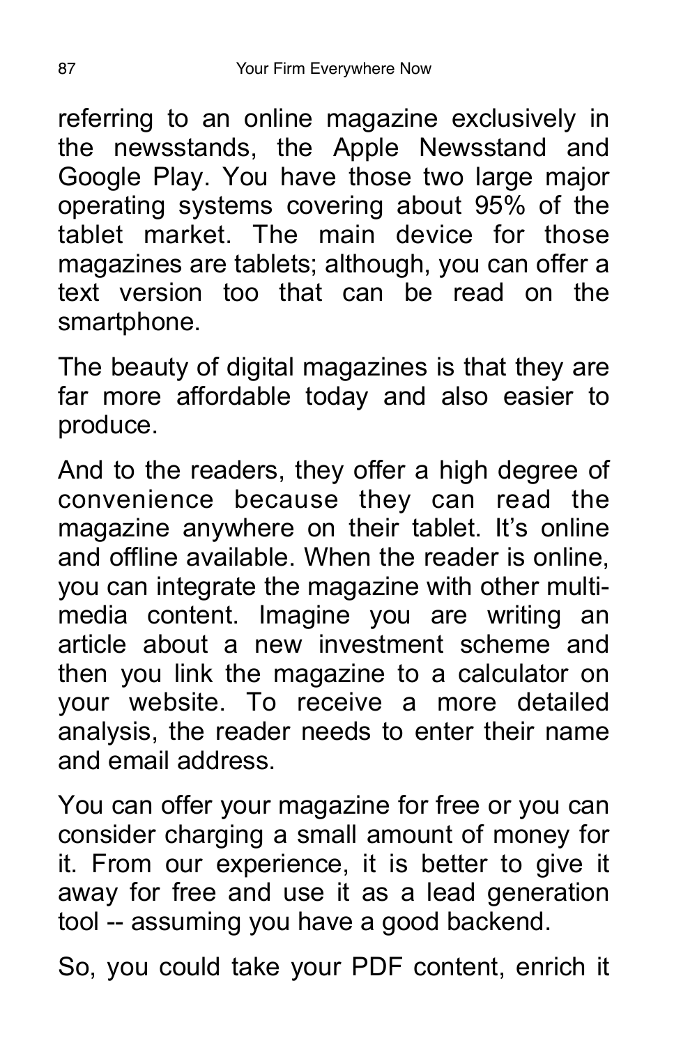referring to an online magazine exclusively in the newsstands, the Apple Newsstand and Google Play. You have those two large major operating systems covering about 95% of the tablet market. The main device for those magazines are tablets; although, you can offer a text version too that can be read on the smartphone.

The beauty of digital magazines is that they are far more affordable today and also easier to produce.

And to the readers, they offer a high degree of convenience because they can read the magazine anywhere on their tablet. It's online and offline available. When the reader is online, you can integrate the magazine with other multi-media content. Imagine you are writing an article about a new investment scheme and then you link the magazine to a calculator on your website. To receive a more detailed analysis, the reader needs to enter their name and email address.

You can offer your magazine for free or you can consider charging a small amount of money for it. From our experience, it is better to give it away for free and use it as a lead generation tool -- assuming you have a good backend.

So, you could take your PDF content, enrich it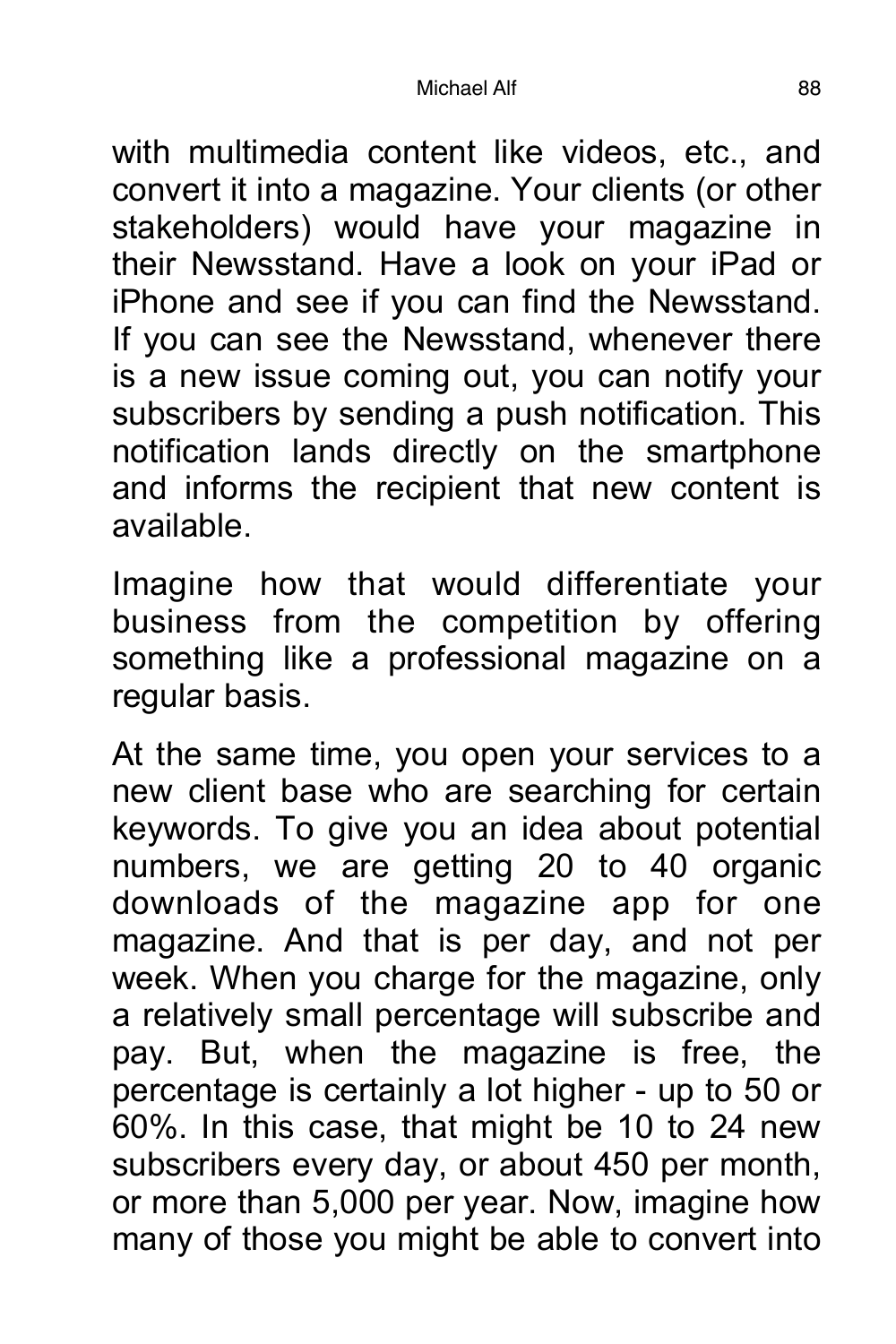with multimedia content like videos, etc., and convert it into a magazine. Your clients (or other stakeholders) would have your magazine in their Newsstand. Have a look on your iPad or iPhone and see if you can find the Newsstand. If you can see the Newsstand, whenever there is a new issue coming out, you can notify your subscribers by sending a push notification. This notification lands directly on the smartphone and informs the recipient that new content is available.

Imagine how that would differentiate your business from the competition by offering something like a professional magazine on a regular basis.

At the same time, you open your services to a new client base who are searching for certain keywords. To give you an idea about potential numbers, we are getting 20 to 40 organic downloads of the magazine app for one magazine. And that is per day, and not per week. When you charge for the magazine, only a relatively small percentage will subscribe and pay. But, when the magazine is free, the percentage is certainly a lot higher - up to 50 or 60%. In this case, that might be 10 to 24 new subscribers every day, or about 450 per month, or more than 5,000 per year. Now, imagine how many of those you might be able to convert into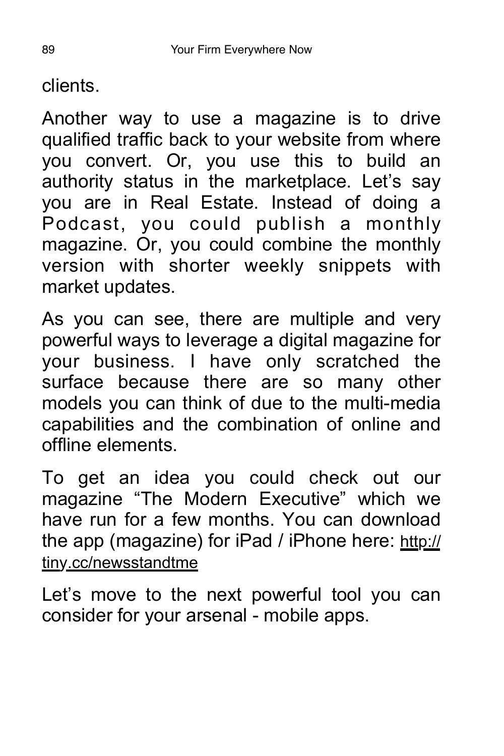clients.

Another way to use a magazine is to drive qualified traffic back to your website from where you convert. Or, you use this to build an authority status in the marketplace. Let's say you are in Real Estate. Instead of doing a Podcast, you could publish a monthly magazine. Or, you could combine the monthly version with shorter weekly snippets with market updates.

As you can see, there are multiple and very powerful ways to leverage a digital magazine for your business. I have only scratched the surface because there are so many other models you can think of due to the multi-media capabilities and the combination of online and offline elements.

To get an idea you could check out our magazine "The Modern Executive" which we have run for a few months. You can download the app (magazine) for iPad / iPhone here: http://tiny.cc/newsstandtme

Let's move to the next powerful tool you can consider for your arsenal - mobile apps.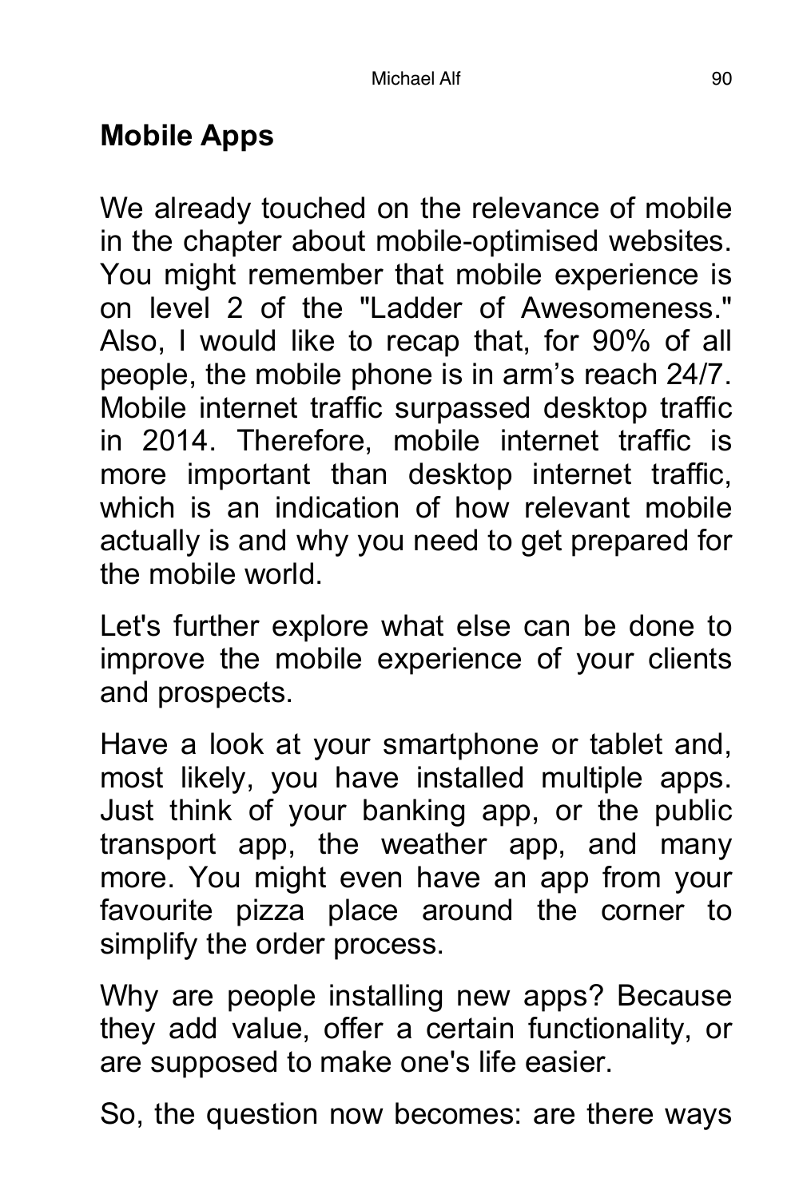## Mobile Apps

We already touched on the relevance of mobile in the chapter about mobile-optimised websites. You might remember that mobile experience is on level 2 of the "Ladder of Awesomeness." Also, I would like to recap that, for 90% of all people, the mobile phone is in arm's reach 24/7. Mobile internet traffic surpassed desktop traffic in 2014. Therefore, mobile internet traffic is more important than desktop internet traffic, which is an indication of how relevant mobile actually is and why you need to get prepared for the mobile world.

Let's further explore what else can be done to improve the mobile experience of your clients and prospects.

Have a look at your smartphone or tablet and, most likely, you have installed multiple apps. Just think of your banking app, or the public transport app, the weather app, and many more. You might even have an app from your favourite pizza place around the corner to simplify the order process.

Why are people installing new apps? Because they add value, offer a certain functionality, or are supposed to make one's life easier.

So, the question now becomes: are there ways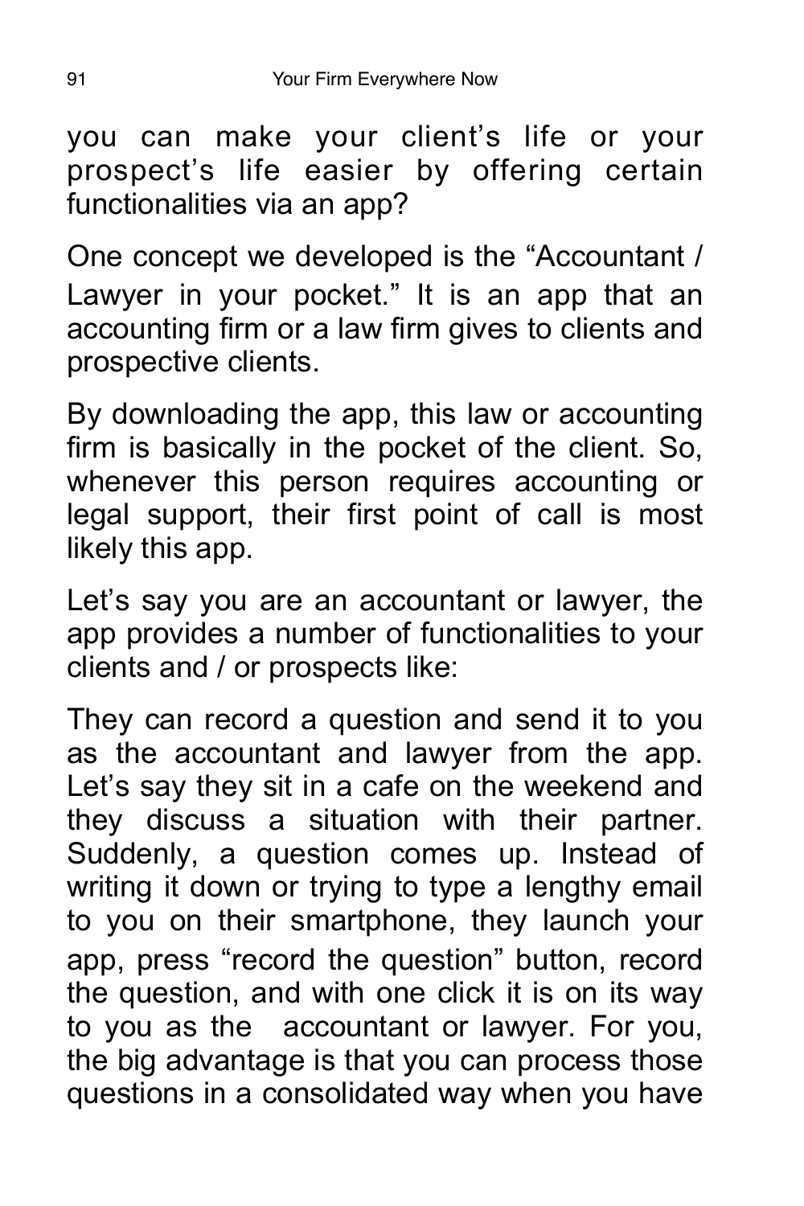you can make your client's life or your prospect's life easier by offering certain functionalities via an app?

One concept we developed is the "Accountant / Lawyer in your pocket." It is an app that an accounting firm or a law firm gives to clients and prospective clients.

By downloading the app, this law or accounting firm is basically in the pocket of the client. So, whenever this person requires accounting or legal support, their first point of call is most likely this app.

Let's say you are an accountant or lawyer, the app provides a number of functionalities to your clients and / or prospects like:

They can record a question and send it to you as the accountant and lawyer from the app. Let's say they sit in a cafe on the weekend and they discuss a situation with their partner. Suddenly, a question comes up. Instead of writing it down or trying to type a lengthy email to you on their smartphone, they launch your app, press "record the question" button, record the question, and with one click it is on its way to you as the accountant or lawyer. For you, the big advantage is that you can process those questions in a consolidated way when you have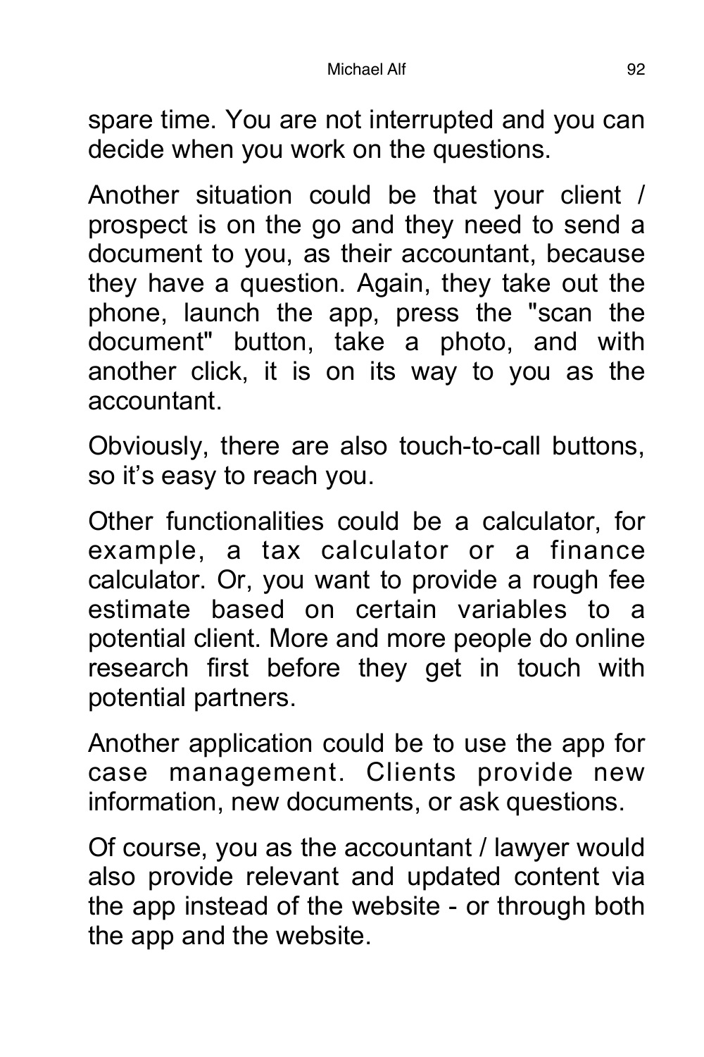spare time. You are not interrupted and you can decide when you work on the questions.

Another situation could be that your client / prospect is on the go and they need to send a document to you, as their accountant, because they have a question. Again, they take out the phone, launch the app, press the "scan the document" button, take a photo, and with another click, it is on its way to you as the accountant.

Obviously, there are also touch-to-call buttons, so it’s easy to reach you.

Other functionalities could be a calculator, for example, a tax calculator or a finance calculator. Or, you want to provide a rough fee estimate based on certain variables to a potential client. More and more people do online research first before they get in touch with potential partners.

Another application could be to use the app for case management. Clients provide new information, new documents, or ask questions.

Of course, you as the accountant / lawyer would also provide relevant and updated content via the app instead of the website - or through both the app and the website.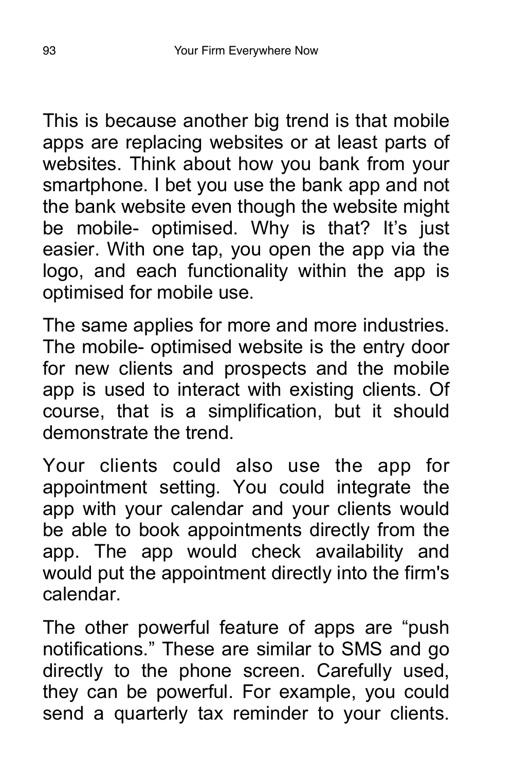This is because another big trend is that mobile apps are replacing websites or at least parts of websites. Think about how you bank from your smartphone. I bet you use the bank app and not the bank website even though the website might be mobile- optimised. Why is that? It’s just easier. With one tap, you open the app via the logo, and each functionality within the app is optimised for mobile use.

The same applies for more and more industries. The mobile- optimised website is the entry door for new clients and prospects and the mobile app is used to interact with existing clients. Of course, that is a simplification, but it should demonstrate the trend.

Your clients could also use the app for appointment setting. You could integrate the app with your calendar and your clients would be able to book appointments directly from the app. The app would check availability and would put the appointment directly into the firm's calendar.

The other powerful feature of apps are “push notifications.” These are similar to SMS and go directly to the phone screen. Carefully used, they can be powerful. For example, you could send a quarterly tax reminder to your clients.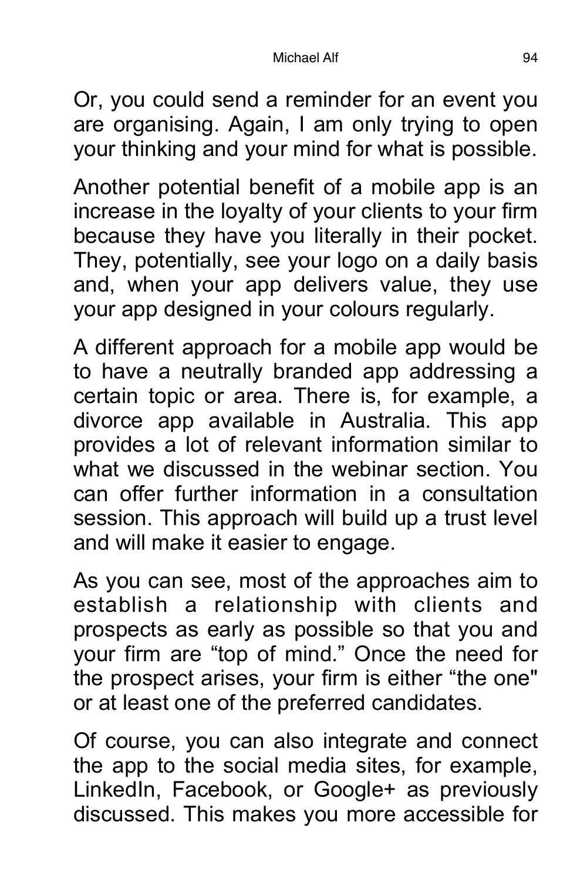Or, you could send a reminder for an event you are organising. Again, I am only trying to open your thinking and your mind for what is possible.

Another potential benefit of a mobile app is an increase in the loyalty of your clients to your firm because they have you literally in their pocket. They, potentially, see your logo on a daily basis and, when your app delivers value, they use your app designed in your colours regularly.

A different approach for a mobile app would be to have a neutrally branded app addressing a certain topic or area. There is, for example, a divorce app available in Australia. This app provides a lot of relevant information similar to what we discussed in the webinar section. You can offer further information in a consultation session. This approach will build up a trust level and will make it easier to engage.

As you can see, most of the approaches aim to establish a relationship with clients and prospects as early as possible so that you and your firm are “top of mind.” Once the need for the prospect arises, your firm is either “the one" or at least one of the preferred candidates.

Of course, you can also integrate and connect the app to the social media sites, for example, LinkedIn, Facebook, or Google+ as previously discussed. This makes you more accessible for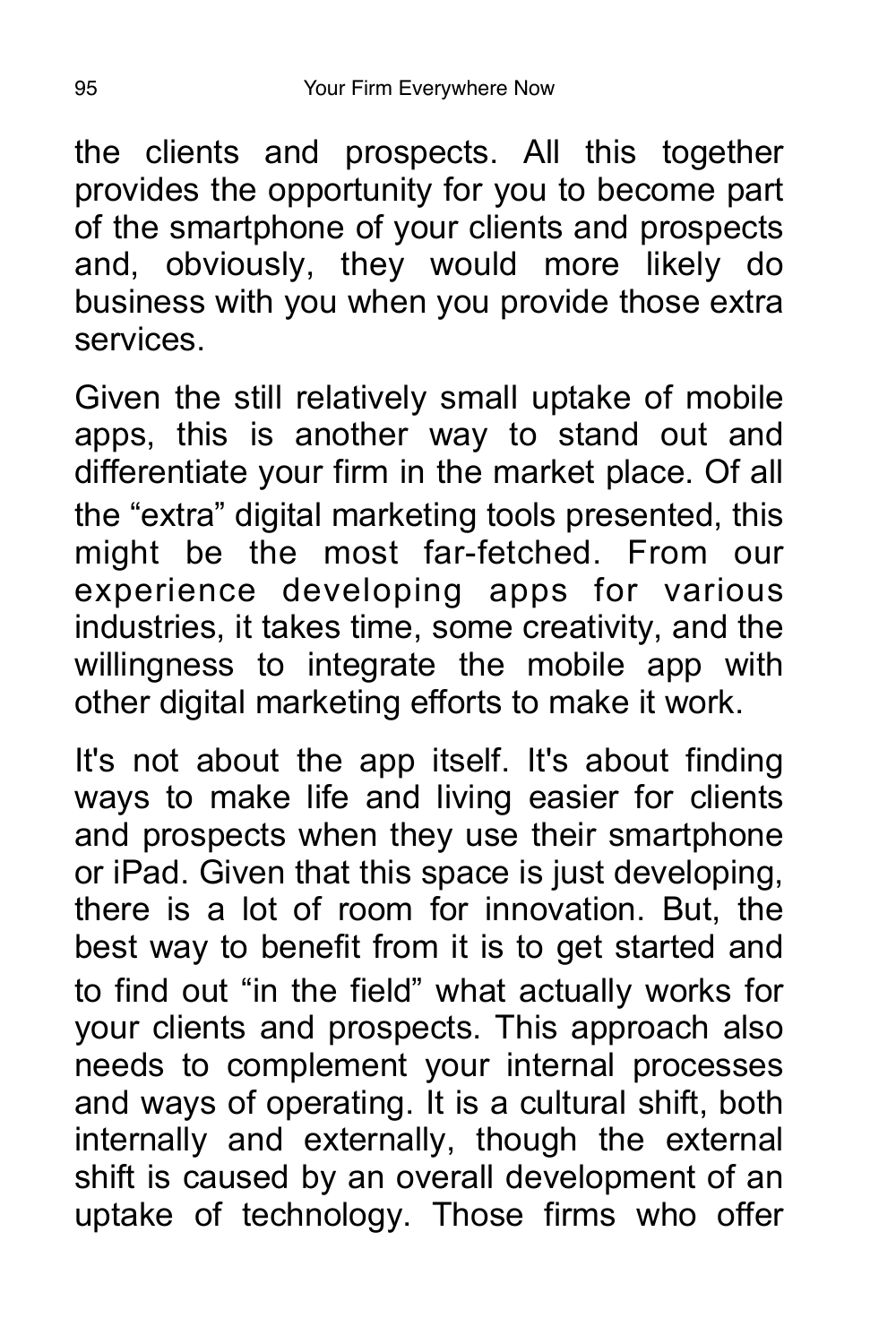the clients and prospects. All this together provides the opportunity for you to become part of the smartphone of your clients and prospects and, obviously, they would more likely do business with you when you provide those extra services.

Given the still relatively small uptake of mobile apps, this is another way to stand out and differentiate your firm in the market place. Of all the “extra” digital marketing tools presented, this might be the most far-fetched. From our experience developing apps for various industries, it takes time, some creativity, and the willingness to integrate the mobile app with other digital marketing efforts to make it work.

It's not about the app itself. It's about finding ways to make life and living easier for clients and prospects when they use their smartphone or iPad. Given that this space is just developing, there is a lot of room for innovation. But, the best way to benefit from it is to get started and to find out “in the field” what actually works for your clients and prospects. This approach also needs to complement your internal processes and ways of operating. It is a cultural shift, both internally and externally, though the external shift is caused by an overall development of an uptake of technology. Those firms who offer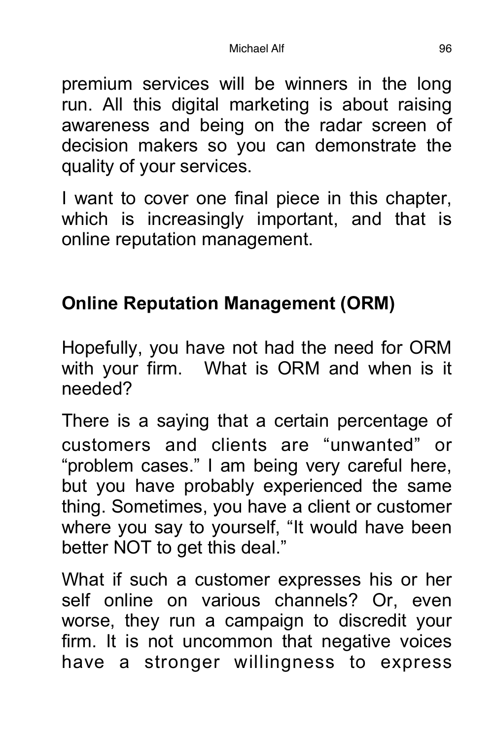premium services will be winners in the long run. All this digital marketing is about raising awareness and being on the radar screen of decision makers so you can demonstrate the quality of your services.

I want to cover one final piece in this chapter, which is increasingly important, and that is online reputation management.

## Online Reputation Management (ORM)

Hopefully, you have not had the need for ORM with your firm. What is ORM and when is it needed?

There is a saying that a certain percentage of customers and clients are "unwanted" or "problem cases." I am being very careful here, but you have probably experienced the same thing. Sometimes, you have a client or customer where you say to yourself, "It would have been better NOT to get this deal."

What if such a customer expresses his or her self online on various channels? Or, even worse, they run a campaign to discredit your firm. It is not uncommon that negative voices have a stronger willingness to express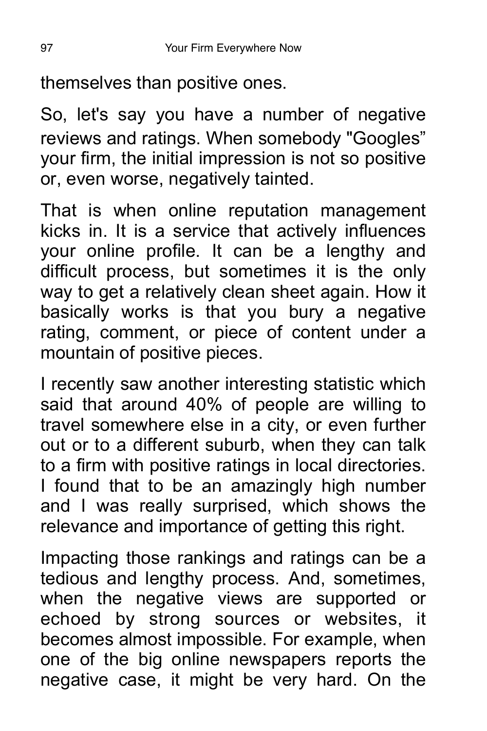themselves than positive ones.

So, let's say you have a number of negative reviews and ratings. When somebody "Googles" your firm, the initial impression is not so positive or, even worse, negatively tainted.

That is when online reputation management kicks in. It is a service that actively influences your online profile. It can be a lengthy and difficult process, but sometimes it is the only way to get a relatively clean sheet again. How it basically works is that you bury a negative rating, comment, or piece of content under a mountain of positive pieces.

I recently saw another interesting statistic which said that around 40% of people are willing to travel somewhere else in a city, or even further out or to a different suburb, when they can talk to a firm with positive ratings in local directories. I found that to be an amazingly high number and I was really surprised, which shows the relevance and importance of getting this right.

Impacting those rankings and ratings can be a tedious and lengthy process. And, sometimes, when the negative views are supported or echoed by strong sources or websites, it becomes almost impossible. For example, when one of the big online newspapers reports the negative case, it might be very hard. On the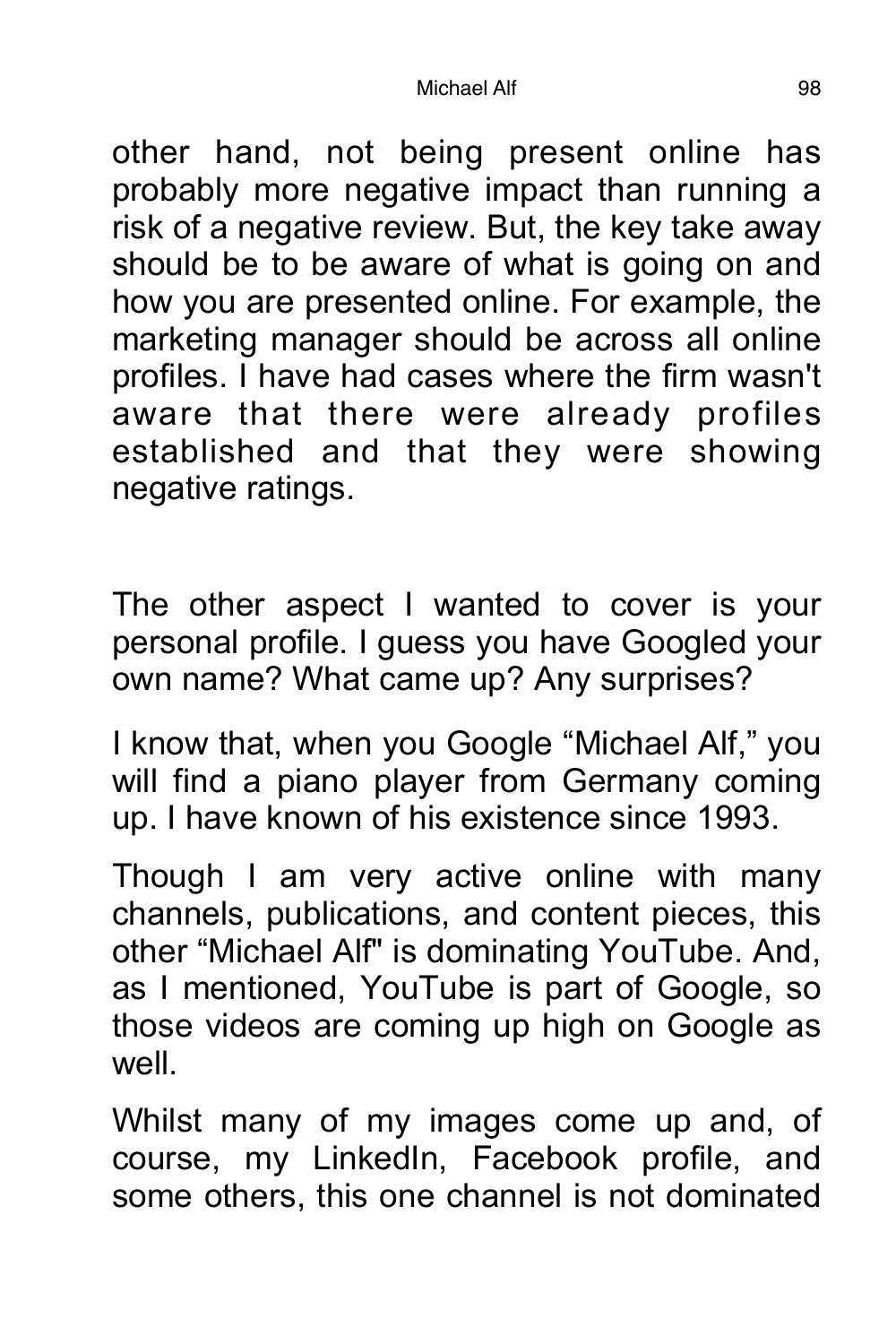other hand, not being present online has probably more negative impact than running a risk of a negative review. But, the key take away should be to be aware of what is going on and how you are presented online. For example, the marketing manager should be across all online profiles. I have had cases where the firm wasn't aware that there were already profiles established and that they were showing negative ratings.

The other aspect I wanted to cover is your personal profile. I guess you have Googled your own name? What came up? Any surprises?

I know that, when you Google “Michael Alf,” you will find a piano player from Germany coming up. I have known of his existence since 1993.

Though I am very active online with many channels, publications, and content pieces, this other “Michael Alf" is dominating YouTube. And, as I mentioned, YouTube is part of Google, so those videos are coming up high on Google as well.

Whilst many of my images come up and, of course, my LinkedIn, Facebook profile, and some others, this one channel is not dominated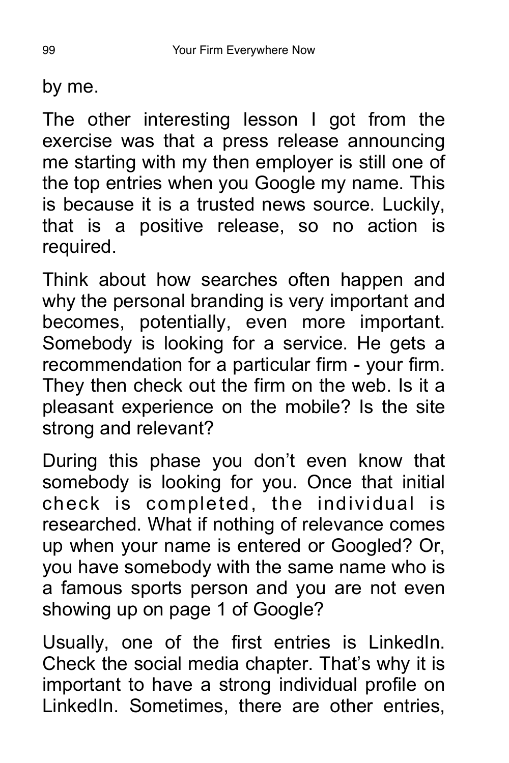by me.

The other interesting lesson I got from the exercise was that a press release announcing me starting with my then employer is still one of the top entries when you Google my name. This is because it is a trusted news source. Luckily, that is a positive release, so no action is required.

Think about how searches often happen and why the personal branding is very important and becomes, potentially, even more important. Somebody is looking for a service. He gets a recommendation for a particular firm - your firm. They then check out the firm on the web. Is it a pleasant experience on the mobile? Is the site strong and relevant?

During this phase you don't even know that somebody is looking for you. Once that initial check is completed, the individual is researched. What if nothing of relevance comes up when your name is entered or Googled? Or, you have somebody with the same name who is a famous sports person and you are not even showing up on page 1 of Google?

Usually, one of the first entries is LinkedIn. Check the social media chapter. That's why it is important to have a strong individual profile on LinkedIn. Sometimes, there are other entries,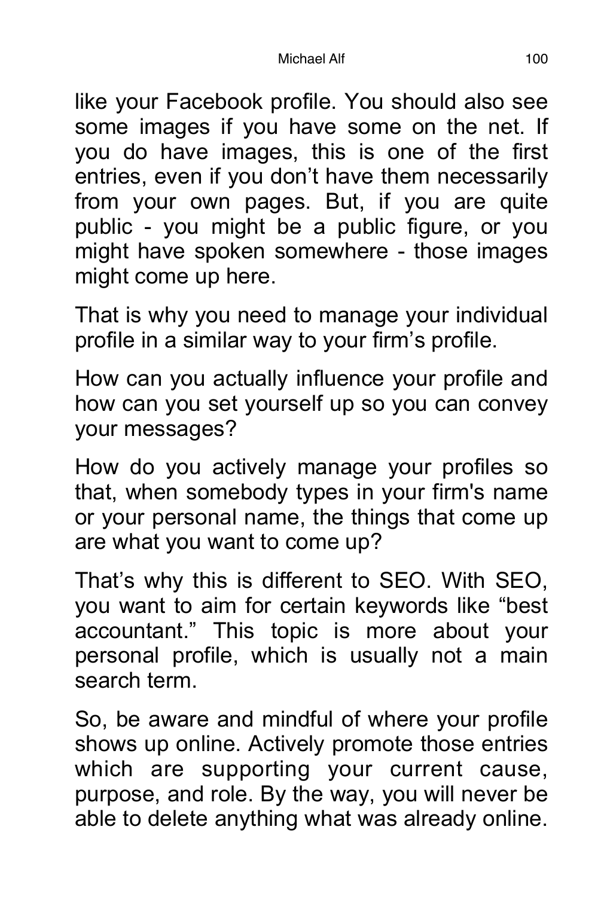like your Facebook profile. You should also see some images if you have some on the net. If you do have images, this is one of the first entries, even if you don’t have them necessarily from your own pages. But, if you are quite public - you might be a public figure, or you might have spoken somewhere - those images might come up here.

That is why you need to manage your individual profile in a similar way to your firm’s profile.

How can you actually influence your profile and how can you set yourself up so you can convey your messages?

How do you actively manage your profiles so that, when somebody types in your firm's name or your personal name, the things that come up are what you want to come up?

That’s why this is different to SEO. With SEO, you want to aim for certain keywords like “best accountant.” This topic is more about your personal profile, which is usually not a main search term.

So, be aware and mindful of where your profile shows up online. Actively promote those entries which are supporting your current cause, purpose, and role. By the way, you will never be able to delete anything what was already online.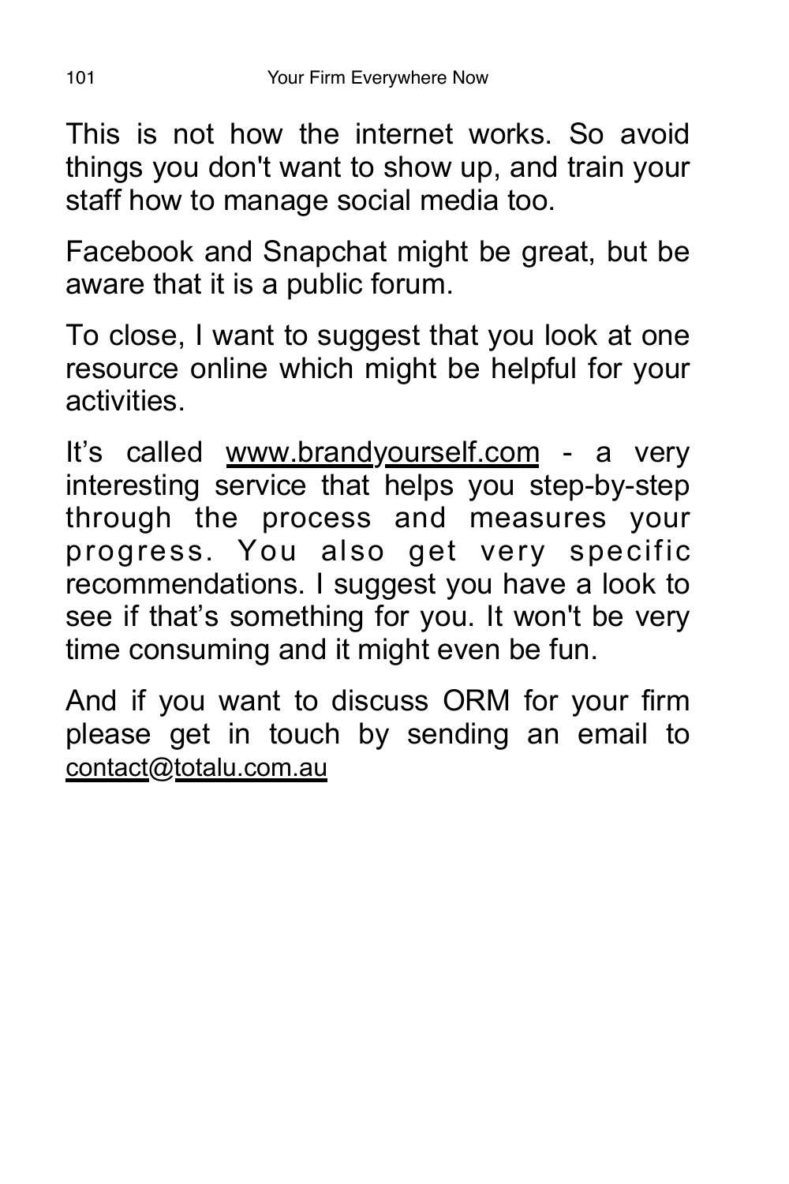This is not how the internet works. So avoid things you don't want to show up, and train your staff how to manage social media too.

Facebook and Snapchat might be great, but be aware that it is a public forum.

To close, I want to suggest that you look at one resource online which might be helpful for your activities.

It's called www.brandyourself.com - a very interesting service that helps you step-by-step through the process and measures your progress. You also get very specific recommendations. I suggest you have a look to see if that's something for you. It won't be very time consuming and it might even be fun.

And if you want to discuss ORM for your firm please get in touch by sending an email to contact@totalu.com.au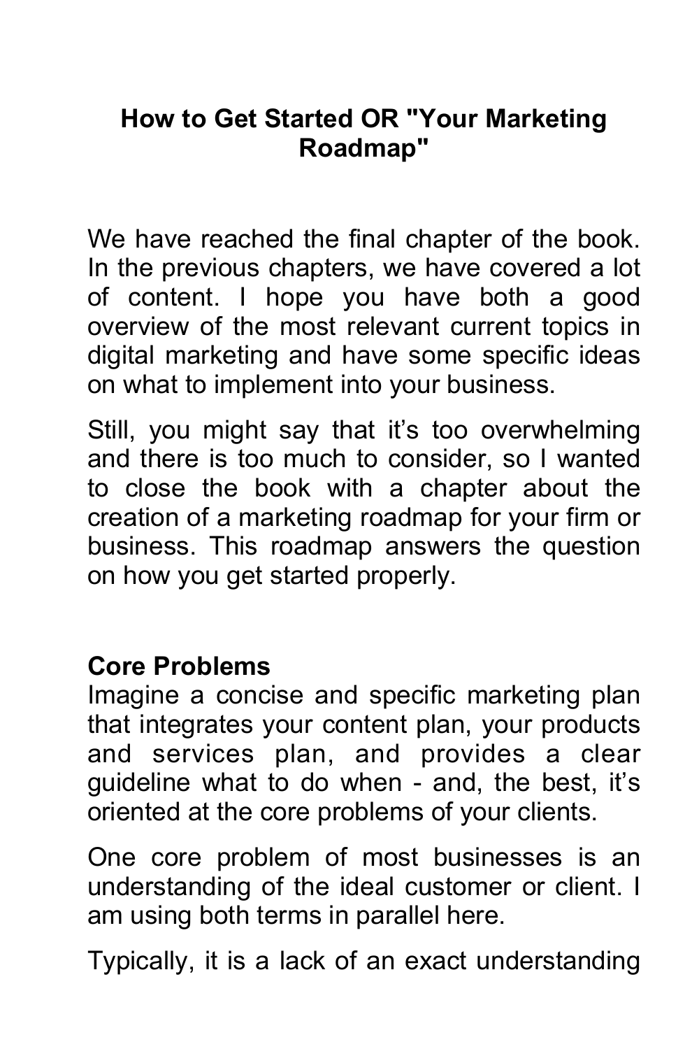# How to Get Started OR "Your Marketing Roadmap"

We have reached the final chapter of the book. In the previous chapters, we have covered a lot of content. I hope you have both a good overview of the most relevant current topics in digital marketing and have some specific ideas on what to implement into your business.

Still, you might say that it's too overwhelming and there is too much to consider, so I wanted to close the book with a chapter about the creation of a marketing roadmap for your firm or business. This roadmap answers the question on how you get started properly.

## Core Problems

Imagine a concise and specific marketing plan that integrates your content plan, your products and services plan, and provides a clear guideline what to do when - and, the best, it's oriented at the core problems of your clients.

One core problem of most businesses is an understanding of the ideal customer or client. I am using both terms in parallel here.

Typically, it is a lack of an exact understanding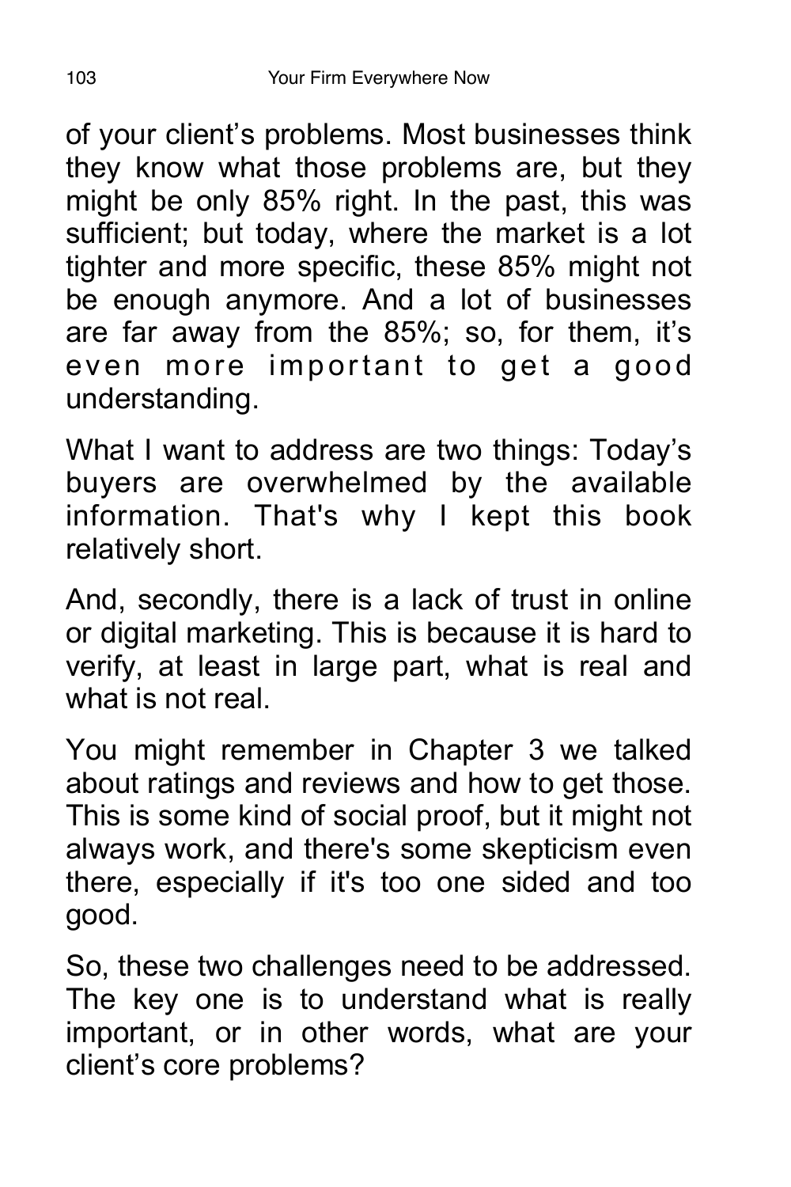of your client's problems. Most businesses think they know what those problems are, but they might be only 85% right. In the past, this was sufficient; but today, where the market is a lot tighter and more specific, these 85% might not be enough anymore. And a lot of businesses are far away from the 85%; so, for them, it's even more important to get a good understanding.

What I want to address are two things: Today's buyers are overwhelmed by the available information. That's why I kept this book relatively short.

And, secondly, there is a lack of trust in online or digital marketing. This is because it is hard to verify, at least in large part, what is real and what is not real.

You might remember in Chapter 3 we talked about ratings and reviews and how to get those. This is some kind of social proof, but it might not always work, and there's some skepticism even there, especially if it's too one sided and too good.

So, these two challenges need to be addressed. The key one is to understand what is really important, or in other words, what are your client's core problems?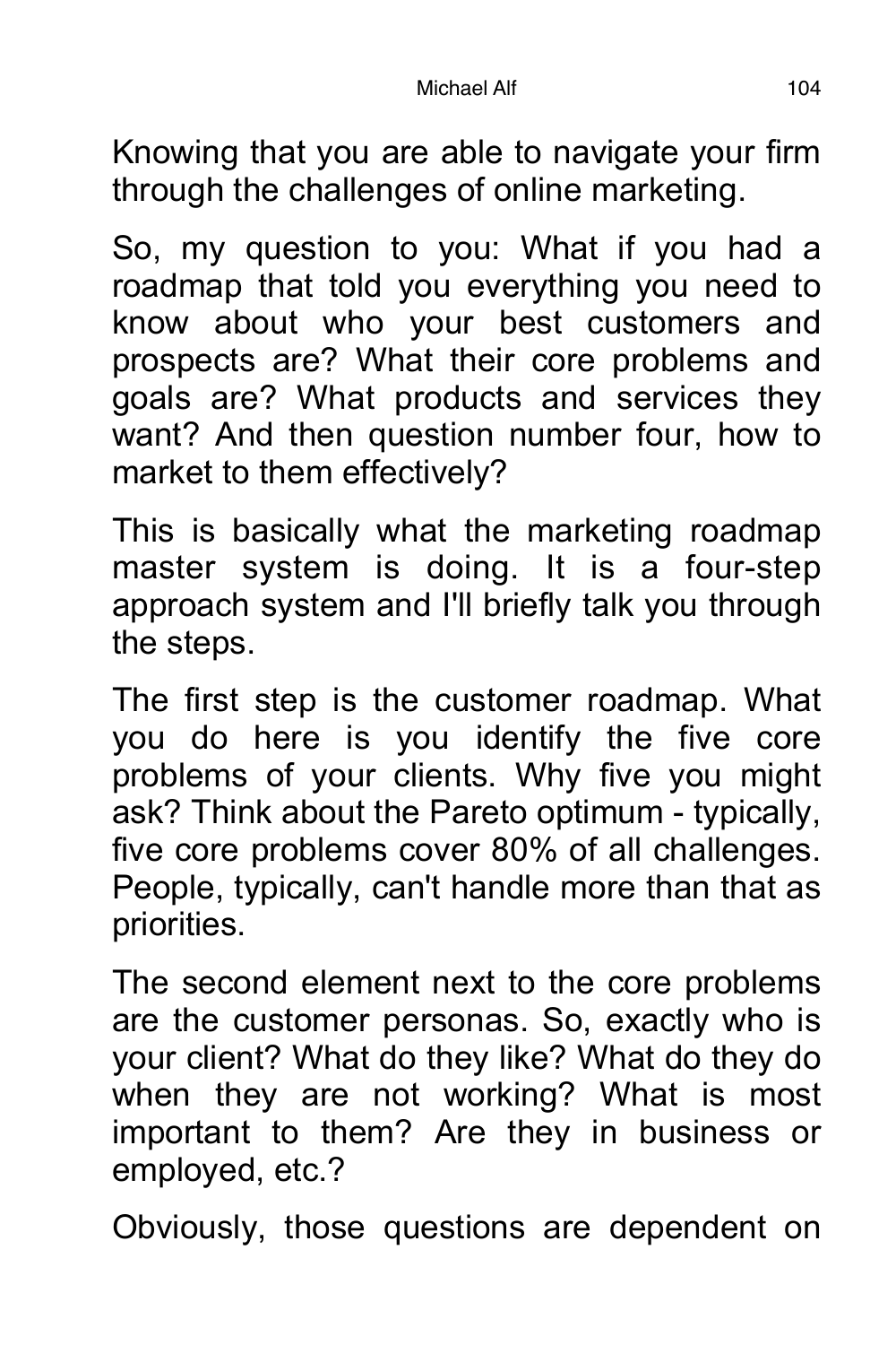Knowing that you are able to navigate your firm through the challenges of online marketing.

So, my question to you: What if you had a roadmap that told you everything you need to know about who your best customers and prospects are? What their core problems and goals are? What products and services they want? And then question number four, how to market to them effectively?

This is basically what the marketing roadmap master system is doing. It is a four-step approach system and I'll briefly talk you through the steps.

The first step is the customer roadmap. What you do here is you identify the five core problems of your clients. Why five you might ask? Think about the Pareto optimum - typically, five core problems cover 80% of all challenges. People, typically, can't handle more than that as priorities.

The second element next to the core problems are the customer personas. So, exactly who is your client? What do they like? What do they do when they are not working? What is most important to them? Are they in business or employed, etc.?

Obviously, those questions are dependent on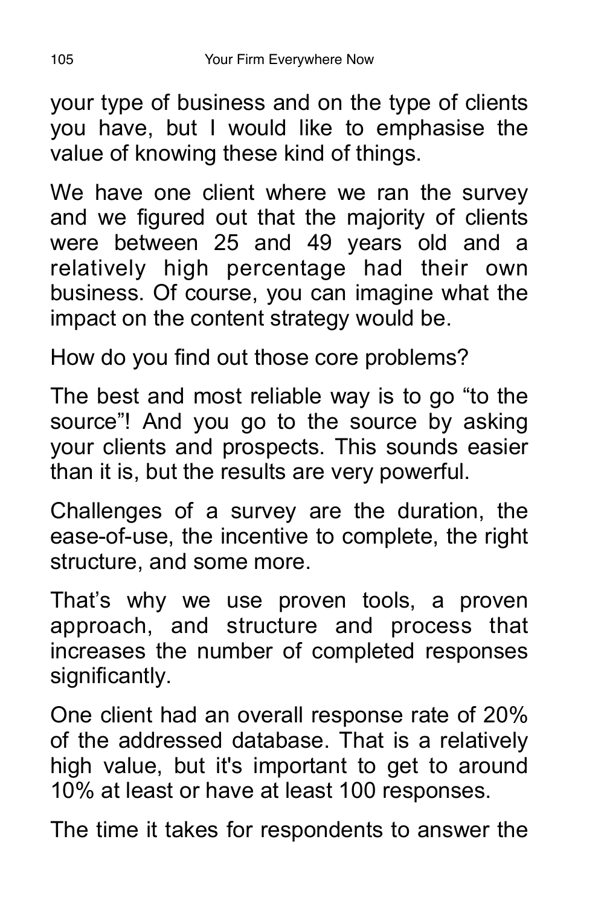your type of business and on the type of clients you have, but I would like to emphasise the value of knowing these kind of things.

We have one client where we ran the survey and we figured out that the majority of clients were between 25 and 49 years old and a relatively high percentage had their own business. Of course, you can imagine what the impact on the content strategy would be.

How do you find out those core problems?

The best and most reliable way is to go "to the source"! And you go to the source by asking your clients and prospects. This sounds easier than it is, but the results are very powerful.

Challenges of a survey are the duration, the ease-of-use, the incentive to complete, the right structure, and some more.

That's why we use proven tools, a proven approach, and structure and process that increases the number of completed responses significantly.

One client had an overall response rate of 20% of the addressed database. That is a relatively high value, but it's important to get to around 10% at least or have at least 100 responses.

The time it takes for respondents to answer the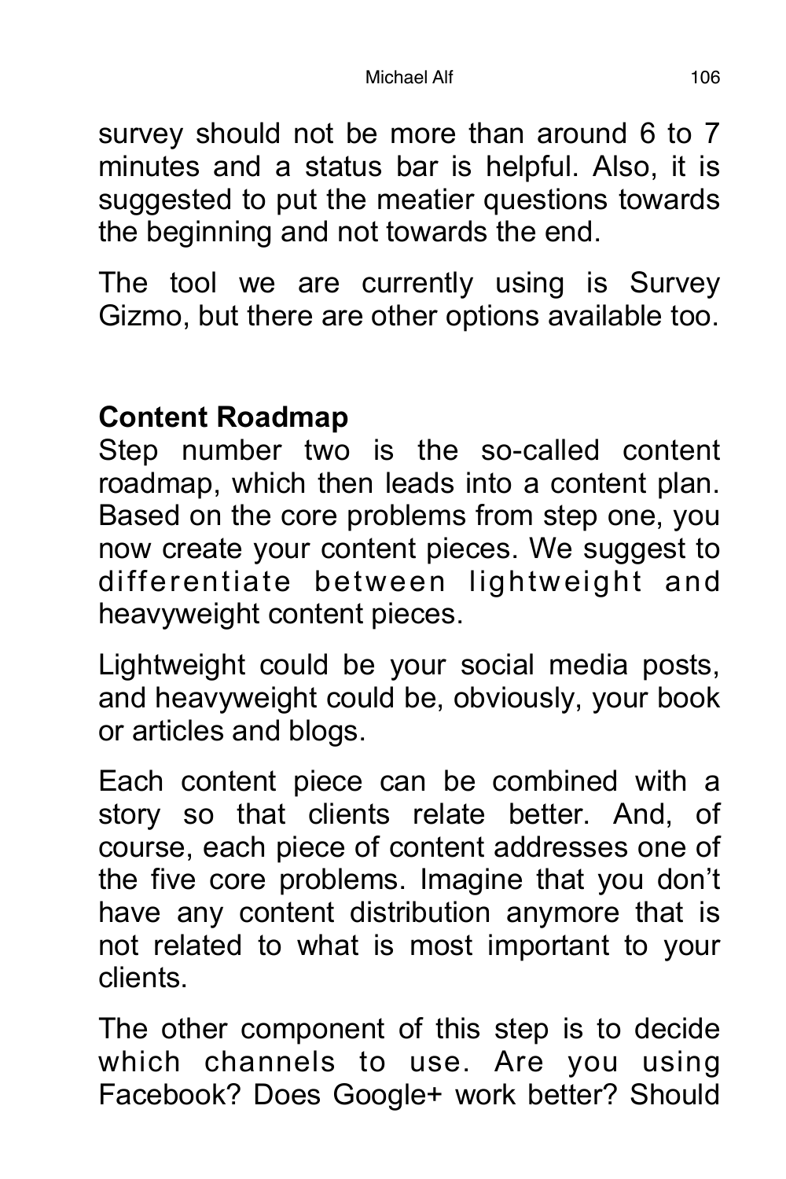survey should not be more than around 6 to 7 minutes and a status bar is helpful. Also, it is suggested to put the meatier questions towards the beginning and not towards the end.

The tool we are currently using is Survey Gizmo, but there are other options available too.

**Content Roadmap**

Step number two is the so-called content roadmap, which then leads into a content plan. Based on the core problems from step one, you now create your content pieces. We suggest to differentiate between lightweight and heavyweight content pieces.

Lightweight could be your social media posts, and heavyweight could be, obviously, your book or articles and blogs.

Each content piece can be combined with a story so that clients relate better. And, of course, each piece of content addresses one of the five core problems. Imagine that you don't have any content distribution anymore that is not related to what is most important to your clients.

The other component of this step is to decide which channels to use. Are you using Facebook? Does Google+ work better? Should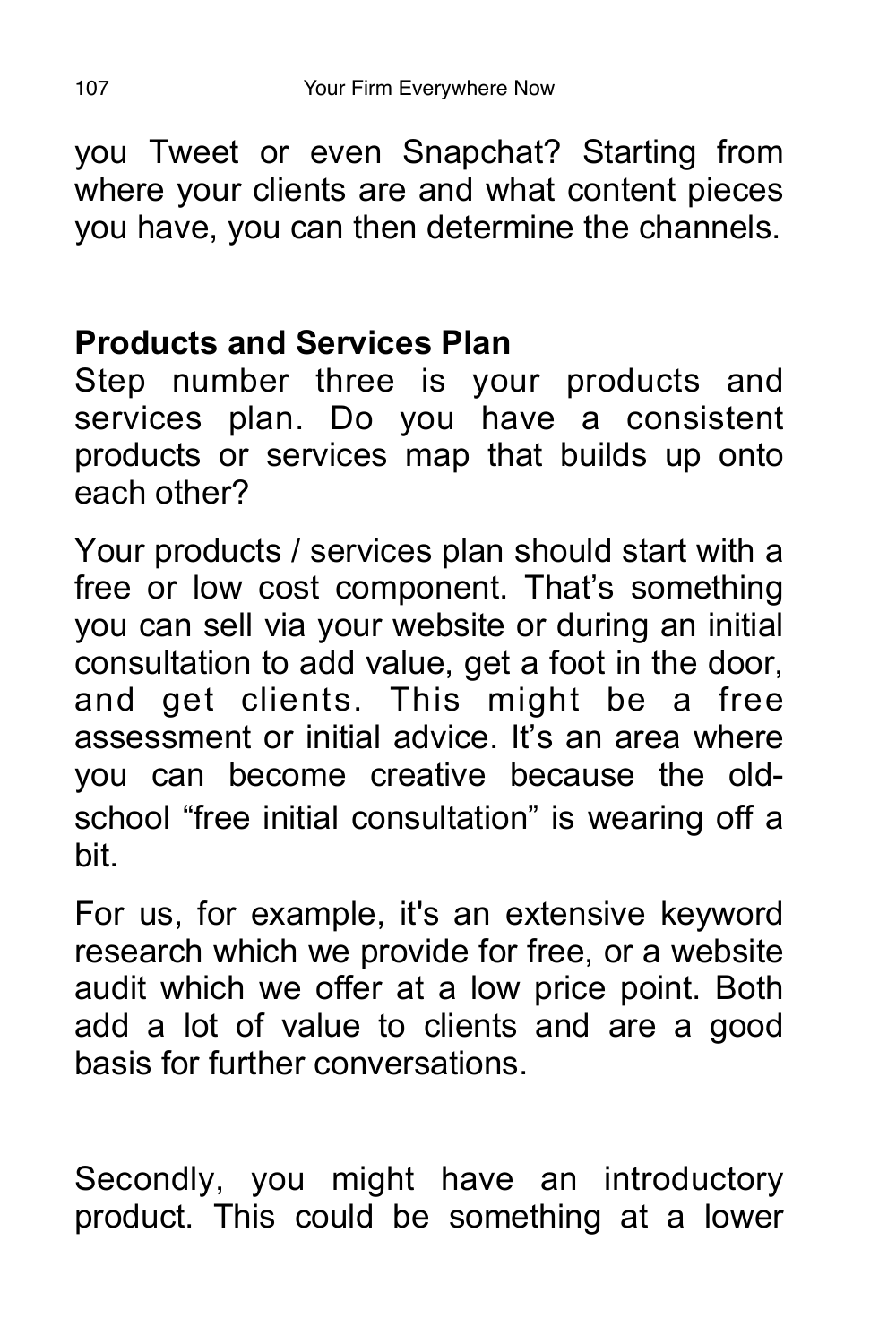you Tweet or even Snapchat? Starting from where your clients are and what content pieces you have, you can then determine the channels.

## Products and Services Plan

Step number three is your products and services plan. Do you have a consistent products or services map that builds up onto each other?

Your products / services plan should start with a free or low cost component. That's something you can sell via your website or during an initial consultation to add value, get a foot in the door, and get clients. This might be a free assessment or initial advice. It's an area where you can become creative because the old-school "free initial consultation" is wearing off a bit.

For us, for example, it's an extensive keyword research which we provide for free, or a website audit which we offer at a low price point. Both add a lot of value to clients and are a good basis for further conversations.

Secondly, you might have an introductory product. This could be something at a lower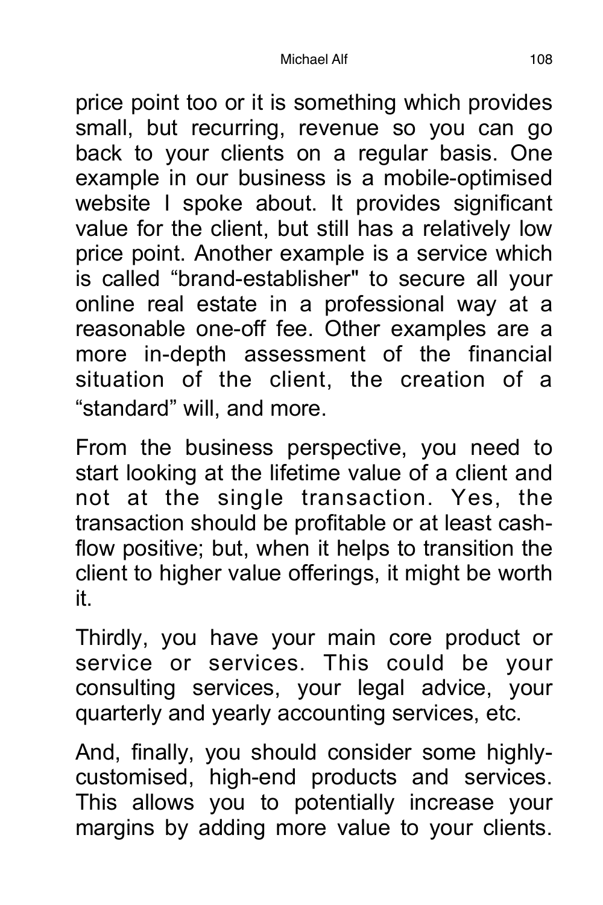price point too or it is something which provides small, but recurring, revenue so you can go back to your clients on a regular basis. One example in our business is a mobile-optimised website I spoke about. It provides significant value for the client, but still has a relatively low price point. Another example is a service which is called “brand-establisher" to secure all your online real estate in a professional way at a reasonable one-off fee. Other examples are a more in-depth assessment of the financial situation of the client, the creation of a “standard” will, and more.

From the business perspective, you need to start looking at the lifetime value of a client and not at the single transaction. Yes, the transaction should be profitable or at least cash-flow positive; but, when it helps to transition the client to higher value offerings, it might be worth it.

Thirdly, you have your main core product or service or services. This could be your consulting services, your legal advice, your quarterly and yearly accounting services, etc.

And, finally, you should consider some highly-customised, high-end products and services. This allows you to potentially increase your margins by adding more value to your clients.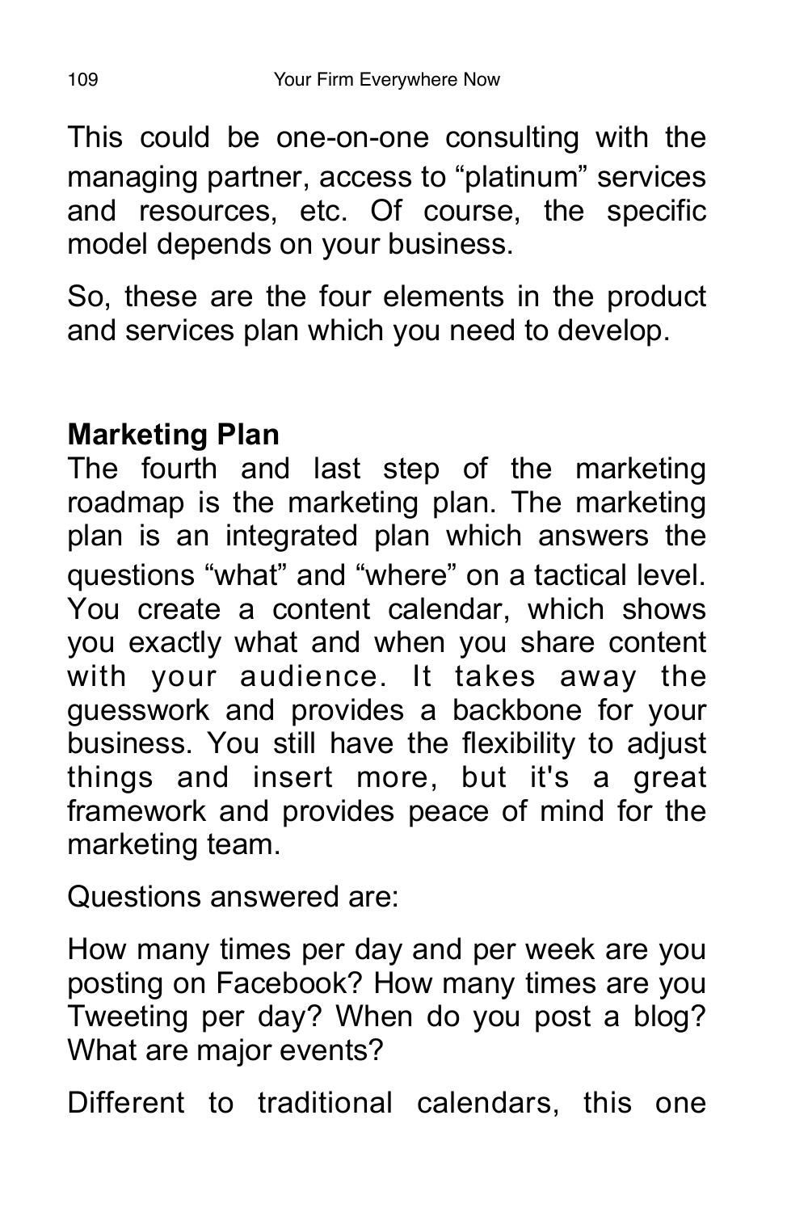This could be one-on-one consulting with the managing partner, access to “platinum” services and resources, etc. Of course, the specific model depends on your business.

So, these are the four elements in the product and services plan which you need to develop.

**Marketing Plan**

The fourth and last step of the marketing roadmap is the marketing plan. The marketing plan is an integrated plan which answers the questions “what” and “where” on a tactical level. You create a content calendar, which shows you exactly what and when you share content with your audience. It takes away the guesswork and provides a backbone for your business. You still have the flexibility to adjust things and insert more, but it's a great framework and provides peace of mind for the marketing team.

Questions answered are:

How many times per day and per week are you posting on Facebook? How many times are you Tweeting per day? When do you post a blog? What are major events?

Different to traditional calendars, this one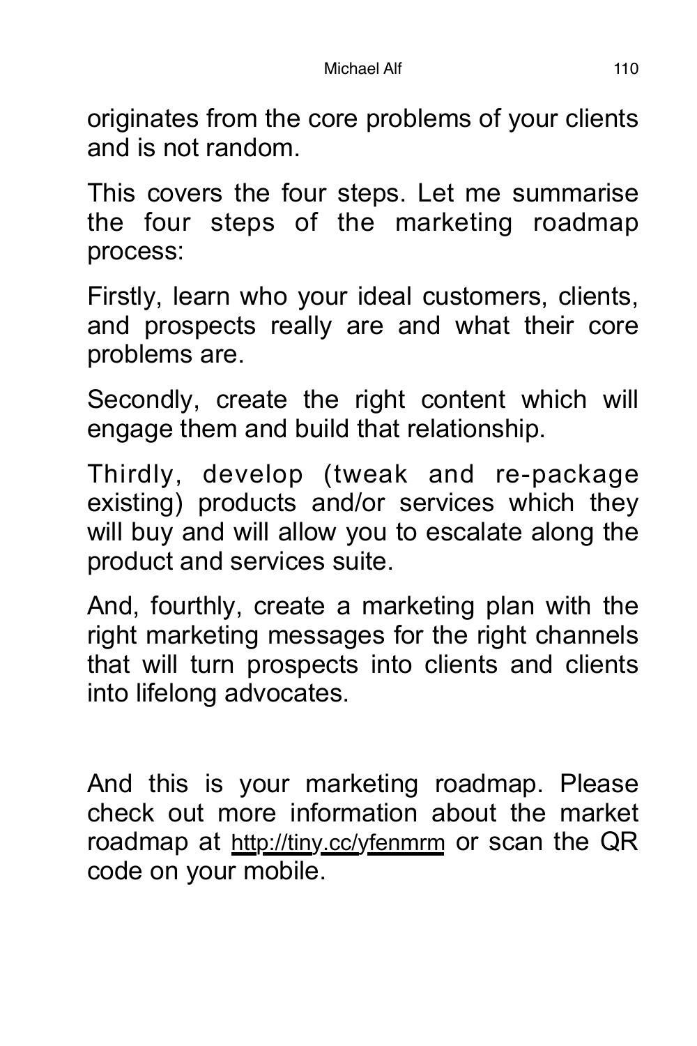originates from the core problems of your clients and is not random.

This covers the four steps. Let me summarise the four steps of the marketing roadmap process:

Firstly, learn who your ideal customers, clients, and prospects really are and what their core problems are.

Secondly, create the right content which will engage them and build that relationship.

Thirdly, develop (tweak and re-package existing) products and/or services which they will buy and will allow you to escalate along the product and services suite.

And, fourthly, create a marketing plan with the right marketing messages for the right channels that will turn prospects into clients and clients into lifelong advocates.

And this is your marketing roadmap. Please check out more information about the market roadmap at http://tiny.cc/yfenmrm or scan the QR code on your mobile.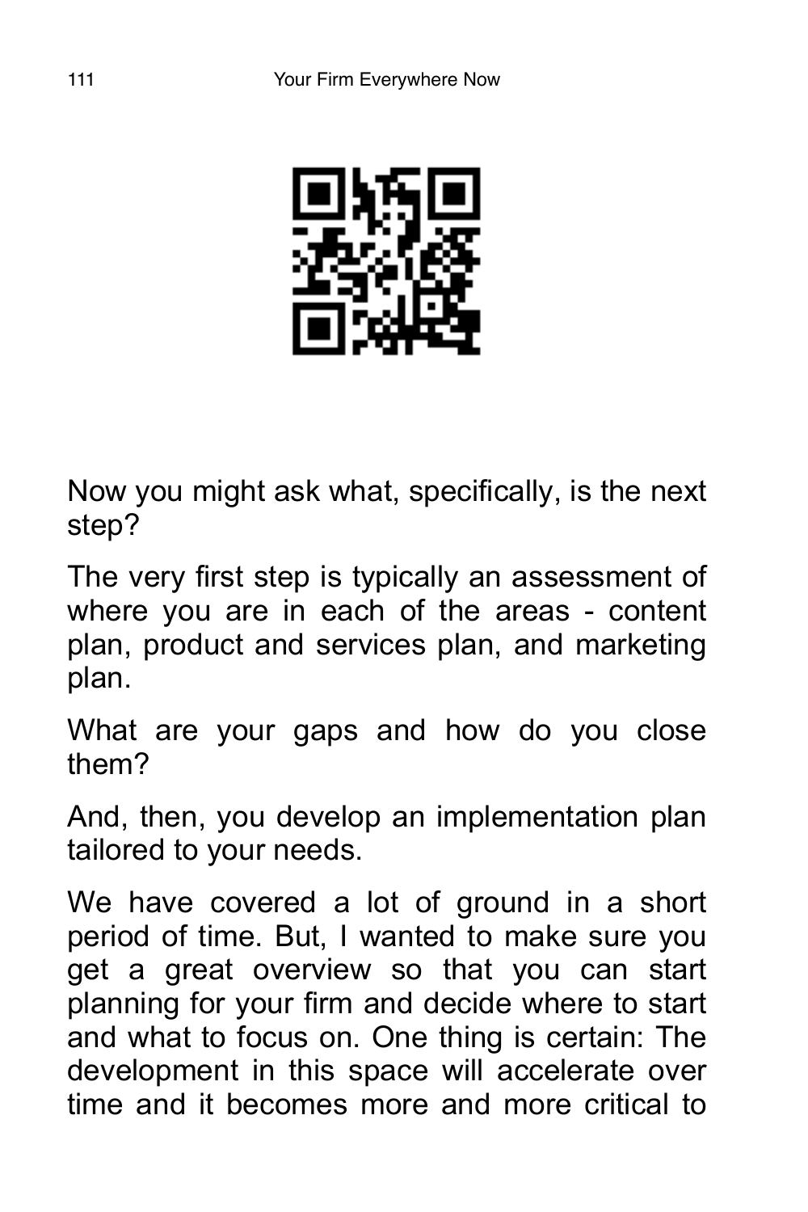Now you might ask what, specifically, is the next step?

The very first step is typically an assessment of where you are in each of the areas - content plan, product and services plan, and marketing plan.

What are your gaps and how do you close them?

And, then, you develop an implementation plan tailored to your needs.

We have covered a lot of ground in a short period of time. But, I wanted to make sure you get a great overview so that you can start planning for your firm and decide where to start and what to focus on. One thing is certain: The development in this space will accelerate over time and it becomes more and more critical to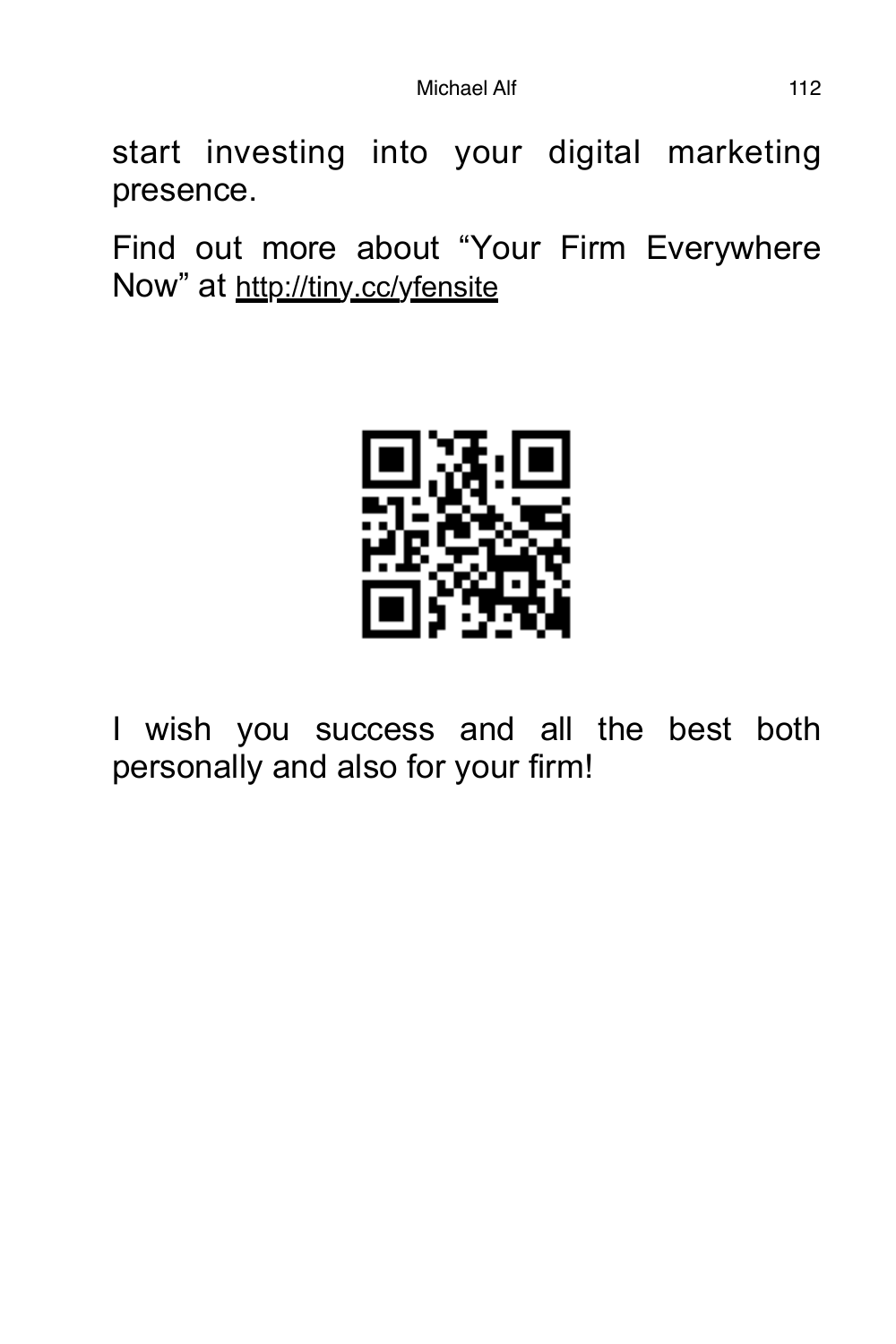start investing into your digital marketing presence.

Find out more about “Your Firm Everywhere Now” at http://tiny.cc/yfensite

I wish you success and all the best both personally and also for your firm!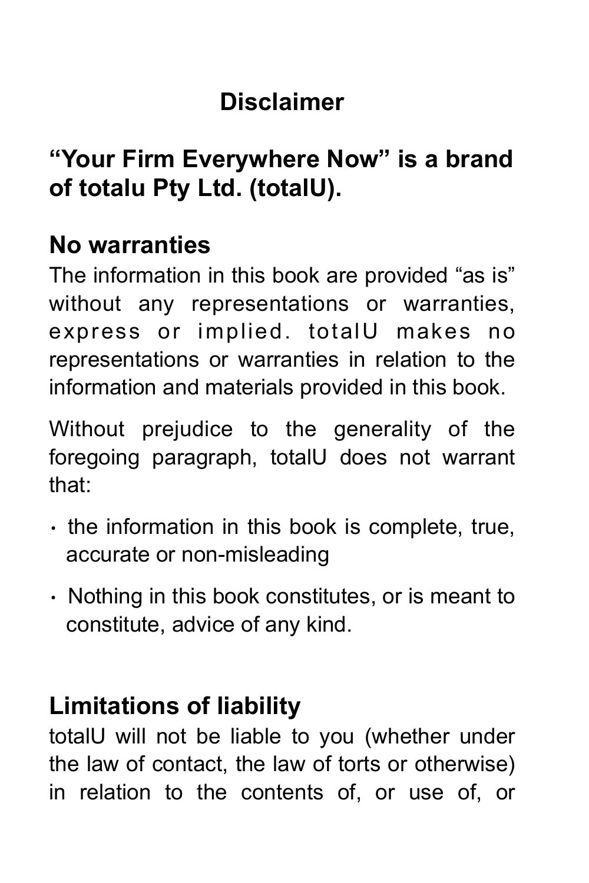# Disclaimer

## "Your Firm Everywhere Now" is a brand of totalu Pty Ltd. (totalU).

## No warranties

The information in this book are provided "as is" without any representations or warranties, express or implied. totalU makes no representations or warranties in relation to the information and materials provided in this book.

Without prejudice to the generality of the foregoing paragraph, totalU does not warrant that:

- the information in this book is complete, true, accurate or non-misleading
- Nothing in this book constitutes, or is meant to constitute, advice of any kind.

## Limitations of liability

totalU will not be liable to you (whether under the law of contact, the law of torts or otherwise) in relation to the contents of, or use of, or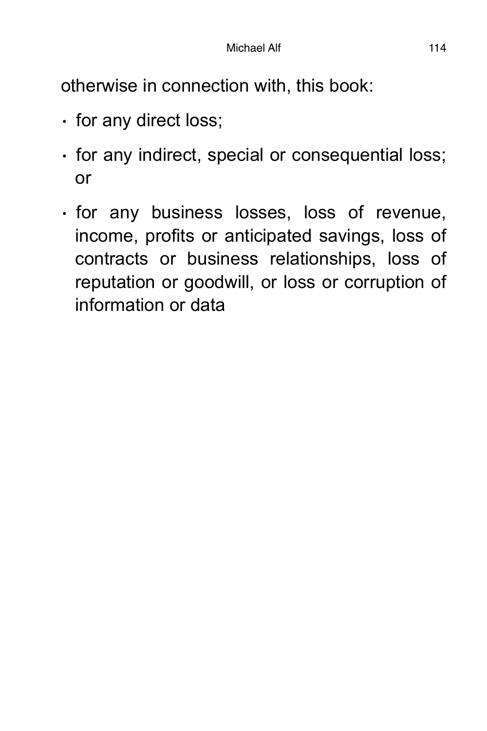otherwise in connection with, this book:

- for any direct loss;
- for any indirect, special or consequential loss; or
- for any business losses, loss of revenue, income, profits or anticipated savings, loss of contracts or business relationships, loss of reputation or goodwill, or loss or corruption of information or data